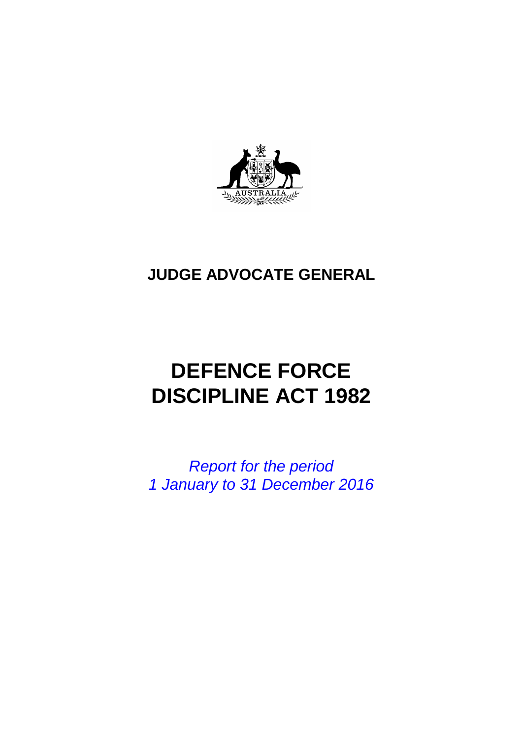**JUDGE ADVOCATE GENERAL**

# DEFENCE FORCE DISCIPLINE ACT 1982

*Report for the period*
*1 January to 31 December 2016*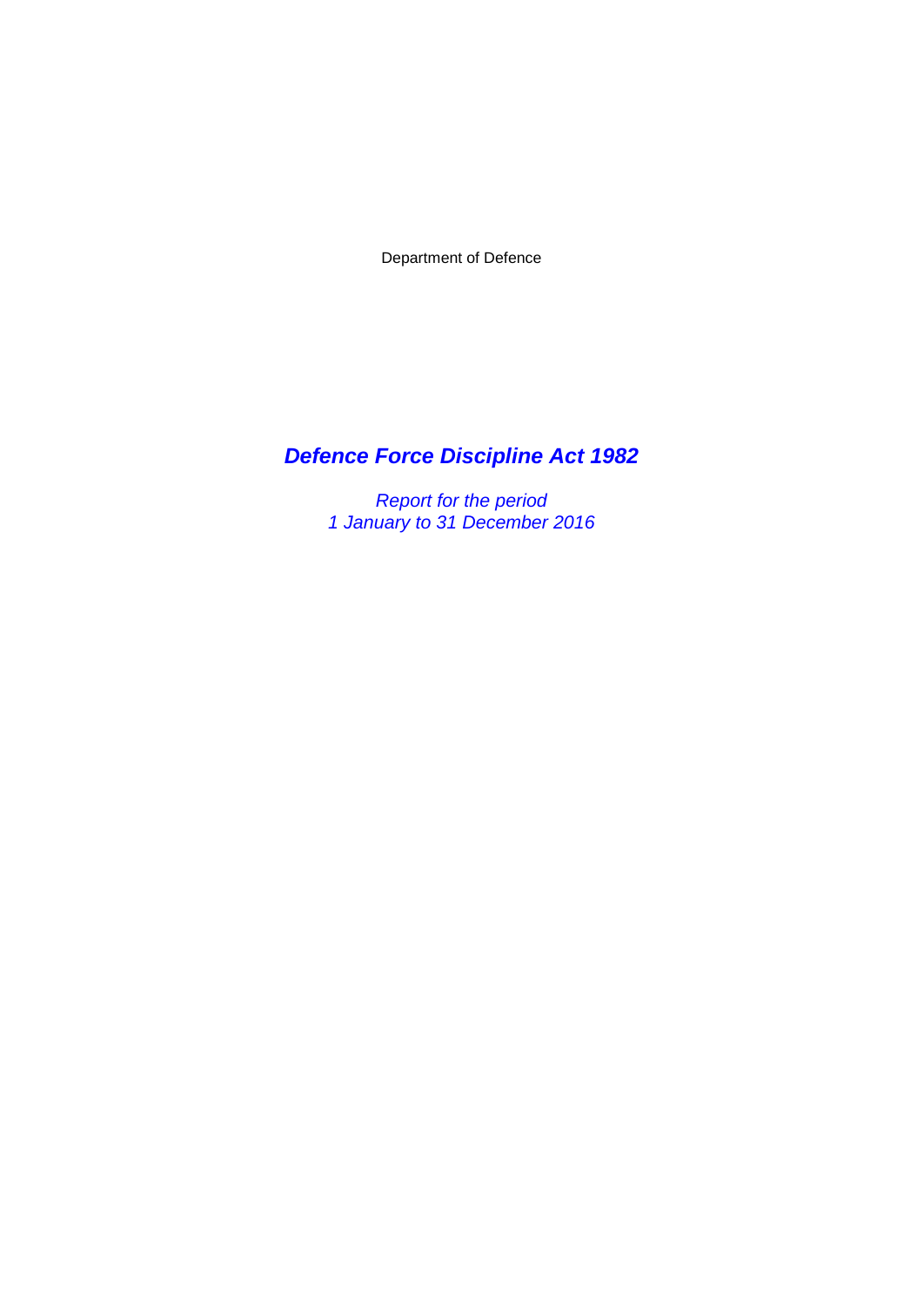Department of Defence

# *Defence Force Discipline Act 1982*

*Report for the period*
*1 January to 31 December 2016*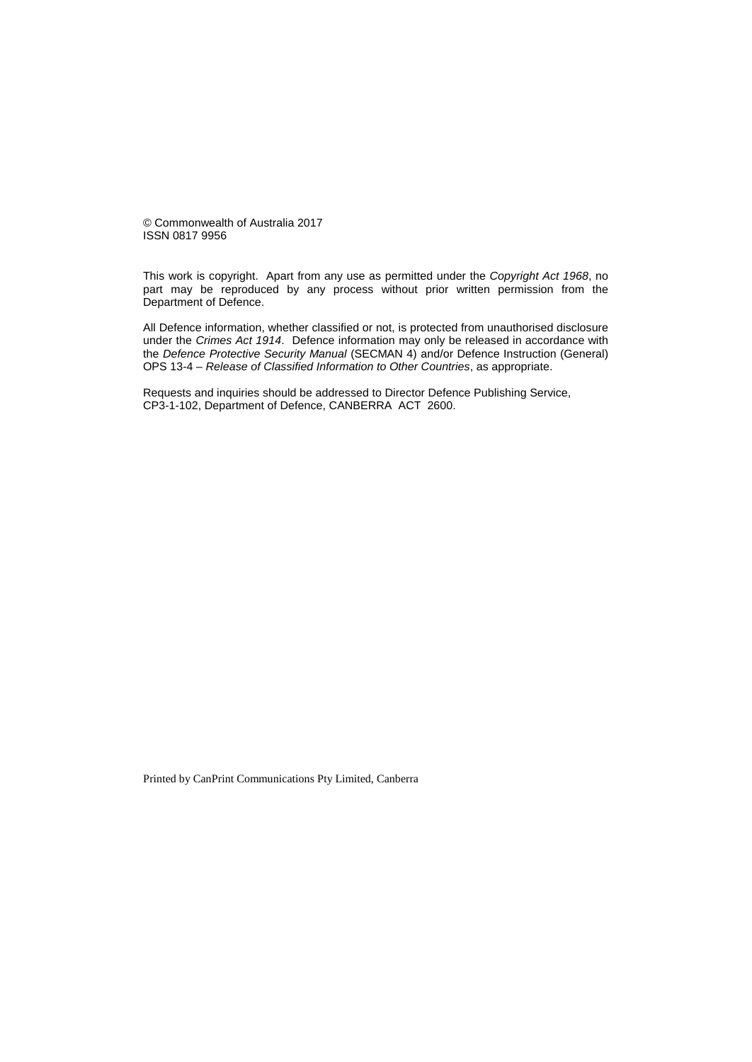© Commonwealth of Australia 2017
ISSN 0817 9956

This work is copyright. Apart from any use as permitted under the *Copyright Act 1968*, no part may be reproduced by any process without prior written permission from the Department of Defence.

All Defence information, whether classified or not, is protected from unauthorised disclosure under the *Crimes Act 1914*. Defence information may only be released in accordance with the *Defence Protective Security Manual* (SECMAN 4) and/or Defence Instruction (General) OPS 13-4 – *Release of Classified Information to Other Countries*, as appropriate.

Requests and inquiries should be addressed to Director Defence Publishing Service, CP3-1-102, Department of Defence, CANBERRA ACT 2600.

Printed by CanPrint Communications Pty Limited, Canberra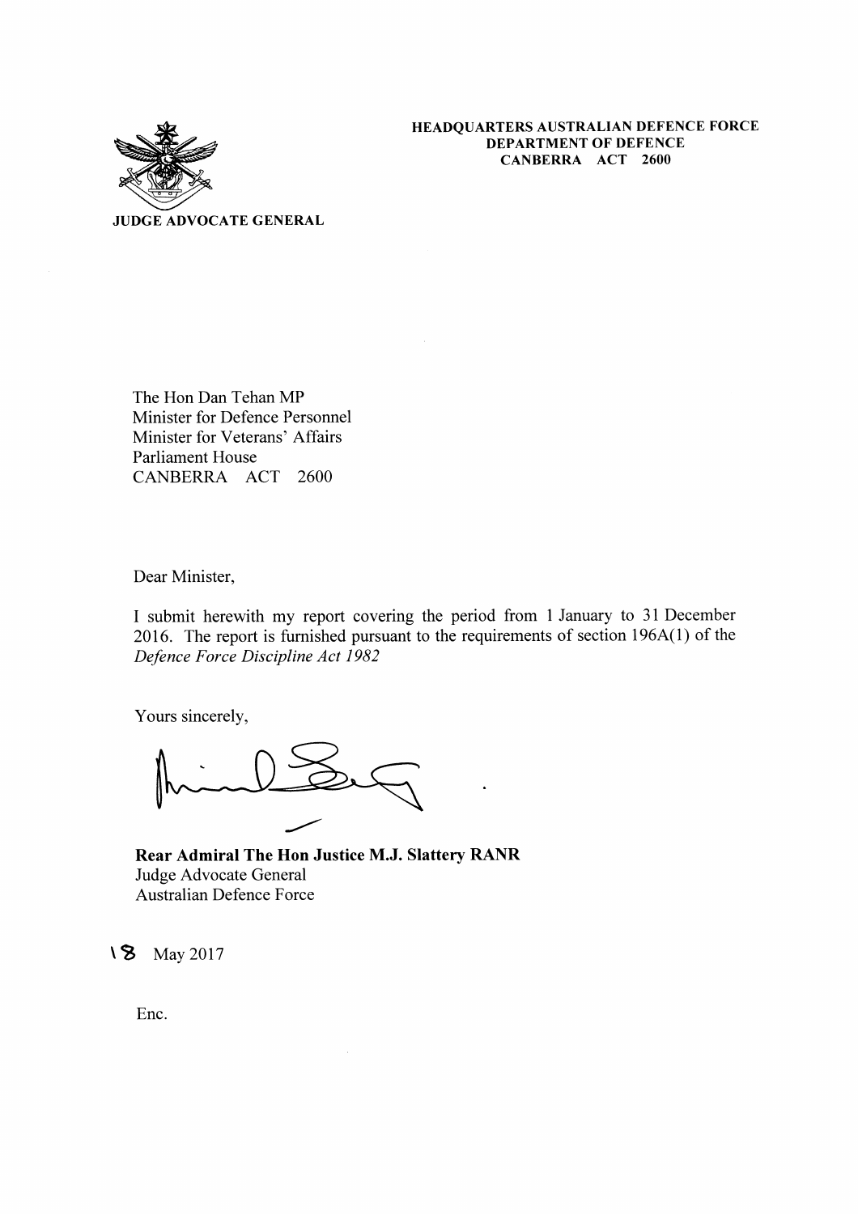**HEADQUARTERS AUSTRALIAN DEFENCE FORCE**
**DEPARTMENT OF DEFENCE**
**CANBERRA ACT 2600**

**JUDGE ADVOCATE GENERAL**

The Hon Dan Tehan MP
Minister for Defence Personnel
Minister for Veterans' Affairs
Parliament House
CANBERRA ACT 2600

Dear Minister,

I submit herewith my report covering the period from 1 January to 31 December 2016. The report is furnished pursuant to the requirements of section 196A(1) of the *Defence Force Discipline Act 1982*

Yours sincerely,

**Rear Admiral The Hon Justice M.J. Slattery RANR**
Judge Advocate General
Australian Defence Force

18 May 2017

Enc.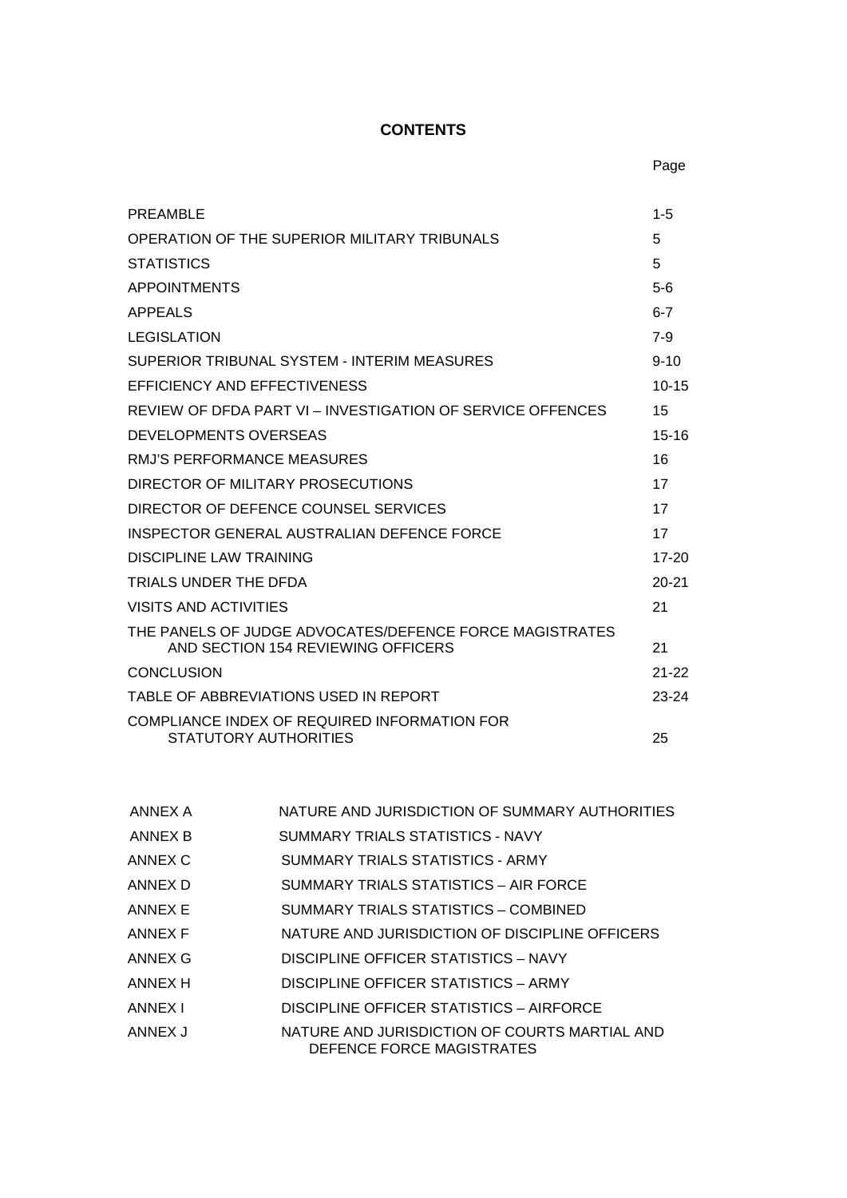# CONTENTS

| | Page |
|---|---|
| PREAMBLE | 1-5 |
| OPERATION OF THE SUPERIOR MILITARY TRIBUNALS | 5 |
| STATISTICS | 5 |
| APPOINTMENTS | 5-6 |
| APPEALS | 6-7 |
| LEGISLATION | 7-9 |
| SUPERIOR TRIBUNAL SYSTEM - INTERIM MEASURES | 9-10 |
| EFFICIENCY AND EFFECTIVENESS | 10-15 |
| REVIEW OF DFDA PART VI – INVESTIGATION OF SERVICE OFFENCES | 15 |
| DEVELOPMENTS OVERSEAS | 15-16 |
| RMJ'S PERFORMANCE MEASURES | 16 |
| DIRECTOR OF MILITARY PROSECUTIONS | 17 |
| DIRECTOR OF DEFENCE COUNSEL SERVICES | 17 |
| INSPECTOR GENERAL AUSTRALIAN DEFENCE FORCE | 17 |
| DISCIPLINE LAW TRAINING | 17-20 |
| TRIALS UNDER THE DFDA | 20-21 |
| VISITS AND ACTIVITIES | 21 |
| THE PANELS OF JUDGE ADVOCATES/DEFENCE FORCE MAGISTRATES AND SECTION 154 REVIEWING OFFICERS | 21 |
| CONCLUSION | 21-22 |
| TABLE OF ABBREVIATIONS USED IN REPORT | 23-24 |
| COMPLIANCE INDEX OF REQUIRED INFORMATION FOR STATUTORY AUTHORITIES | 25 |

| | |
|---|---|
| ANNEX A | NATURE AND JURISDICTION OF SUMMARY AUTHORITIES |
| ANNEX B | SUMMARY TRIALS STATISTICS - NAVY |
| ANNEX C | SUMMARY TRIALS STATISTICS - ARMY |
| ANNEX D | SUMMARY TRIALS STATISTICS – AIR FORCE |
| ANNEX E | SUMMARY TRIALS STATISTICS – COMBINED |
| ANNEX F | NATURE AND JURISDICTION OF DISCIPLINE OFFICERS |
| ANNEX G | DISCIPLINE OFFICER STATISTICS – NAVY |
| ANNEX H | DISCIPLINE OFFICER STATISTICS – ARMY |
| ANNEX I | DISCIPLINE OFFICER STATISTICS – AIRFORCE |
| ANNEX J | NATURE AND JURISDICTION OF COURTS MARTIAL AND DEFENCE FORCE MAGISTRATES |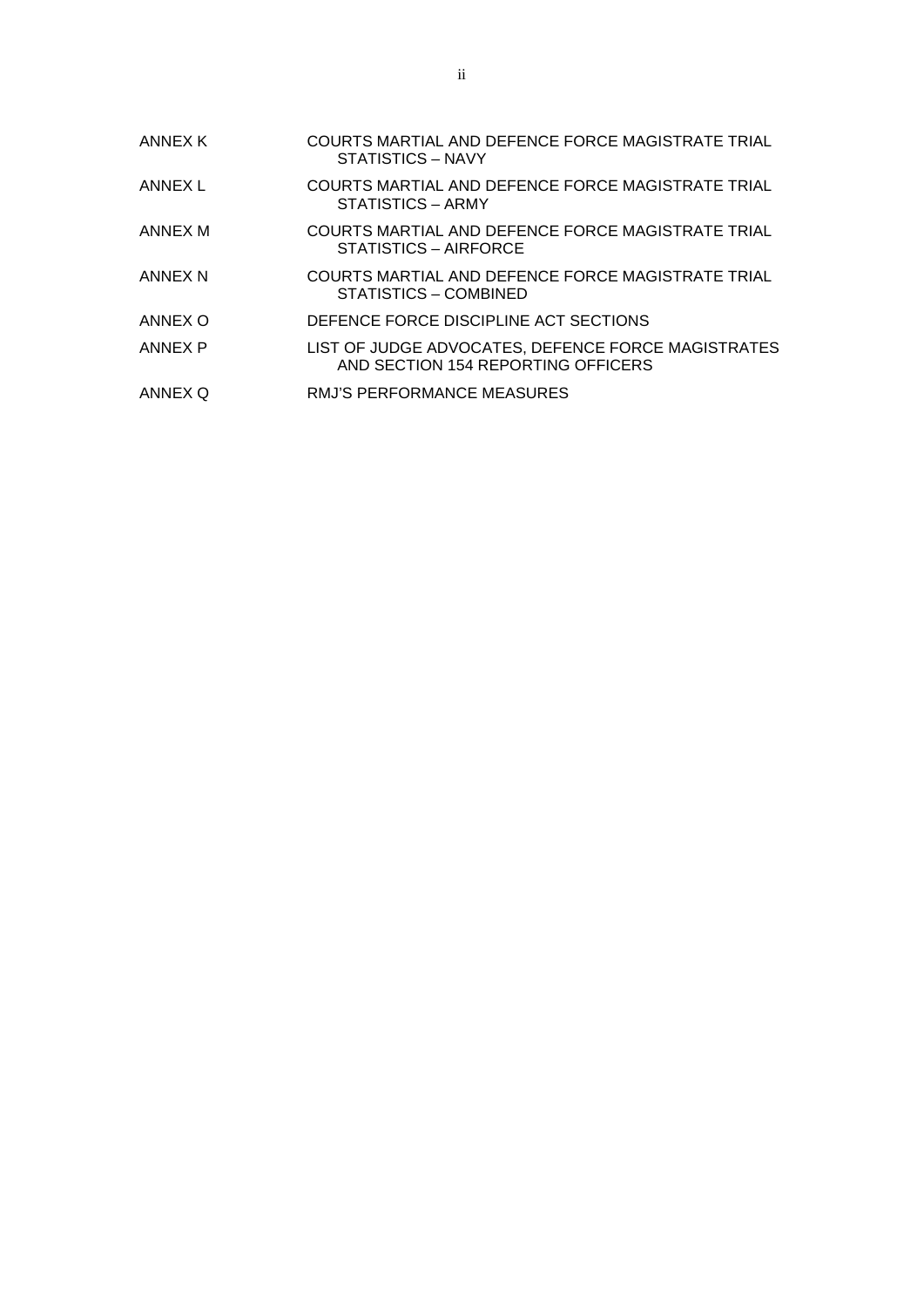| | |
|---|---|
| ANNEX K | COURTS MARTIAL AND DEFENCE FORCE MAGISTRATE TRIAL STATISTICS – NAVY |
| ANNEX L | COURTS MARTIAL AND DEFENCE FORCE MAGISTRATE TRIAL STATISTICS – ARMY |
| ANNEX M | COURTS MARTIAL AND DEFENCE FORCE MAGISTRATE TRIAL STATISTICS – AIRFORCE |
| ANNEX N | COURTS MARTIAL AND DEFENCE FORCE MAGISTRATE TRIAL STATISTICS – COMBINED |
| ANNEX O | DEFENCE FORCE DISCIPLINE ACT SECTIONS |
| ANNEX P | LIST OF JUDGE ADVOCATES, DEFENCE FORCE MAGISTRATES AND SECTION 154 REPORTING OFFICERS |
| ANNEX Q | RMJ'S PERFORMANCE MEASURES |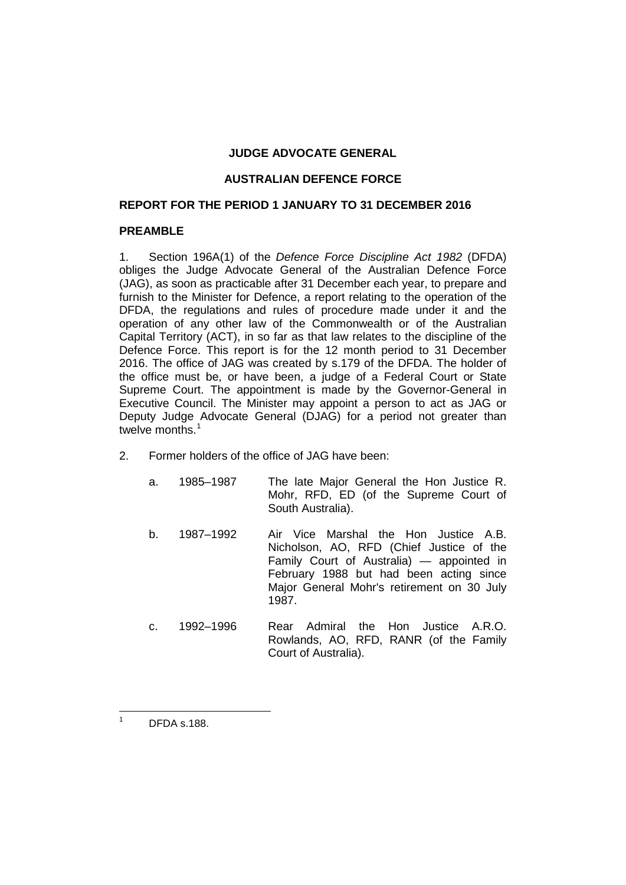**JUDGE ADVOCATE GENERAL**

**AUSTRALIAN DEFENCE FORCE**

**REPORT FOR THE PERIOD 1 JANUARY TO 31 DECEMBER 2016**

**PREAMBLE**

1. Section 196A(1) of the *Defence Force Discipline Act 1982* (DFDA) obliges the Judge Advocate General of the Australian Defence Force (JAG), as soon as practicable after 31 December each year, to prepare and furnish to the Minister for Defence, a report relating to the operation of the DFDA, the regulations and rules of procedure made under it and the operation of any other law of the Commonwealth or of the Australian Capital Territory (ACT), in so far as that law relates to the discipline of the Defence Force. This report is for the 12 month period to 31 December 2016. The office of JAG was created by s.179 of the DFDA. The holder of the office must be, or have been, a judge of a Federal Court or State Supreme Court. The appointment is made by the Governor-General in Executive Council. The Minister may appoint a person to act as JAG or Deputy Judge Advocate General (DJAG) for a period not greater than twelve months.[1]

2. Former holders of the office of JAG have been:

   a. 1985–1987 The late Major General the Hon Justice R. Mohr, RFD, ED (of the Supreme Court of South Australia).

   b. 1987–1992 Air Vice Marshal the Hon Justice A.B. Nicholson, AO, RFD (Chief Justice of the Family Court of Australia) — appointed in February 1988 but had been acting since Major General Mohr's retirement on 30 July 1987.

   c. 1992–1996 Rear Admiral the Hon Justice A.R.O. Rowlands, AO, RFD, RANR (of the Family Court of Australia).

---

[1] DFDA s.188.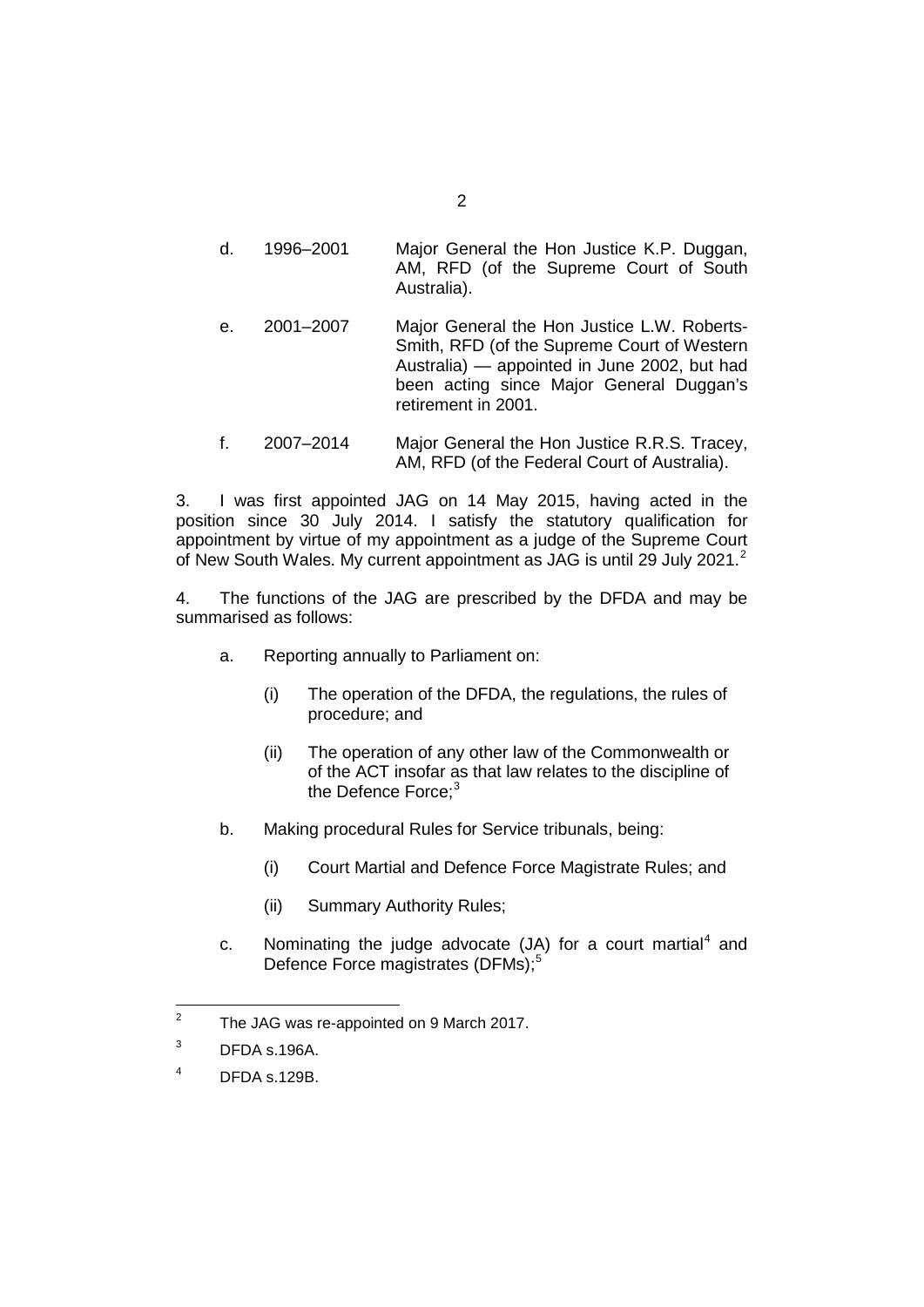d. 1996–2001 Major General the Hon Justice K.P. Duggan, AM, RFD (of the Supreme Court of South Australia).

e. 2001–2007 Major General the Hon Justice L.W. Roberts-Smith, RFD (of the Supreme Court of Western Australia) — appointed in June 2002, but had been acting since Major General Duggan's retirement in 2001.

f. 2007–2014 Major General the Hon Justice R.R.S. Tracey, AM, RFD (of the Federal Court of Australia).

3. I was first appointed JAG on 14 May 2015, having acted in the position since 30 July 2014. I satisfy the statutory qualification for appointment by virtue of my appointment as a judge of the Supreme Court of New South Wales. My current appointment as JAG is until 29 July 2021.[2]

4. The functions of the JAG are prescribed by the DFDA and may be summarised as follows:

a. Reporting annually to Parliament on:

(i) The operation of the DFDA, the regulations, the rules of procedure; and

(ii) The operation of any other law of the Commonwealth or of the ACT insofar as that law relates to the discipline of the Defence Force;[3]

b. Making procedural Rules for Service tribunals, being:

(i) Court Martial and Defence Force Magistrate Rules; and

(ii) Summary Authority Rules;

c. Nominating the judge advocate (JA) for a court martial[4] and Defence Force magistrates (DFMs);[5]

---

[2] The JAG was re-appointed on 9 March 2017.

[3] DFDA s.196A.

[4] DFDA s.129B.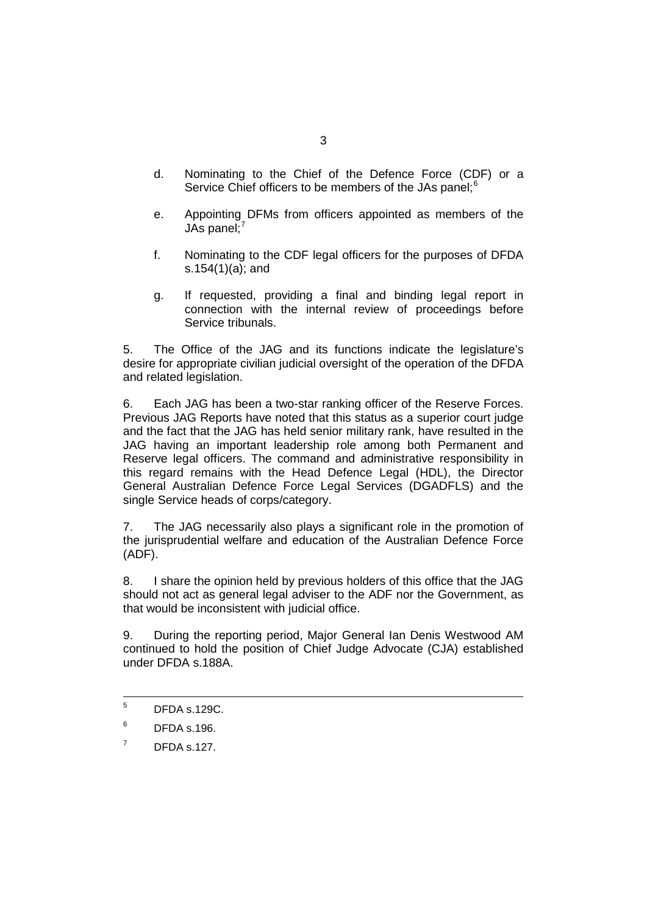d. Nominating to the Chief of the Defence Force (CDF) or a Service Chief officers to be members of the JAs panel;[6]

e. Appointing DFMs from officers appointed as members of the JAs panel;[7]

f. Nominating to the CDF legal officers for the purposes of DFDA s.154(1)(a); and

g. If requested, providing a final and binding legal report in connection with the internal review of proceedings before Service tribunals.

5. The Office of the JAG and its functions indicate the legislature's desire for appropriate civilian judicial oversight of the operation of the DFDA and related legislation.

6. Each JAG has been a two-star ranking officer of the Reserve Forces. Previous JAG Reports have noted that this status as a superior court judge and the fact that the JAG has held senior military rank, have resulted in the JAG having an important leadership role among both Permanent and Reserve legal officers. The command and administrative responsibility in this regard remains with the Head Defence Legal (HDL), the Director General Australian Defence Force Legal Services (DGADFLS) and the single Service heads of corps/category.

7. The JAG necessarily also plays a significant role in the promotion of the jurisprudential welfare and education of the Australian Defence Force (ADF).

8. I share the opinion held by previous holders of this office that the JAG should not act as general legal adviser to the ADF nor the Government, as that would be inconsistent with judicial office.

9. During the reporting period, Major General Ian Denis Westwood AM continued to hold the position of Chief Judge Advocate (CJA) established under DFDA s.188A.

---

[5] DFDA s.129C.

[6] DFDA s.196.

[7] DFDA s.127.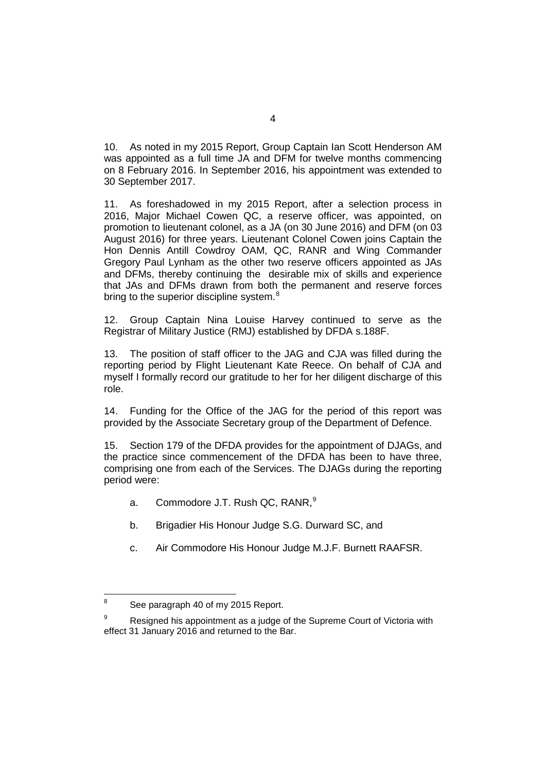10. As noted in my 2015 Report, Group Captain Ian Scott Henderson AM was appointed as a full time JA and DFM for twelve months commencing on 8 February 2016. In September 2016, his appointment was extended to 30 September 2017.

11. As foreshadowed in my 2015 Report, after a selection process in 2016, Major Michael Cowen QC, a reserve officer, was appointed, on promotion to lieutenant colonel, as a JA (on 30 June 2016) and DFM (on 03 August 2016) for three years. Lieutenant Colonel Cowen joins Captain the Hon Dennis Antill Cowdroy OAM, QC, RANR and Wing Commander Gregory Paul Lynham as the other two reserve officers appointed as JAs and DFMs, thereby continuing the desirable mix of skills and experience that JAs and DFMs drawn from both the permanent and reserve forces bring to the superior discipline system.[8]

12. Group Captain Nina Louise Harvey continued to serve as the Registrar of Military Justice (RMJ) established by DFDA s.188F.

13. The position of staff officer to the JAG and CJA was filled during the reporting period by Flight Lieutenant Kate Reece. On behalf of CJA and myself I formally record our gratitude to her for her diligent discharge of this role.

14. Funding for the Office of the JAG for the period of this report was provided by the Associate Secretary group of the Department of Defence.

15. Section 179 of the DFDA provides for the appointment of DJAGs, and the practice since commencement of the DFDA has been to have three, comprising one from each of the Services. The DJAGs during the reporting period were:

a. Commodore J.T. Rush QC, RANR,[9]

b. Brigadier His Honour Judge S.G. Durward SC, and

c. Air Commodore His Honour Judge M.J.F. Burnett RAAFSR.

---

[8] See paragraph 40 of my 2015 Report.

[9] Resigned his appointment as a judge of the Supreme Court of Victoria with effect 31 January 2016 and returned to the Bar.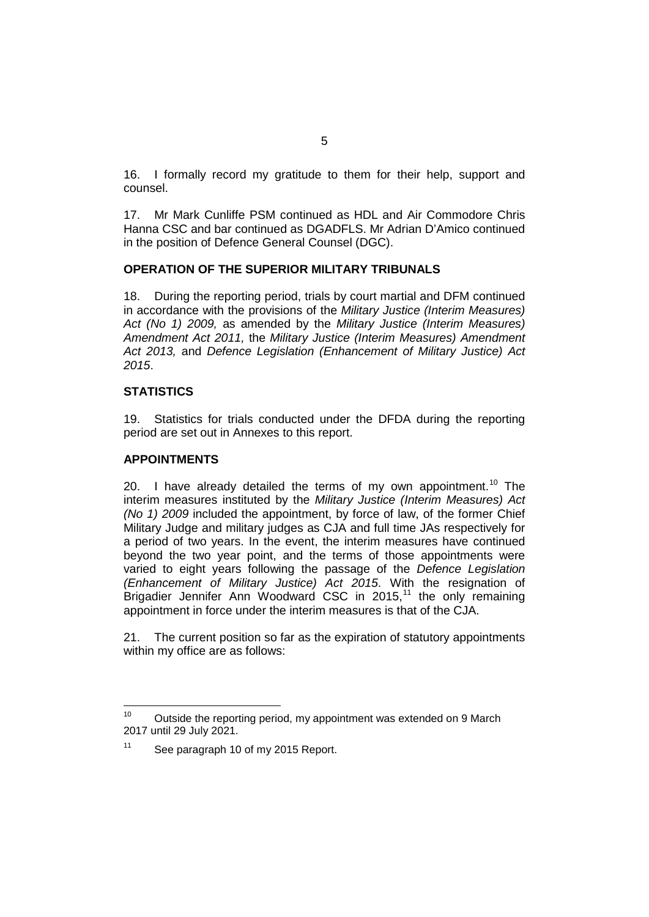16. I formally record my gratitude to them for their help, support and counsel.

17. Mr Mark Cunliffe PSM continued as HDL and Air Commodore Chris Hanna CSC and bar continued as DGADFLS. Mr Adrian D'Amico continued in the position of Defence General Counsel (DGC).

## OPERATION OF THE SUPERIOR MILITARY TRIBUNALS

18. During the reporting period, trials by court martial and DFM continued in accordance with the provisions of the *Military Justice (Interim Measures) Act (No 1) 2009,* as amended by the *Military Justice (Interim Measures) Amendment Act 2011,* the *Military Justice (Interim Measures) Amendment Act 2013,* and *Defence Legislation (Enhancement of Military Justice) Act 2015*.

## STATISTICS

19. Statistics for trials conducted under the DFDA during the reporting period are set out in Annexes to this report.

## APPOINTMENTS

20. I have already detailed the terms of my own appointment.[10] The interim measures instituted by the *Military Justice (Interim Measures) Act (No 1) 2009* included the appointment, by force of law, of the former Chief Military Judge and military judges as CJA and full time JAs respectively for a period of two years. In the event, the interim measures have continued beyond the two year point, and the terms of those appointments were varied to eight years following the passage of the *Defence Legislation (Enhancement of Military Justice) Act 2015*. With the resignation of Brigadier Jennifer Ann Woodward CSC in 2015,[11] the only remaining appointment in force under the interim measures is that of the CJA.

21. The current position so far as the expiration of statutory appointments within my office are as follows:

---

[10] Outside the reporting period, my appointment was extended on 9 March 2017 until 29 July 2021.

[11] See paragraph 10 of my 2015 Report.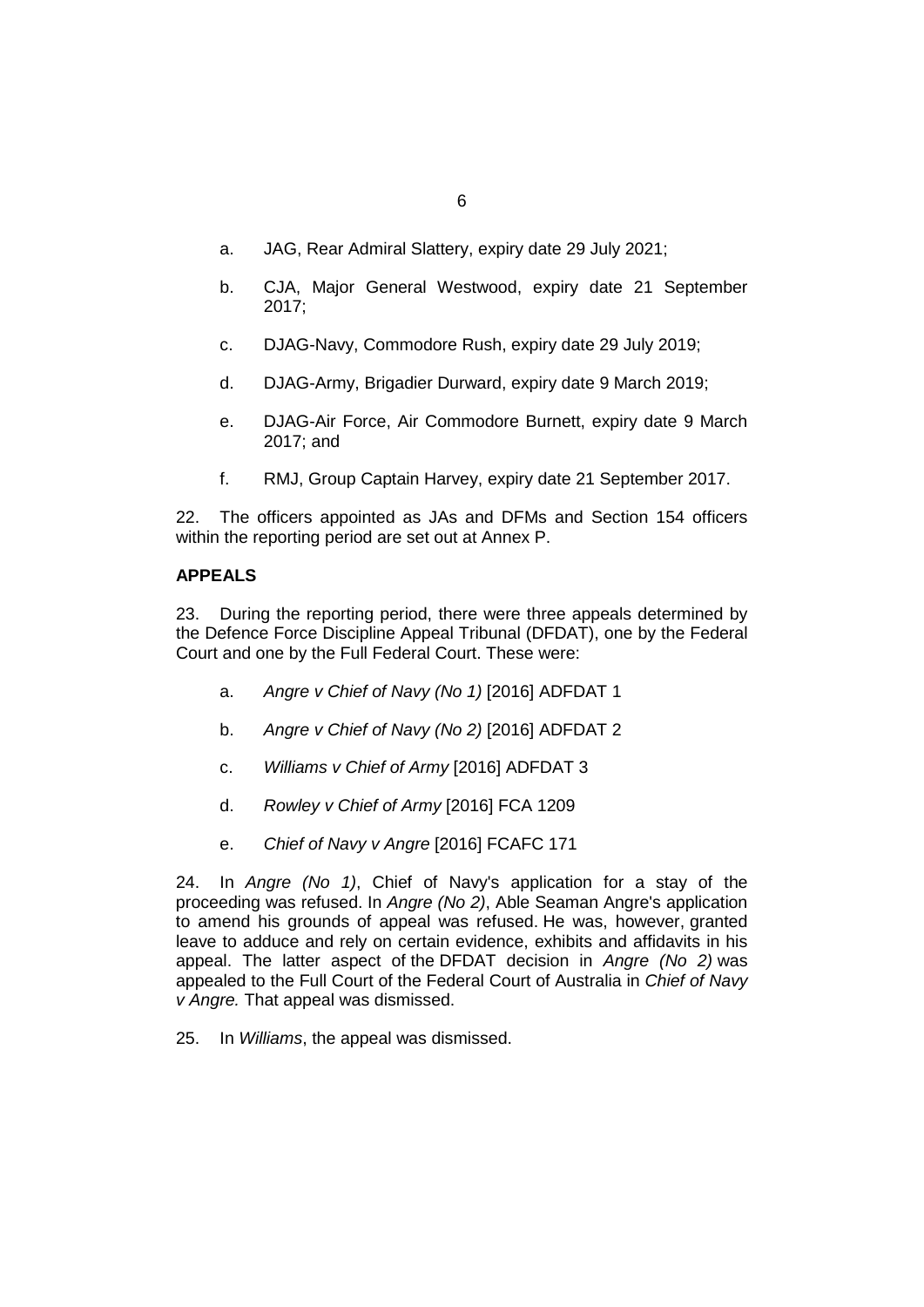a. JAG, Rear Admiral Slattery, expiry date 29 July 2021;

b. CJA, Major General Westwood, expiry date 21 September 2017;

c. DJAG-Navy, Commodore Rush, expiry date 29 July 2019;

d. DJAG-Army, Brigadier Durward, expiry date 9 March 2019;

e. DJAG-Air Force, Air Commodore Burnett, expiry date 9 March 2017; and

f. RMJ, Group Captain Harvey, expiry date 21 September 2017.

22. The officers appointed as JAs and DFMs and Section 154 officers within the reporting period are set out at Annex P.

**APPEALS**

23. During the reporting period, there were three appeals determined by the Defence Force Discipline Appeal Tribunal (DFDAT), one by the Federal Court and one by the Full Federal Court. These were:

a. *Angre v Chief of Navy (No 1)* [2016] ADFDAT 1

b. *Angre v Chief of Navy (No 2)* [2016] ADFDAT 2

c. *Williams v Chief of Army* [2016] ADFDAT 3

d. *Rowley v Chief of Army* [2016] FCA 1209

e. *Chief of Navy v Angre* [2016] FCAFC 171

24. In *Angre (No 1)*, Chief of Navy's application for a stay of the proceeding was refused. In *Angre (No 2)*, Able Seaman Angre's application to amend his grounds of appeal was refused. He was, however, granted leave to adduce and rely on certain evidence, exhibits and affidavits in his appeal. The latter aspect of the DFDAT decision in *Angre (No 2)* was appealed to the Full Court of the Federal Court of Australia in *Chief of Navy v Angre.* That appeal was dismissed.

25. In *Williams*, the appeal was dismissed.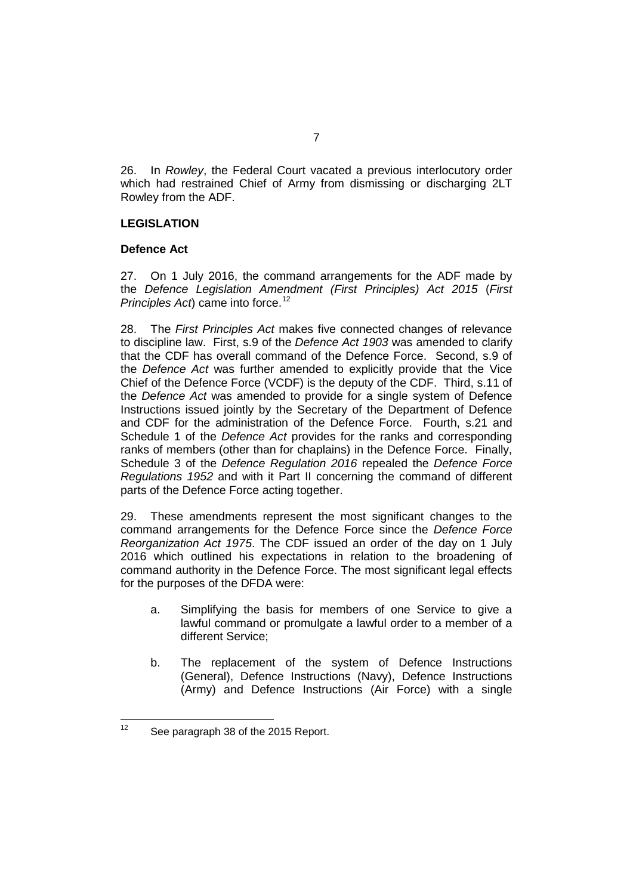26. In *Rowley*, the Federal Court vacated a previous interlocutory order which had restrained Chief of Army from dismissing or discharging 2LT Rowley from the ADF.

## LEGISLATION

### Defence Act

27. On 1 July 2016, the command arrangements for the ADF made by the *Defence Legislation Amendment (First Principles) Act 2015* (*First Principles Act*) came into force.[12]

28. The *First Principles Act* makes five connected changes of relevance to discipline law. First, s.9 of the *Defence Act 1903* was amended to clarify that the CDF has overall command of the Defence Force. Second, s.9 of the *Defence Act* was further amended to explicitly provide that the Vice Chief of the Defence Force (VCDF) is the deputy of the CDF. Third, s.11 of the *Defence Act* was amended to provide for a single system of Defence Instructions issued jointly by the Secretary of the Department of Defence and CDF for the administration of the Defence Force. Fourth, s.21 and Schedule 1 of the *Defence Act* provides for the ranks and corresponding ranks of members (other than for chaplains) in the Defence Force. Finally, Schedule 3 of the *Defence Regulation 2016* repealed the *Defence Force Regulations 1952* and with it Part II concerning the command of different parts of the Defence Force acting together.

29. These amendments represent the most significant changes to the command arrangements for the Defence Force since the *Defence Force Reorganization Act 1975*. The CDF issued an order of the day on 1 July 2016 which outlined his expectations in relation to the broadening of command authority in the Defence Force. The most significant legal effects for the purposes of the DFDA were:

a. Simplifying the basis for members of one Service to give a lawful command or promulgate a lawful order to a member of a different Service;

b. The replacement of the system of Defence Instructions (General), Defence Instructions (Navy), Defence Instructions (Army) and Defence Instructions (Air Force) with a single

---

[12] See paragraph 38 of the 2015 Report.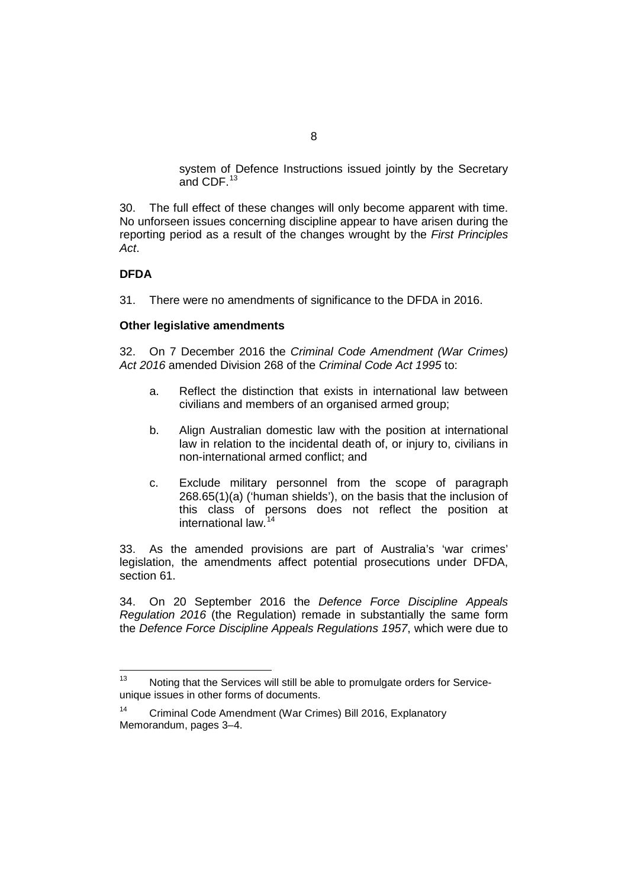system of Defence Instructions issued jointly by the Secretary and CDF.[13]

30. The full effect of these changes will only become apparent with time. No unforseen issues concerning discipline appear to have arisen during the reporting period as a result of the changes wrought by the *First Principles Act*.

**DFDA**

31. There were no amendments of significance to the DFDA in 2016.

**Other legislative amendments**

32. On 7 December 2016 the *Criminal Code Amendment (War Crimes) Act 2016* amended Division 268 of the *Criminal Code Act 1995* to:

a. Reflect the distinction that exists in international law between civilians and members of an organised armed group;

b. Align Australian domestic law with the position at international law in relation to the incidental death of, or injury to, civilians in non-international armed conflict; and

c. Exclude military personnel from the scope of paragraph 268.65(1)(a) ('human shields'), on the basis that the inclusion of this class of persons does not reflect the position at international law.[14]

33. As the amended provisions are part of Australia's 'war crimes' legislation, the amendments affect potential prosecutions under DFDA, section 61.

34. On 20 September 2016 the *Defence Force Discipline Appeals Regulation 2016* (the Regulation) remade in substantially the same form the *Defence Force Discipline Appeals Regulations 1957*, which were due to

---

[13] Noting that the Services will still be able to promulgate orders for Service-unique issues in other forms of documents.

[14] Criminal Code Amendment (War Crimes) Bill 2016, Explanatory Memorandum, pages 3–4.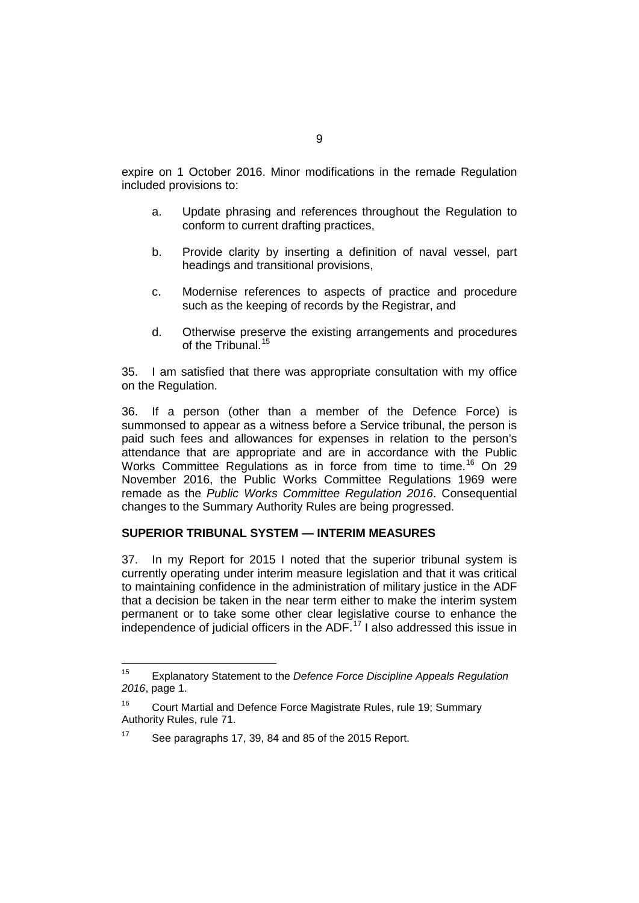expire on 1 October 2016. Minor modifications in the remade Regulation included provisions to:

a. Update phrasing and references throughout the Regulation to conform to current drafting practices,

b. Provide clarity by inserting a definition of naval vessel, part headings and transitional provisions,

c. Modernise references to aspects of practice and procedure such as the keeping of records by the Registrar, and

d. Otherwise preserve the existing arrangements and procedures of the Tribunal.[15]

35. I am satisfied that there was appropriate consultation with my office on the Regulation.

36. If a person (other than a member of the Defence Force) is summonsed to appear as a witness before a Service tribunal, the person is paid such fees and allowances for expenses in relation to the person's attendance that are appropriate and are in accordance with the Public Works Committee Regulations as in force from time to time.[16] On 29 November 2016, the Public Works Committee Regulations 1969 were remade as the *Public Works Committee Regulation 2016*. Consequential changes to the Summary Authority Rules are being progressed.

## SUPERIOR TRIBUNAL SYSTEM — INTERIM MEASURES

37. In my Report for 2015 I noted that the superior tribunal system is currently operating under interim measure legislation and that it was critical to maintaining confidence in the administration of military justice in the ADF that a decision be taken in the near term either to make the interim system permanent or to take some other clear legislative course to enhance the independence of judicial officers in the ADF.[17] I also addressed this issue in

---

[15] Explanatory Statement to the *Defence Force Discipline Appeals Regulation 2016*, page 1.

[16] Court Martial and Defence Force Magistrate Rules, rule 19; Summary Authority Rules, rule 71.

[17] See paragraphs 17, 39, 84 and 85 of the 2015 Report.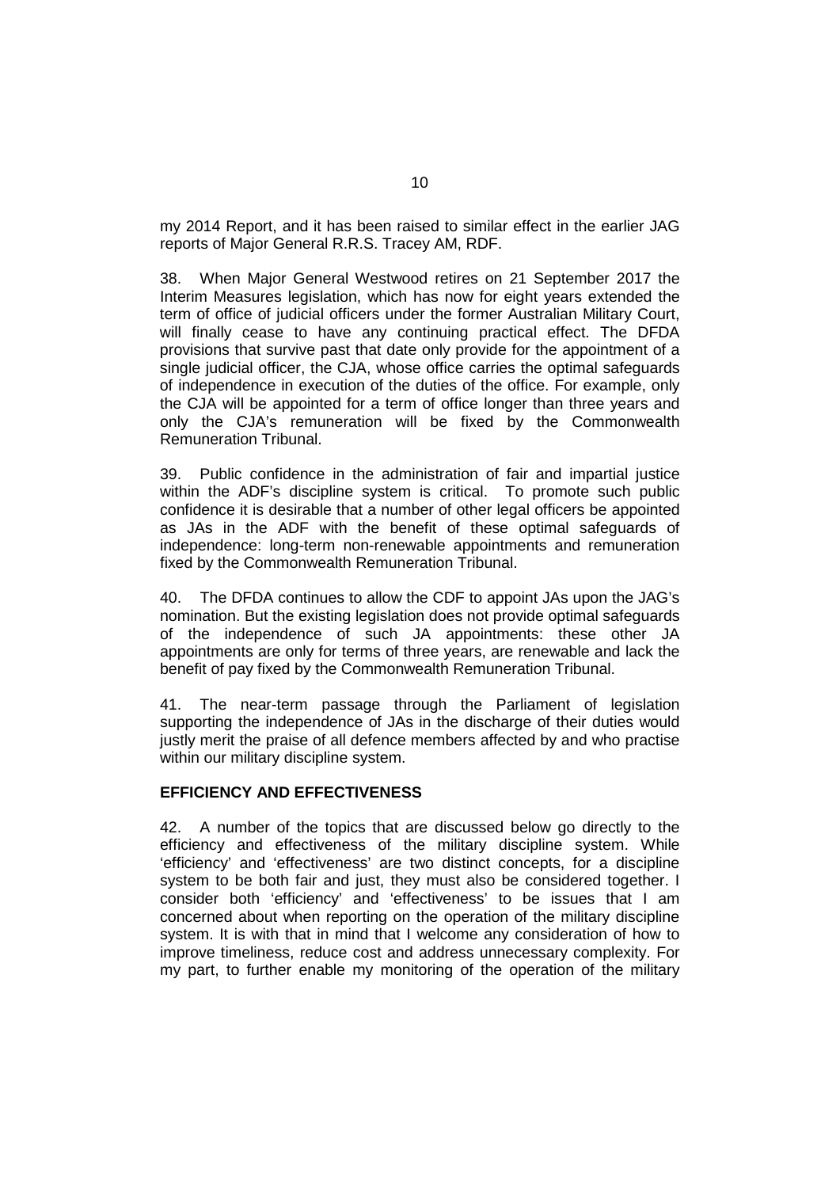my 2014 Report, and it has been raised to similar effect in the earlier JAG reports of Major General R.R.S. Tracey AM, RDF.

38. When Major General Westwood retires on 21 September 2017 the Interim Measures legislation, which has now for eight years extended the term of office of judicial officers under the former Australian Military Court, will finally cease to have any continuing practical effect. The DFDA provisions that survive past that date only provide for the appointment of a single judicial officer, the CJA, whose office carries the optimal safeguards of independence in execution of the duties of the office. For example, only the CJA will be appointed for a term of office longer than three years and only the CJA's remuneration will be fixed by the Commonwealth Remuneration Tribunal.

39. Public confidence in the administration of fair and impartial justice within the ADF's discipline system is critical. To promote such public confidence it is desirable that a number of other legal officers be appointed as JAs in the ADF with the benefit of these optimal safeguards of independence: long-term non-renewable appointments and remuneration fixed by the Commonwealth Remuneration Tribunal.

40. The DFDA continues to allow the CDF to appoint JAs upon the JAG's nomination. But the existing legislation does not provide optimal safeguards of the independence of such JA appointments: these other JA appointments are only for terms of three years, are renewable and lack the benefit of pay fixed by the Commonwealth Remuneration Tribunal.

41. The near-term passage through the Parliament of legislation supporting the independence of JAs in the discharge of their duties would justly merit the praise of all defence members affected by and who practise within our military discipline system.

**EFFICIENCY AND EFFECTIVENESS**

42. A number of the topics that are discussed below go directly to the efficiency and effectiveness of the military discipline system. While 'efficiency' and 'effectiveness' are two distinct concepts, for a discipline system to be both fair and just, they must also be considered together. I consider both 'efficiency' and 'effectiveness' to be issues that I am concerned about when reporting on the operation of the military discipline system. It is with that in mind that I welcome any consideration of how to improve timeliness, reduce cost and address unnecessary complexity. For my part, to further enable my monitoring of the operation of the military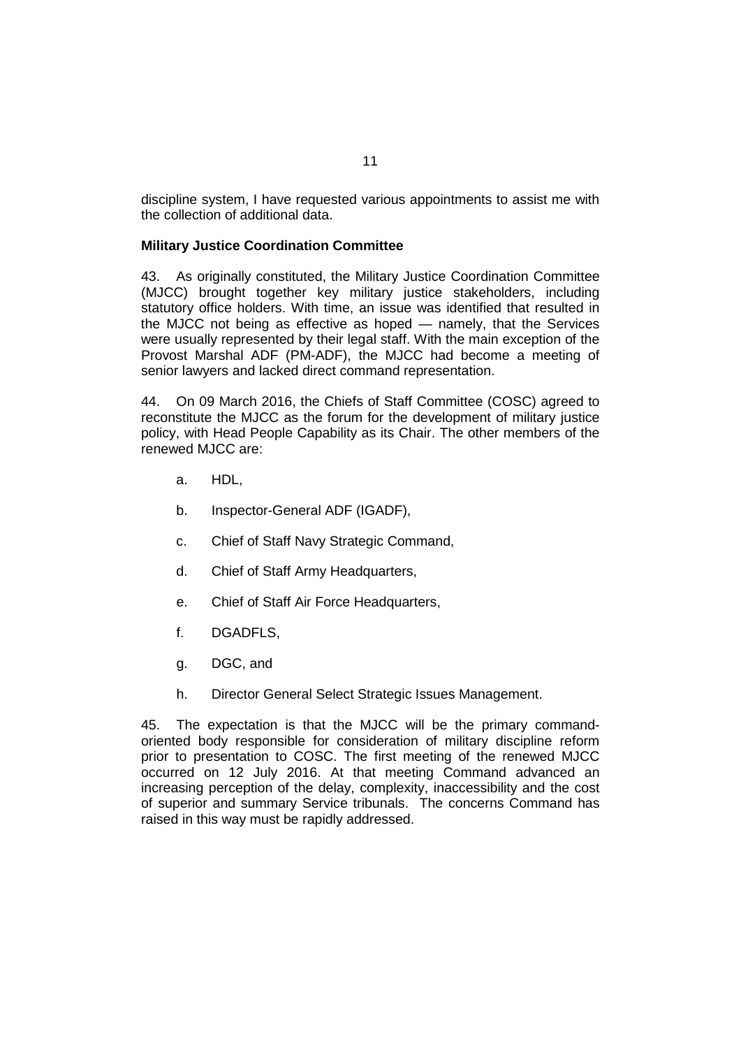discipline system, I have requested various appointments to assist me with the collection of additional data.

### Military Justice Coordination Committee

43. As originally constituted, the Military Justice Coordination Committee (MJCC) brought together key military justice stakeholders, including statutory office holders. With time, an issue was identified that resulted in the MJCC not being as effective as hoped — namely, that the Services were usually represented by their legal staff. With the main exception of the Provost Marshal ADF (PM-ADF), the MJCC had become a meeting of senior lawyers and lacked direct command representation.

44. On 09 March 2016, the Chiefs of Staff Committee (COSC) agreed to reconstitute the MJCC as the forum for the development of military justice policy, with Head People Capability as its Chair. The other members of the renewed MJCC are:

a. HDL,

b. Inspector-General ADF (IGADF),

c. Chief of Staff Navy Strategic Command,

d. Chief of Staff Army Headquarters,

e. Chief of Staff Air Force Headquarters,

f. DGADFLS,

g. DGC, and

h. Director General Select Strategic Issues Management.

45. The expectation is that the MJCC will be the primary command-oriented body responsible for consideration of military discipline reform prior to presentation to COSC. The first meeting of the renewed MJCC occurred on 12 July 2016. At that meeting Command advanced an increasing perception of the delay, complexity, inaccessibility and the cost of superior and summary Service tribunals. The concerns Command has raised in this way must be rapidly addressed.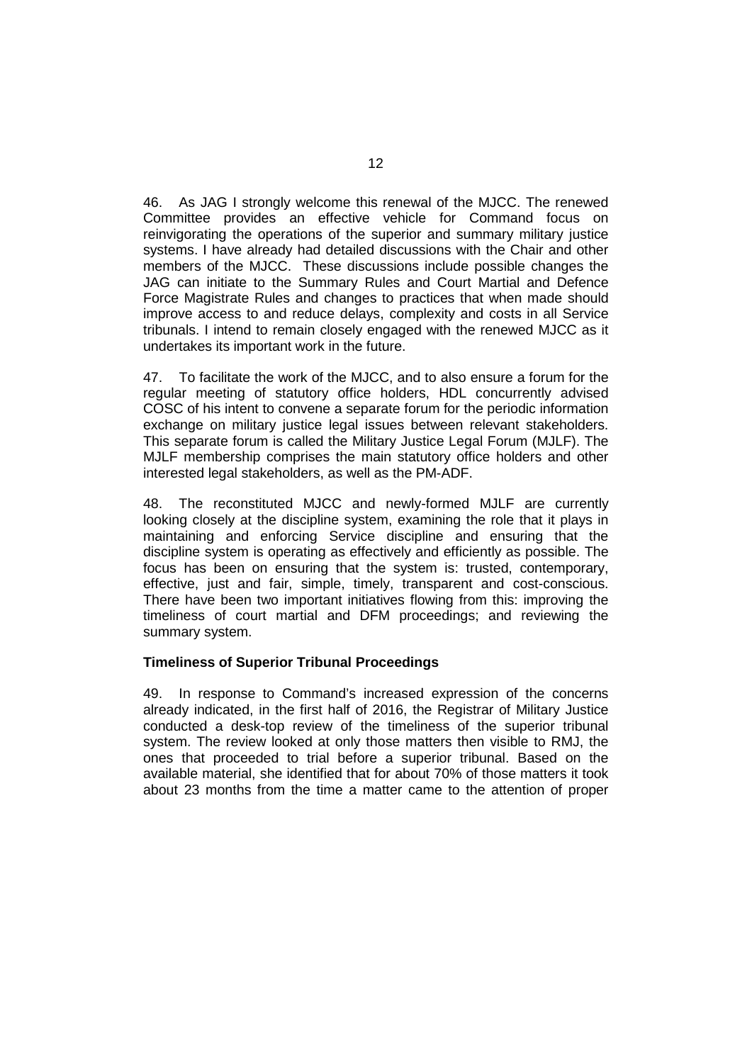46. As JAG I strongly welcome this renewal of the MJCC. The renewed Committee provides an effective vehicle for Command focus on reinvigorating the operations of the superior and summary military justice systems. I have already had detailed discussions with the Chair and other members of the MJCC. These discussions include possible changes the JAG can initiate to the Summary Rules and Court Martial and Defence Force Magistrate Rules and changes to practices that when made should improve access to and reduce delays, complexity and costs in all Service tribunals. I intend to remain closely engaged with the renewed MJCC as it undertakes its important work in the future.

47. To facilitate the work of the MJCC, and to also ensure a forum for the regular meeting of statutory office holders, HDL concurrently advised COSC of his intent to convene a separate forum for the periodic information exchange on military justice legal issues between relevant stakeholders. This separate forum is called the Military Justice Legal Forum (MJLF). The MJLF membership comprises the main statutory office holders and other interested legal stakeholders, as well as the PM-ADF.

48. The reconstituted MJCC and newly-formed MJLF are currently looking closely at the discipline system, examining the role that it plays in maintaining and enforcing Service discipline and ensuring that the discipline system is operating as effectively and efficiently as possible. The focus has been on ensuring that the system is: trusted, contemporary, effective, just and fair, simple, timely, transparent and cost-conscious. There have been two important initiatives flowing from this: improving the timeliness of court martial and DFM proceedings; and reviewing the summary system.

**Timeliness of Superior Tribunal Proceedings**

49. In response to Command's increased expression of the concerns already indicated, in the first half of 2016, the Registrar of Military Justice conducted a desk-top review of the timeliness of the superior tribunal system. The review looked at only those matters then visible to RMJ, the ones that proceeded to trial before a superior tribunal. Based on the available material, she identified that for about 70% of those matters it took about 23 months from the time a matter came to the attention of proper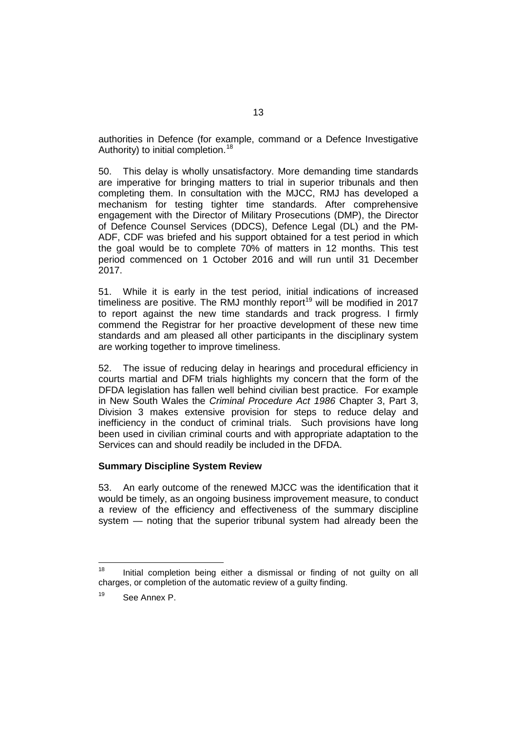authorities in Defence (for example, command or a Defence Investigative Authority) to initial completion.[18]

50. This delay is wholly unsatisfactory. More demanding time standards are imperative for bringing matters to trial in superior tribunals and then completing them. In consultation with the MJCC, RMJ has developed a mechanism for testing tighter time standards. After comprehensive engagement with the Director of Military Prosecutions (DMP), the Director of Defence Counsel Services (DDCS), Defence Legal (DL) and the PM-ADF, CDF was briefed and his support obtained for a test period in which the goal would be to complete 70% of matters in 12 months. This test period commenced on 1 October 2016 and will run until 31 December 2017.

51. While it is early in the test period, initial indications of increased timeliness are positive. The RMJ monthly report[19] will be modified in 2017 to report against the new time standards and track progress. I firmly commend the Registrar for her proactive development of these new time standards and am pleased all other participants in the disciplinary system are working together to improve timeliness.

52. The issue of reducing delay in hearings and procedural efficiency in courts martial and DFM trials highlights my concern that the form of the DFDA legislation has fallen well behind civilian best practice. For example in New South Wales the *Criminal Procedure Act 1986* Chapter 3, Part 3, Division 3 makes extensive provision for steps to reduce delay and inefficiency in the conduct of criminal trials. Such provisions have long been used in civilian criminal courts and with appropriate adaptation to the Services can and should readily be included in the DFDA.

**Summary Discipline System Review**

53. An early outcome of the renewed MJCC was the identification that it would be timely, as an ongoing business improvement measure, to conduct a review of the efficiency and effectiveness of the summary discipline system — noting that the superior tribunal system had already been the

[18] Initial completion being either a dismissal or finding of not guilty on all charges, or completion of the automatic review of a guilty finding.

[19] See Annex P.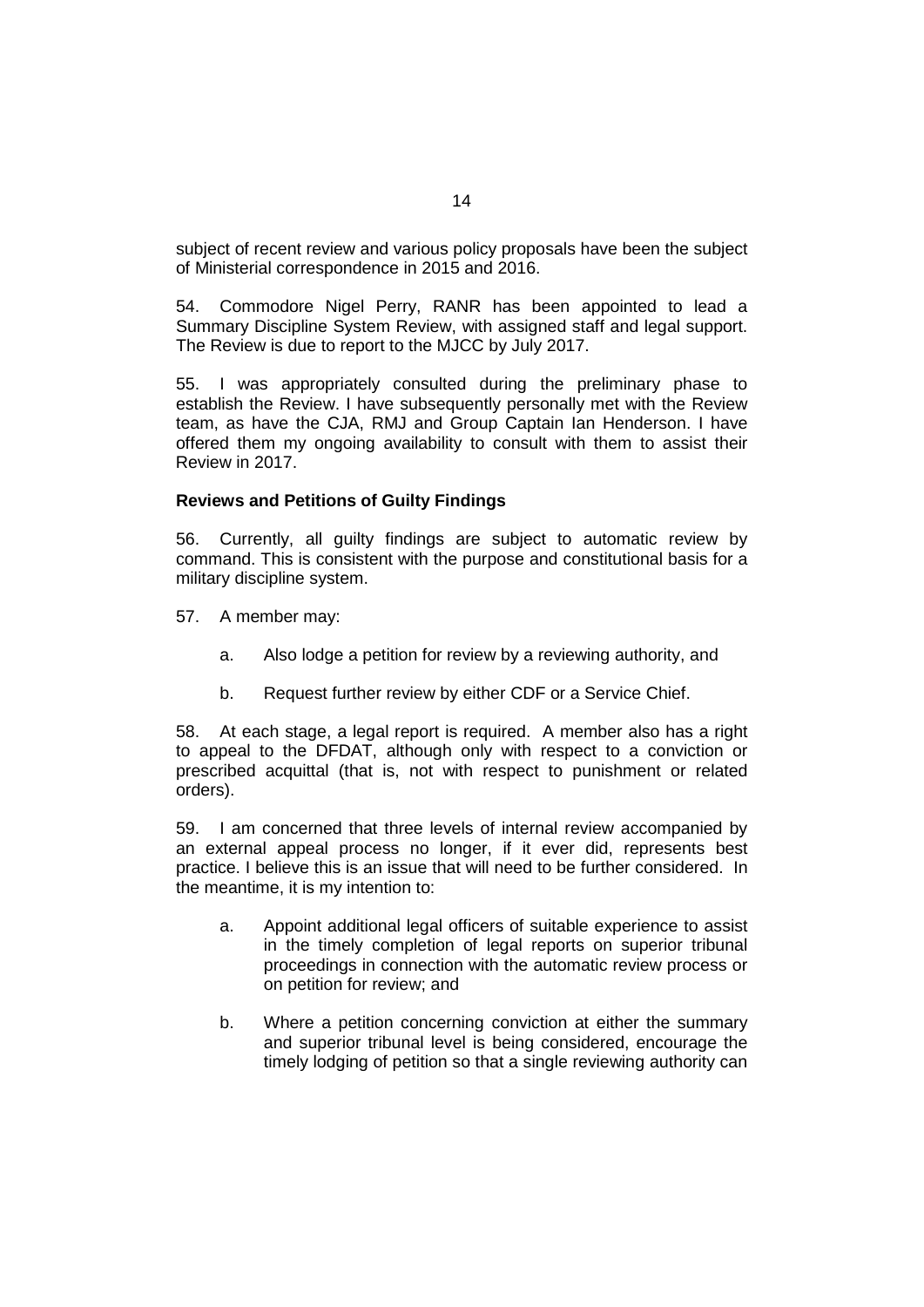subject of recent review and various policy proposals have been the subject of Ministerial correspondence in 2015 and 2016.

54. Commodore Nigel Perry, RANR has been appointed to lead a Summary Discipline System Review, with assigned staff and legal support. The Review is due to report to the MJCC by July 2017.

55. I was appropriately consulted during the preliminary phase to establish the Review. I have subsequently personally met with the Review team, as have the CJA, RMJ and Group Captain Ian Henderson. I have offered them my ongoing availability to consult with them to assist their Review in 2017.

**Reviews and Petitions of Guilty Findings**

56. Currently, all guilty findings are subject to automatic review by command. This is consistent with the purpose and constitutional basis for a military discipline system.

57. A member may:

a. Also lodge a petition for review by a reviewing authority, and

b. Request further review by either CDF or a Service Chief.

58. At each stage, a legal report is required. A member also has a right to appeal to the DFDAT, although only with respect to a conviction or prescribed acquittal (that is, not with respect to punishment or related orders).

59. I am concerned that three levels of internal review accompanied by an external appeal process no longer, if it ever did, represents best practice. I believe this is an issue that will need to be further considered. In the meantime, it is my intention to:

a. Appoint additional legal officers of suitable experience to assist in the timely completion of legal reports on superior tribunal proceedings in connection with the automatic review process or on petition for review; and

b. Where a petition concerning conviction at either the summary and superior tribunal level is being considered, encourage the timely lodging of petition so that a single reviewing authority can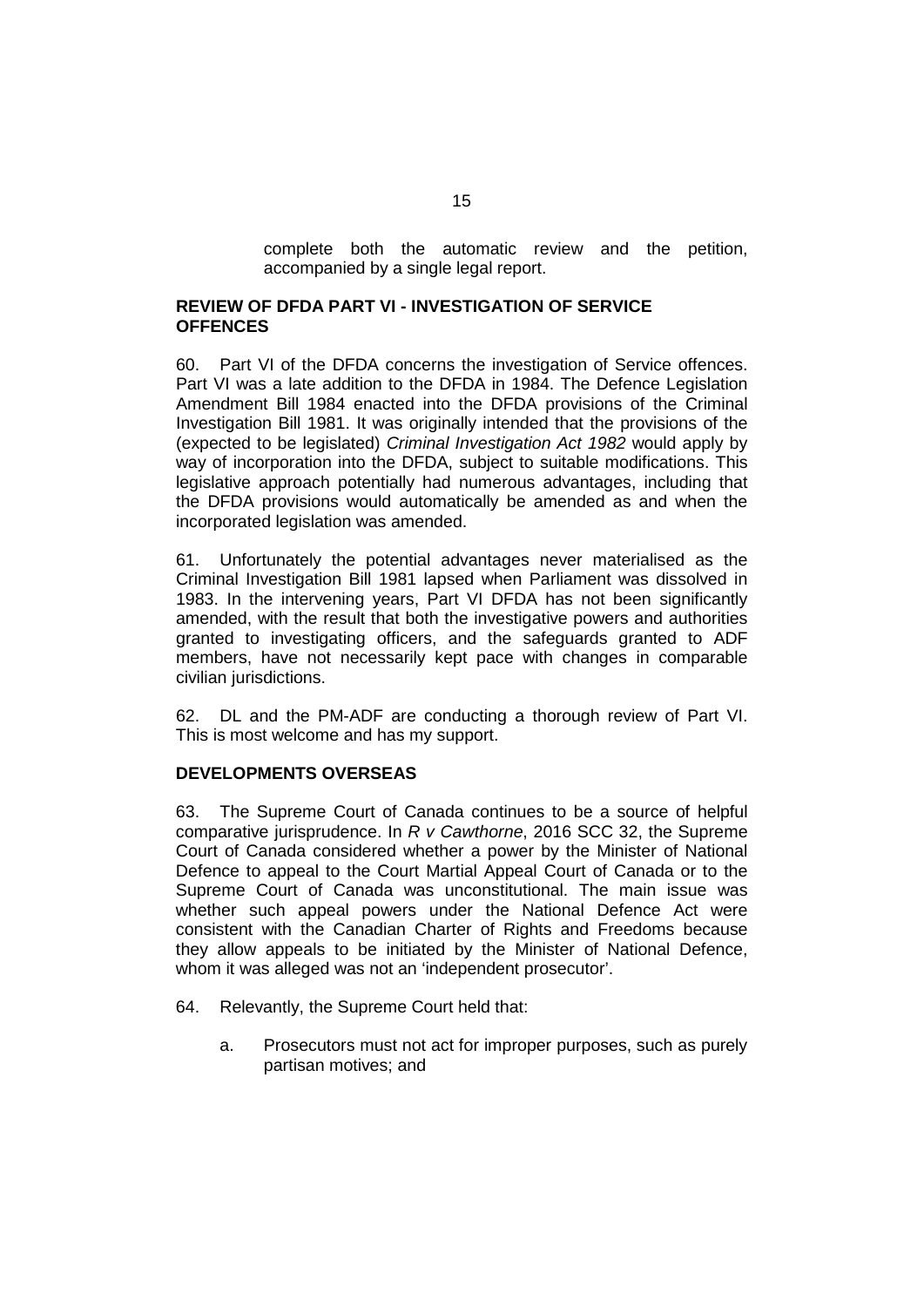complete both the automatic review and the petition, accompanied by a single legal report.

**REVIEW OF DFDA PART VI - INVESTIGATION OF SERVICE OFFENCES**

60. Part VI of the DFDA concerns the investigation of Service offences. Part VI was a late addition to the DFDA in 1984. The Defence Legislation Amendment Bill 1984 enacted into the DFDA provisions of the Criminal Investigation Bill 1981. It was originally intended that the provisions of the (expected to be legislated) *Criminal Investigation Act 1982* would apply by way of incorporation into the DFDA, subject to suitable modifications. This legislative approach potentially had numerous advantages, including that the DFDA provisions would automatically be amended as and when the incorporated legislation was amended.

61. Unfortunately the potential advantages never materialised as the Criminal Investigation Bill 1981 lapsed when Parliament was dissolved in 1983. In the intervening years, Part VI DFDA has not been significantly amended, with the result that both the investigative powers and authorities granted to investigating officers, and the safeguards granted to ADF members, have not necessarily kept pace with changes in comparable civilian jurisdictions.

62. DL and the PM-ADF are conducting a thorough review of Part VI. This is most welcome and has my support.

**DEVELOPMENTS OVERSEAS**

63. The Supreme Court of Canada continues to be a source of helpful comparative jurisprudence. In *R v Cawthorne*, 2016 SCC 32, the Supreme Court of Canada considered whether a power by the Minister of National Defence to appeal to the Court Martial Appeal Court of Canada or to the Supreme Court of Canada was unconstitutional. The main issue was whether such appeal powers under the National Defence Act were consistent with the Canadian Charter of Rights and Freedoms because they allow appeals to be initiated by the Minister of National Defence, whom it was alleged was not an 'independent prosecutor'.

64. Relevantly, the Supreme Court held that:

a. Prosecutors must not act for improper purposes, such as purely partisan motives; and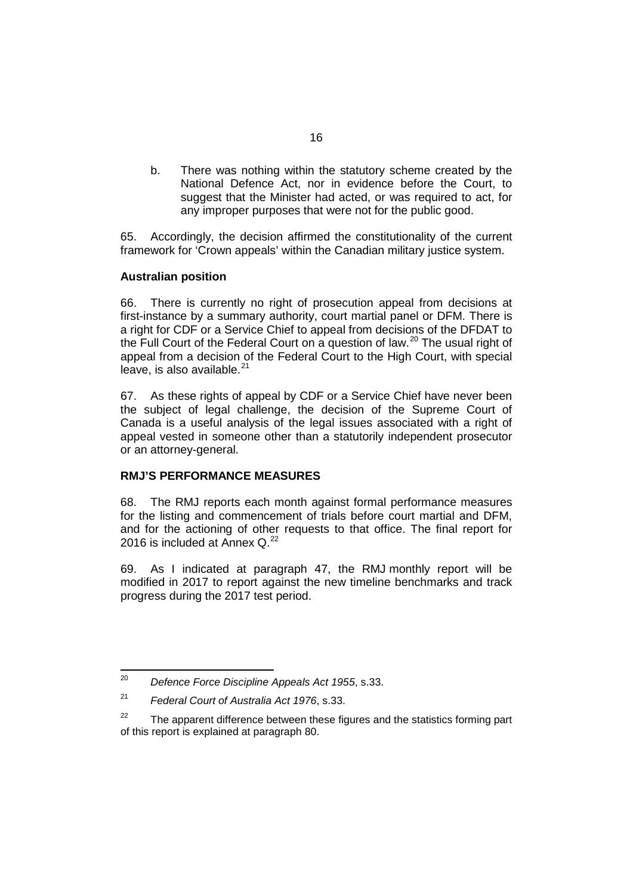b. There was nothing within the statutory scheme created by the National Defence Act, nor in evidence before the Court, to suggest that the Minister had acted, or was required to act, for any improper purposes that were not for the public good.

65. Accordingly, the decision affirmed the constitutionality of the current framework for 'Crown appeals' within the Canadian military justice system.

**Australian position**

66. There is currently no right of prosecution appeal from decisions at first-instance by a summary authority, court martial panel or DFM. There is a right for CDF or a Service Chief to appeal from decisions of the DFDAT to the Full Court of the Federal Court on a question of law.[20] The usual right of appeal from a decision of the Federal Court to the High Court, with special leave, is also available.[21]

67. As these rights of appeal by CDF or a Service Chief have never been the subject of legal challenge, the decision of the Supreme Court of Canada is a useful analysis of the legal issues associated with a right of appeal vested in someone other than a statutorily independent prosecutor or an attorney-general.

**RMJ'S PERFORMANCE MEASURES**

68. The RMJ reports each month against formal performance measures for the listing and commencement of trials before court martial and DFM, and for the actioning of other requests to that office. The final report for 2016 is included at Annex Q.[22]

69. As I indicated at paragraph 47, the RMJ monthly report will be modified in 2017 to report against the new timeline benchmarks and track progress during the 2017 test period.

---

[20] *Defence Force Discipline Appeals Act 1955*, s.33.

[21] *Federal Court of Australia Act 1976*, s.33.

[22] The apparent difference between these figures and the statistics forming part of this report is explained at paragraph 80.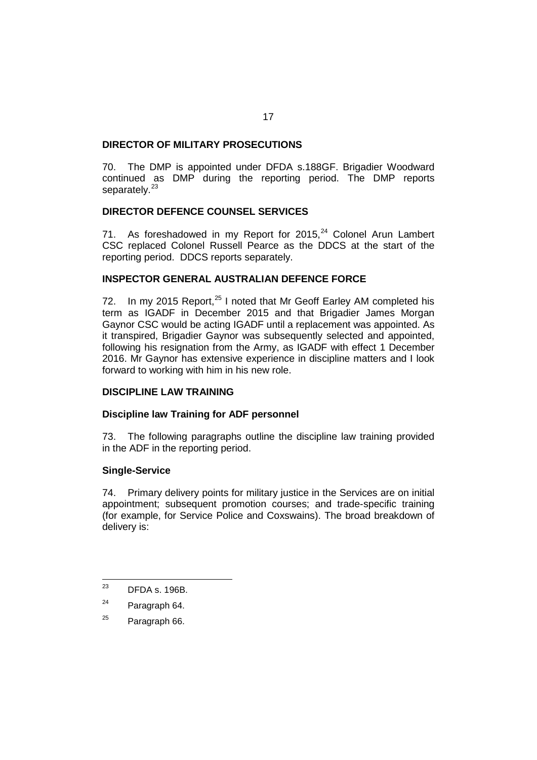## DIRECTOR OF MILITARY PROSECUTIONS

70. The DMP is appointed under DFDA s.188GF. Brigadier Woodward continued as DMP during the reporting period. The DMP reports separately.[23]

## DIRECTOR DEFENCE COUNSEL SERVICES

71. As foreshadowed in my Report for 2015,[24] Colonel Arun Lambert CSC replaced Colonel Russell Pearce as the DDCS at the start of the reporting period. DDCS reports separately.

## INSPECTOR GENERAL AUSTRALIAN DEFENCE FORCE

72. In my 2015 Report,[25] I noted that Mr Geoff Earley AM completed his term as IGADF in December 2015 and that Brigadier James Morgan Gaynor CSC would be acting IGADF until a replacement was appointed. As it transpired, Brigadier Gaynor was subsequently selected and appointed, following his resignation from the Army, as IGADF with effect 1 December 2016. Mr Gaynor has extensive experience in discipline matters and I look forward to working with him in his new role.

## DISCIPLINE LAW TRAINING

### Discipline law Training for ADF personnel

73. The following paragraphs outline the discipline law training provided in the ADF in the reporting period.

### Single-Service

74. Primary delivery points for military justice in the Services are on initial appointment; subsequent promotion courses; and trade-specific training (for example, for Service Police and Coxswains). The broad breakdown of delivery is:

---

[23] DFDA s. 196B.

[24] Paragraph 64.

[25] Paragraph 66.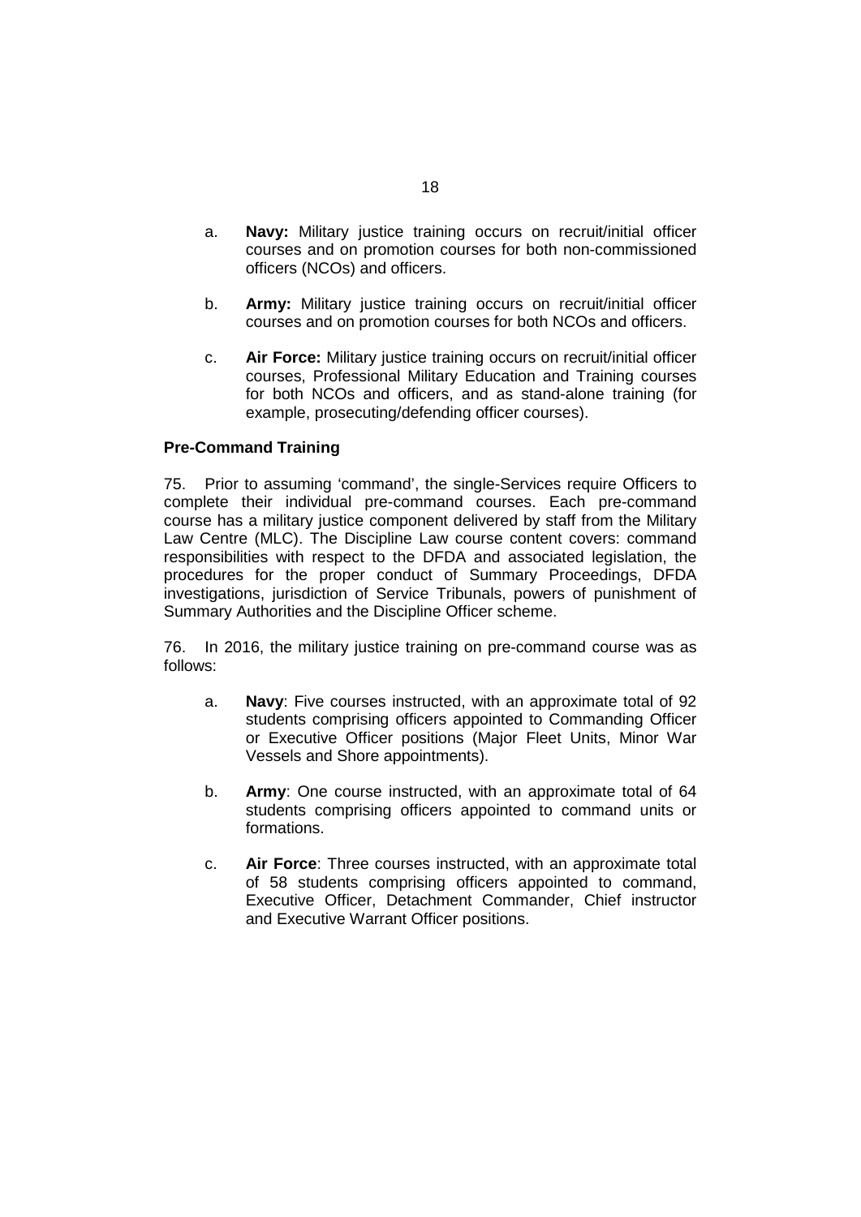a. **Navy:** Military justice training occurs on recruit/initial officer courses and on promotion courses for both non-commissioned officers (NCOs) and officers.

b. **Army:** Military justice training occurs on recruit/initial officer courses and on promotion courses for both NCOs and officers.

c. **Air Force:** Military justice training occurs on recruit/initial officer courses, Professional Military Education and Training courses for both NCOs and officers, and as stand-alone training (for example, prosecuting/defending officer courses).

### Pre-Command Training

75. Prior to assuming 'command', the single-Services require Officers to complete their individual pre-command courses. Each pre-command course has a military justice component delivered by staff from the Military Law Centre (MLC). The Discipline Law course content covers: command responsibilities with respect to the DFDA and associated legislation, the procedures for the proper conduct of Summary Proceedings, DFDA investigations, jurisdiction of Service Tribunals, powers of punishment of Summary Authorities and the Discipline Officer scheme.

76. In 2016, the military justice training on pre-command course was as follows:

a. **Navy**: Five courses instructed, with an approximate total of 92 students comprising officers appointed to Commanding Officer or Executive Officer positions (Major Fleet Units, Minor War Vessels and Shore appointments).

b. **Army**: One course instructed, with an approximate total of 64 students comprising officers appointed to command units or formations.

c. **Air Force**: Three courses instructed, with an approximate total of 58 students comprising officers appointed to command, Executive Officer, Detachment Commander, Chief instructor and Executive Warrant Officer positions.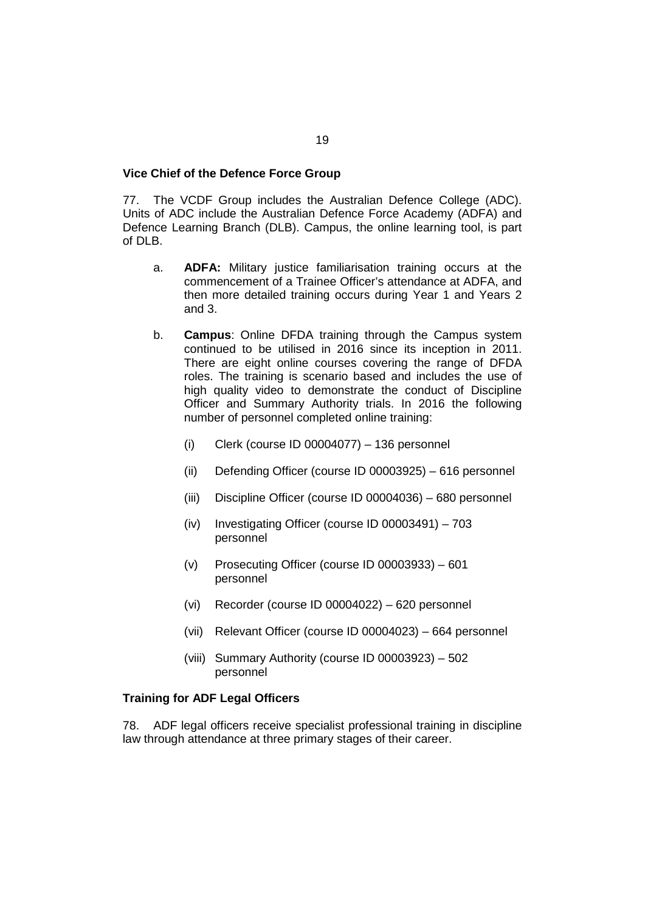### Vice Chief of the Defence Force Group

77. The VCDF Group includes the Australian Defence College (ADC). Units of ADC include the Australian Defence Force Academy (ADFA) and Defence Learning Branch (DLB). Campus, the online learning tool, is part of DLB.

a. **ADFA:** Military justice familiarisation training occurs at the commencement of a Trainee Officer's attendance at ADFA, and then more detailed training occurs during Year 1 and Years 2 and 3.

b. **Campus**: Online DFDA training through the Campus system continued to be utilised in 2016 since its inception in 2011. There are eight online courses covering the range of DFDA roles. The training is scenario based and includes the use of high quality video to demonstrate the conduct of Discipline Officer and Summary Authority trials. In 2016 the following number of personnel completed online training:

   (i) Clerk (course ID 00004077) – 136 personnel

   (ii) Defending Officer (course ID 00003925) – 616 personnel

   (iii) Discipline Officer (course ID 00004036) – 680 personnel

   (iv) Investigating Officer (course ID 00003491) – 703 personnel

   (v) Prosecuting Officer (course ID 00003933) – 601 personnel

   (vi) Recorder (course ID 00004022) – 620 personnel

   (vii) Relevant Officer (course ID 00004023) – 664 personnel

   (viii) Summary Authority (course ID 00003923) – 502 personnel

### Training for ADF Legal Officers

78. ADF legal officers receive specialist professional training in discipline law through attendance at three primary stages of their career.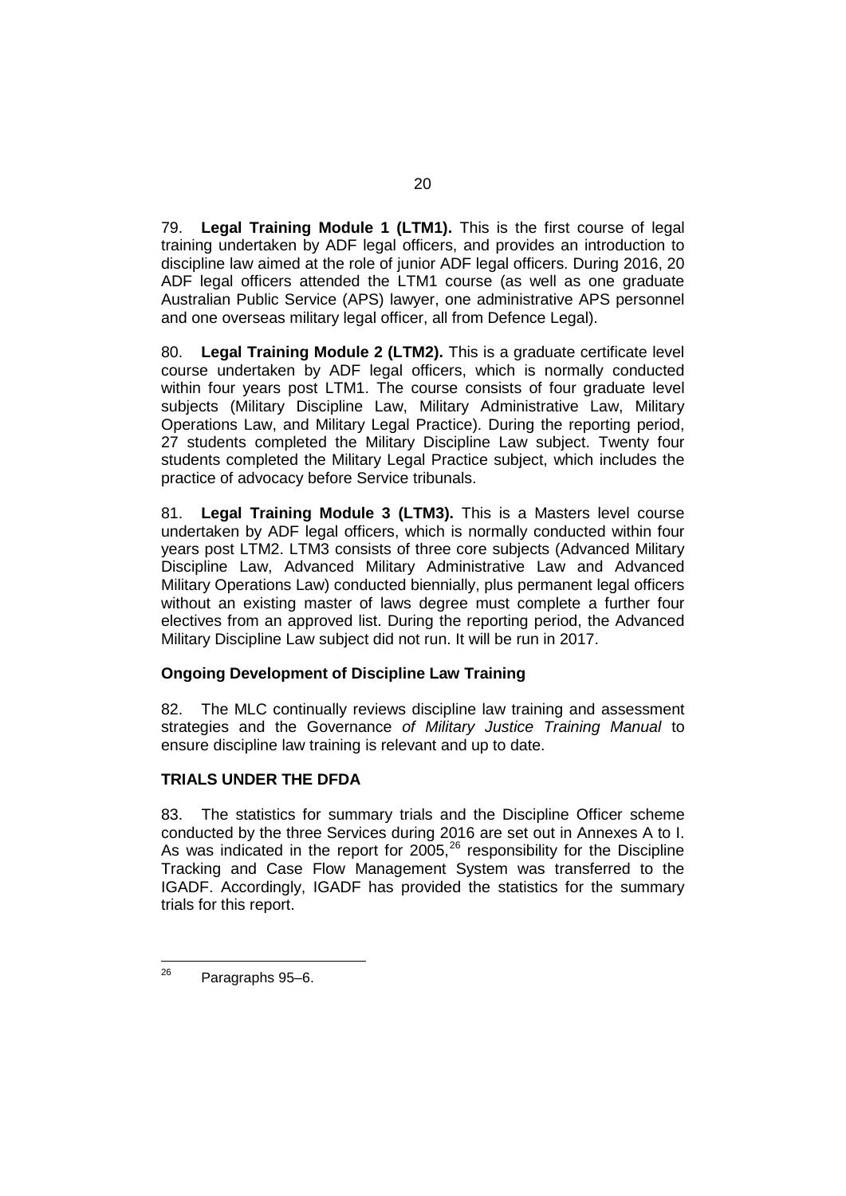79. **Legal Training Module 1 (LTM1).** This is the first course of legal training undertaken by ADF legal officers, and provides an introduction to discipline law aimed at the role of junior ADF legal officers. During 2016, 20 ADF legal officers attended the LTM1 course (as well as one graduate Australian Public Service (APS) lawyer, one administrative APS personnel and one overseas military legal officer, all from Defence Legal).

80. **Legal Training Module 2 (LTM2).** This is a graduate certificate level course undertaken by ADF legal officers, which is normally conducted within four years post LTM1. The course consists of four graduate level subjects (Military Discipline Law, Military Administrative Law, Military Operations Law, and Military Legal Practice). During the reporting period, 27 students completed the Military Discipline Law subject. Twenty four students completed the Military Legal Practice subject, which includes the practice of advocacy before Service tribunals.

81. **Legal Training Module 3 (LTM3).** This is a Masters level course undertaken by ADF legal officers, which is normally conducted within four years post LTM2. LTM3 consists of three core subjects (Advanced Military Discipline Law, Advanced Military Administrative Law and Advanced Military Operations Law) conducted biennially, plus permanent legal officers without an existing master of laws degree must complete a further four electives from an approved list. During the reporting period, the Advanced Military Discipline Law subject did not run. It will be run in 2017.

**Ongoing Development of Discipline Law Training**

82. The MLC continually reviews discipline law training and assessment strategies and the Governance *of Military Justice Training Manual* to ensure discipline law training is relevant and up to date.

**TRIALS UNDER THE DFDA**

83. The statistics for summary trials and the Discipline Officer scheme conducted by the three Services during 2016 are set out in Annexes A to I. As was indicated in the report for 2005,[26] responsibility for the Discipline Tracking and Case Flow Management System was transferred to the IGADF. Accordingly, IGADF has provided the statistics for the summary trials for this report.

---

[26] Paragraphs 95–6.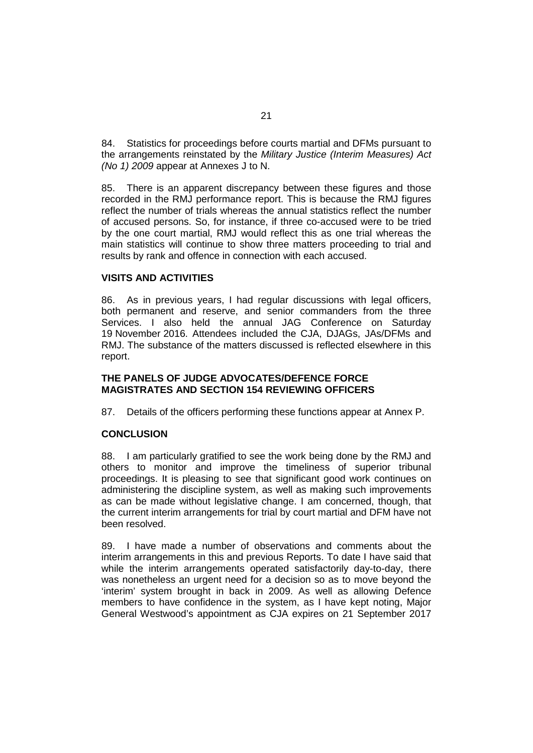84. Statistics for proceedings before courts martial and DFMs pursuant to the arrangements reinstated by the *Military Justice (Interim Measures) Act (No 1) 2009* appear at Annexes J to N.

85. There is an apparent discrepancy between these figures and those recorded in the RMJ performance report. This is because the RMJ figures reflect the number of trials whereas the annual statistics reflect the number of accused persons. So, for instance, if three co-accused were to be tried by the one court martial, RMJ would reflect this as one trial whereas the main statistics will continue to show three matters proceeding to trial and results by rank and offence in connection with each accused.

## VISITS AND ACTIVITIES

86. As in previous years, I had regular discussions with legal officers, both permanent and reserve, and senior commanders from the three Services. I also held the annual JAG Conference on Saturday 19 November 2016. Attendees included the CJA, DJAGs, JAs/DFMs and RMJ. The substance of the matters discussed is reflected elsewhere in this report.

## THE PANELS OF JUDGE ADVOCATES/DEFENCE FORCE MAGISTRATES AND SECTION 154 REVIEWING OFFICERS

87. Details of the officers performing these functions appear at Annex P.

## CONCLUSION

88. I am particularly gratified to see the work being done by the RMJ and others to monitor and improve the timeliness of superior tribunal proceedings. It is pleasing to see that significant good work continues on administering the discipline system, as well as making such improvements as can be made without legislative change. I am concerned, though, that the current interim arrangements for trial by court martial and DFM have not been resolved.

89. I have made a number of observations and comments about the interim arrangements in this and previous Reports. To date I have said that while the interim arrangements operated satisfactorily day-to-day, there was nonetheless an urgent need for a decision so as to move beyond the 'interim' system brought in back in 2009. As well as allowing Defence members to have confidence in the system, as I have kept noting, Major General Westwood's appointment as CJA expires on 21 September 2017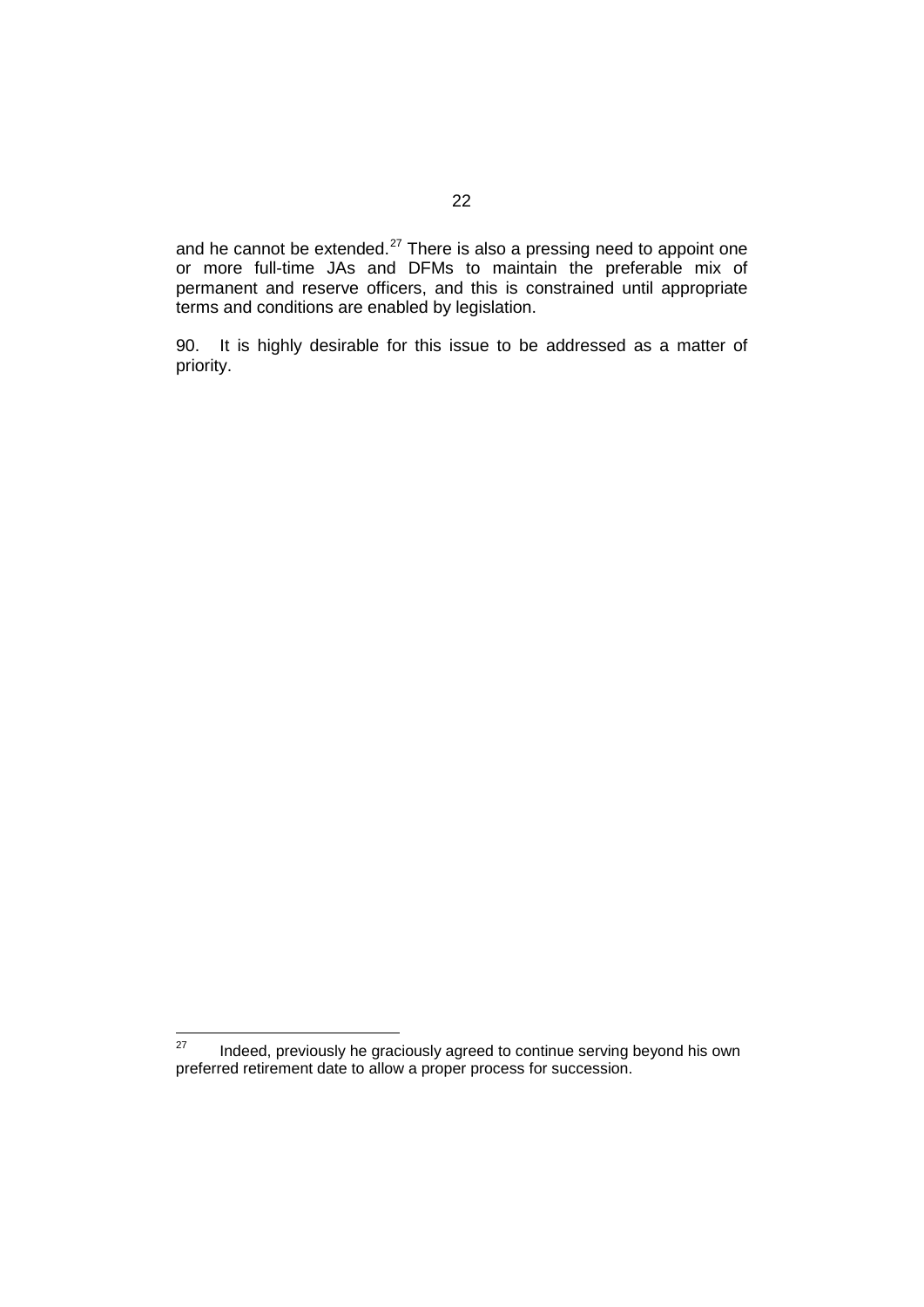and he cannot be extended.[27] There is also a pressing need to appoint one or more full-time JAs and DFMs to maintain the preferable mix of permanent and reserve officers, and this is constrained until appropriate terms and conditions are enabled by legislation.

90. It is highly desirable for this issue to be addressed as a matter of priority.

---

[27] Indeed, previously he graciously agreed to continue serving beyond his own preferred retirement date to allow a proper process for succession.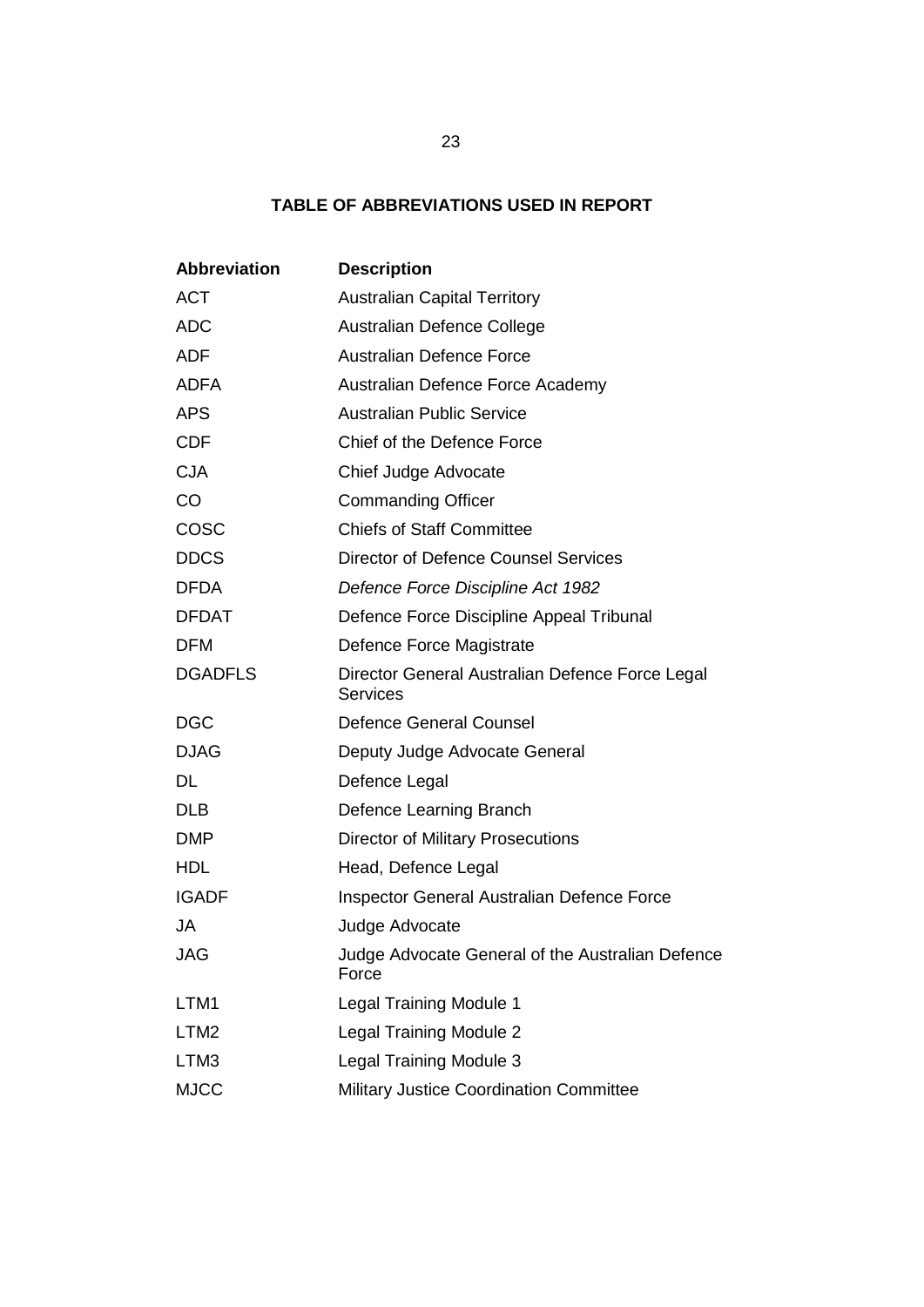## TABLE OF ABBREVIATIONS USED IN REPORT

| Abbreviation | Description |
|---|---|
| ACT | Australian Capital Territory |
| ADC | Australian Defence College |
| ADF | Australian Defence Force |
| ADFA | Australian Defence Force Academy |
| APS | Australian Public Service |
| CDF | Chief of the Defence Force |
| CJA | Chief Judge Advocate |
| CO | Commanding Officer |
| COSC | Chiefs of Staff Committee |
| DDCS | Director of Defence Counsel Services |
| DFDA | *Defence Force Discipline Act 1982* |
| DFDAT | Defence Force Discipline Appeal Tribunal |
| DFM | Defence Force Magistrate |
| DGADFLS | Director General Australian Defence Force Legal Services |
| DGC | Defence General Counsel |
| DJAG | Deputy Judge Advocate General |
| DL | Defence Legal |
| DLB | Defence Learning Branch |
| DMP | Director of Military Prosecutions |
| HDL | Head, Defence Legal |
| IGADF | Inspector General Australian Defence Force |
| JA | Judge Advocate |
| JAG | Judge Advocate General of the Australian Defence Force |
| LTM1 | Legal Training Module 1 |
| LTM2 | Legal Training Module 2 |
| LTM3 | Legal Training Module 3 |
| MJCC | Military Justice Coordination Committee |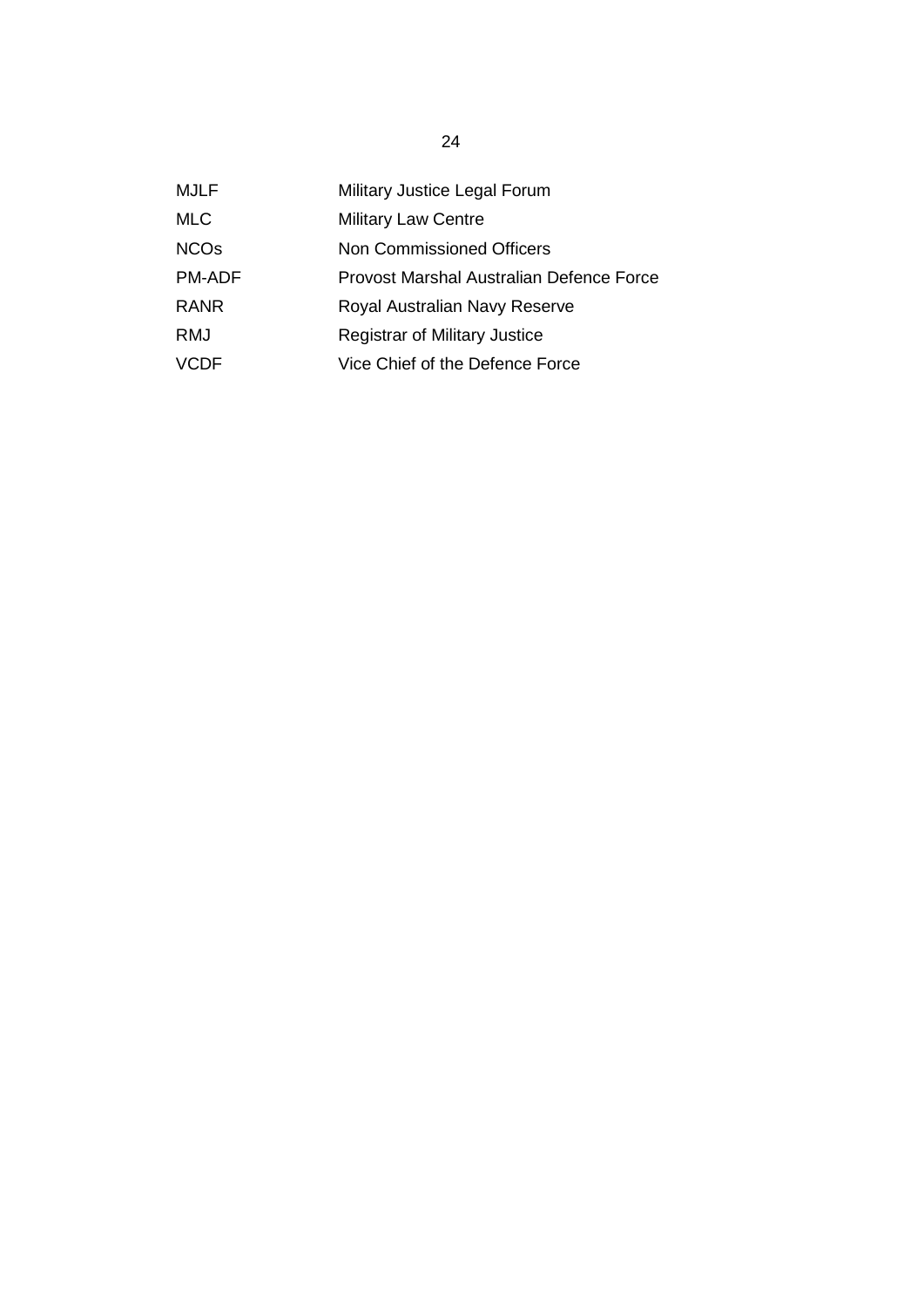| | |
|---|---|
| MJLF | Military Justice Legal Forum |
| MLC | Military Law Centre |
| NCOs | Non Commissioned Officers |
| PM-ADF | Provost Marshal Australian Defence Force |
| RANR | Royal Australian Navy Reserve |
| RMJ | Registrar of Military Justice |
| VCDF | Vice Chief of the Defence Force |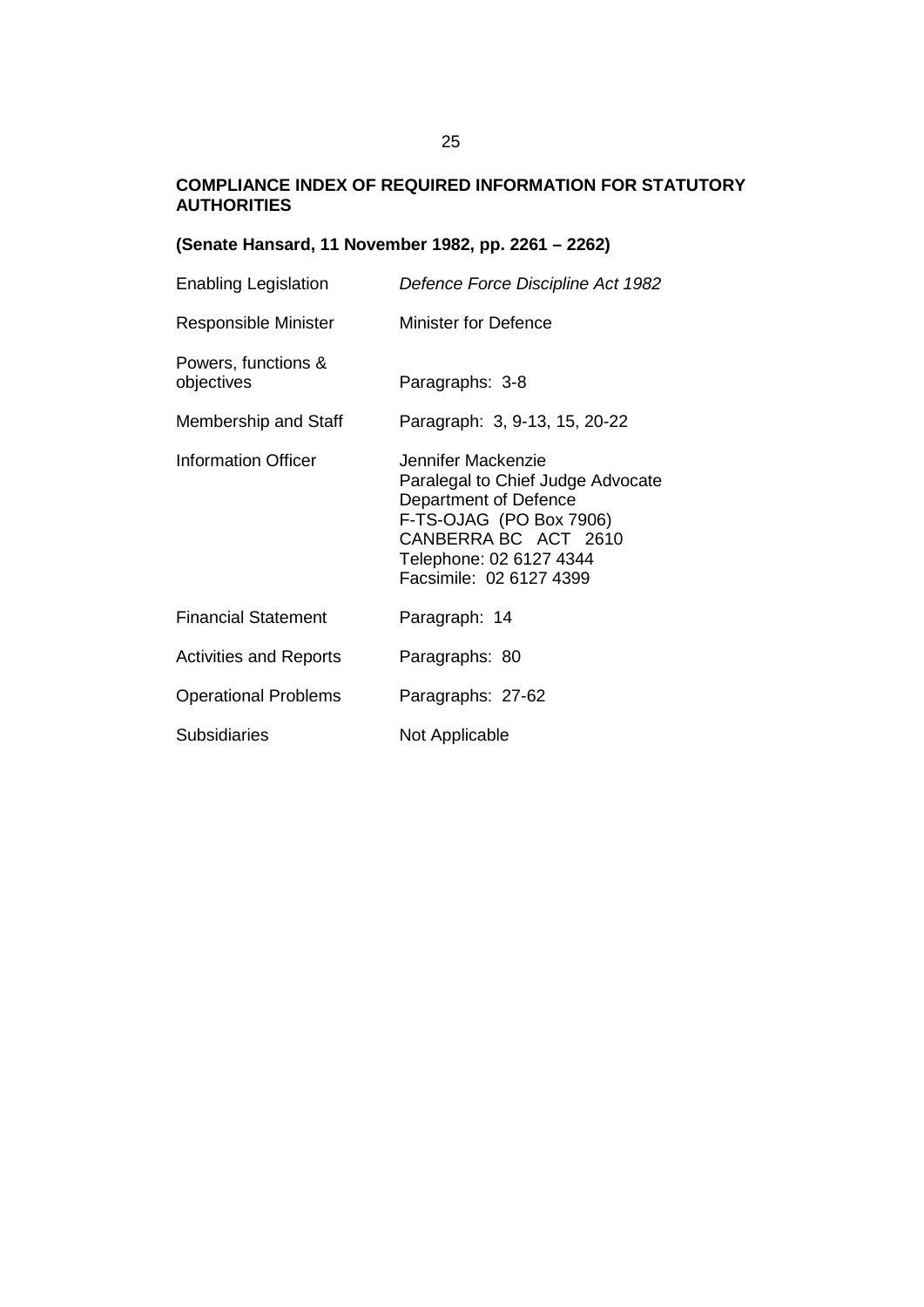**COMPLIANCE INDEX OF REQUIRED INFORMATION FOR STATUTORY AUTHORITIES**

**(Senate Hansard, 11 November 1982, pp. 2261 – 2262)**

| | |
|---|---|
| Enabling Legislation | *Defence Force Discipline Act 1982* |
| Responsible Minister | Minister for Defence |
| Powers, functions & objectives | Paragraphs: 3-8 |
| Membership and Staff | Paragraph: 3, 9-13, 15, 20-22 |
| Information Officer | Jennifer Mackenzie<br>Paralegal to Chief Judge Advocate<br>Department of Defence<br>F-TS-OJAG (PO Box 7906)<br>CANBERRA BC ACT 2610<br>Telephone: 02 6127 4344<br>Facsimile: 02 6127 4399 |
| Financial Statement | Paragraph: 14 |
| Activities and Reports | Paragraphs: 80 |
| Operational Problems | Paragraphs: 27-62 |
| Subsidiaries | Not Applicable |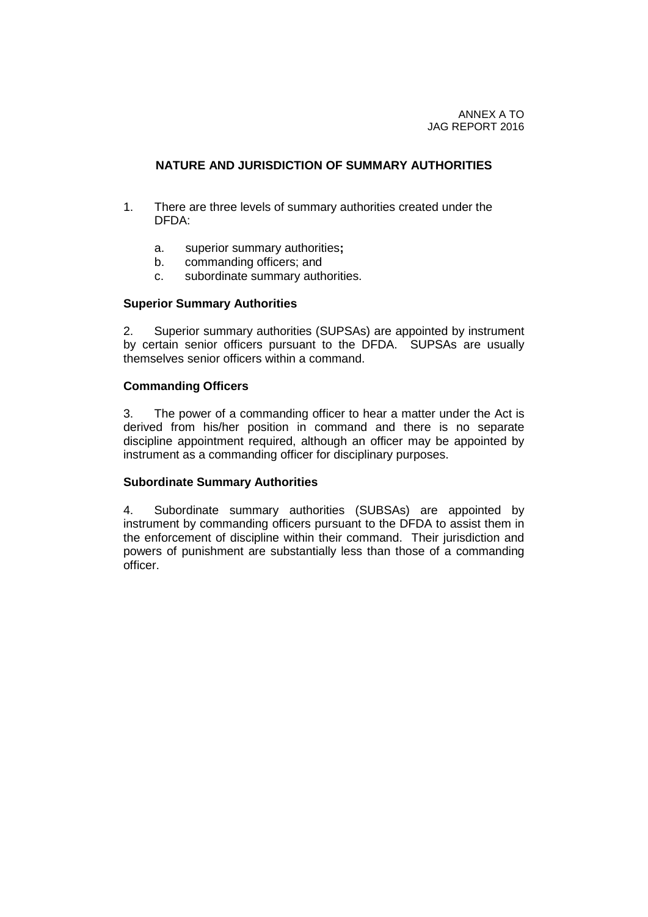ANNEX A TO
JAG REPORT 2016

## NATURE AND JURISDICTION OF SUMMARY AUTHORITIES

1. There are three levels of summary authorities created under the DFDA:

   a. superior summary authorities**;**
   b. commanding officers; and
   c. subordinate summary authorities.

### Superior Summary Authorities

2. Superior summary authorities (SUPSAs) are appointed by instrument by certain senior officers pursuant to the DFDA. SUPSAs are usually themselves senior officers within a command.

### Commanding Officers

3. The power of a commanding officer to hear a matter under the Act is derived from his/her position in command and there is no separate discipline appointment required, although an officer may be appointed by instrument as a commanding officer for disciplinary purposes.

### Subordinate Summary Authorities

4. Subordinate summary authorities (SUBSAs) are appointed by instrument by commanding officers pursuant to the DFDA to assist them in the enforcement of discipline within their command. Their jurisdiction and powers of punishment are substantially less than those of a commanding officer.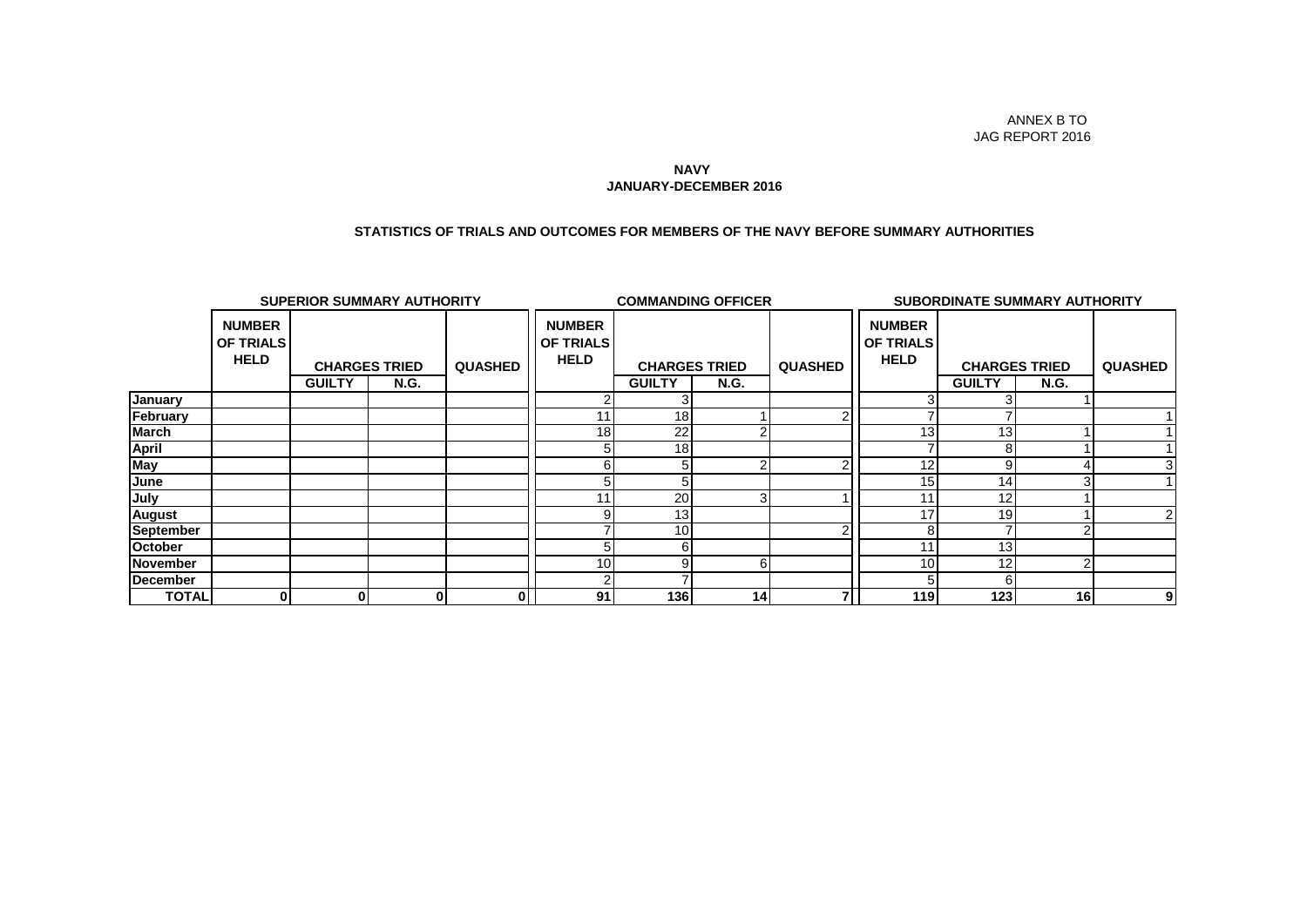ANNEX B TO
JAG REPORT 2016

**NAVY**
**JANUARY-DECEMBER 2016**

**STATISTICS OF TRIALS AND OUTCOMES FOR MEMBERS OF THE NAVY BEFORE SUMMARY AUTHORITIES**

| | SUPERIOR SUMMARY AUTHORITY | | | | COMMANDING OFFICER | | | | SUBORDINATE SUMMARY AUTHORITY | | | |
|---|---|---|---|---|---|---|---|---|---|---|---|---|
| | NUMBER OF TRIALS HELD | CHARGES TRIED | | QUASHED | NUMBER OF TRIALS HELD | CHARGES TRIED | | QUASHED | NUMBER OF TRIALS HELD | CHARGES TRIED | | QUASHED |
| | | GUILTY | N.G. | | | GUILTY | N.G. | | | GUILTY | N.G. | |
| January | | | | | 2 | 3 | | | 3 | 3 | 1 | |
| February | | | | | 11 | 18 | 1 | 2 | 7 | 7 | | 1 |
| March | | | | | 18 | 22 | 2 | | 13 | 13 | 1 | 1 |
| April | | | | | 5 | 18 | | | 7 | 8 | 1 | 1 |
| May | | | | | 6 | 5 | 2 | 2 | 12 | 9 | 4 | 3 |
| June | | | | | 5 | 5 | | | 15 | 14 | 3 | 1 |
| July | | | | | 11 | 20 | 3 | 1 | 11 | 12 | 1 | |
| August | | | | | 9 | 13 | | | 17 | 19 | 1 | 2 |
| September | | | | | 7 | 10 | | 2 | 8 | 7 | 2 | |
| October | | | | | 5 | 6 | | | 11 | 13 | | |
| November | | | | | 10 | 9 | 6 | | 10 | 12 | 2 | |
| December | | | | | 2 | 7 | | | 5 | 6 | | |
| **TOTAL** | **0** | **0** | **0** | **0** | **91** | **136** | **14** | **7** | **119** | **123** | **16** | **9** |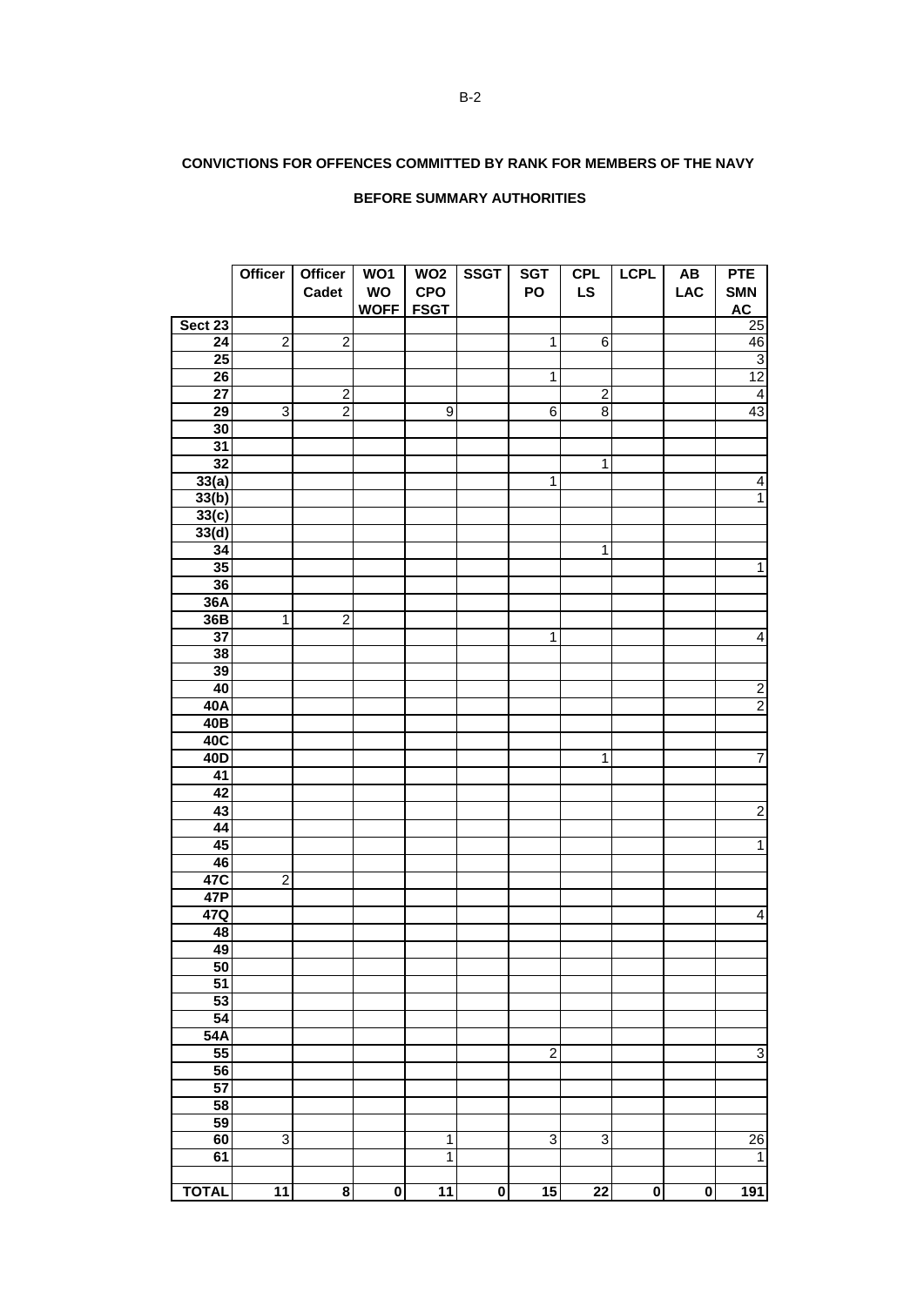**CONVICTIONS FOR OFFENCES COMMITTED BY RANK FOR MEMBERS OF THE NAVY**

**BEFORE SUMMARY AUTHORITIES**

| | Officer | Officer Cadet | WO1 WO WOFF | WO2 CPO FSGT | SSGT | SGT PO | CPL LS | LCPL | AB LAC | PTE SMN AC |
|---|---|---|---|---|---|---|---|---|---|---|
| Sect 23 | | | | | | | | | | 25 |
| 24 | 2 | 2 | | | | 1 | 6 | | | 46 |
| 25 | | | | | | | | | | 3 |
| 26 | | | | | | 1 | | | | 12 |
| 27 | | 2 | | | | | 2 | | | 4 |
| 29 | 3 | 2 | | 9 | | 6 | 8 | | | 43 |
| 30 | | | | | | | | | | |
| 31 | | | | | | | | | | |
| 32 | | | | | | | 1 | | | |
| 33(a) | | | | | | 1 | | | | 4 |
| 33(b) | | | | | | | | | | 1 |
| 33(c) | | | | | | | | | | |
| 33(d) | | | | | | | | | | |
| 34 | | | | | | | 1 | | | |
| 35 | | | | | | | | | | 1 |
| 36 | | | | | | | | | | |
| 36A | | | | | | | | | | |
| 36B | 1 | 2 | | | | | | | | |
| 37 | | | | | | 1 | | | | 4 |
| 38 | | | | | | | | | | |
| 39 | | | | | | | | | | |
| 40 | | | | | | | | | | 2 |
| 40A | | | | | | | | | | 2 |
| 40B | | | | | | | | | | |
| 40C | | | | | | | | | | |
| 40D | | | | | | | 1 | | | 7 |
| 41 | | | | | | | | | | |
| 42 | | | | | | | | | | |
| 43 | | | | | | | | | | 2 |
| 44 | | | | | | | | | | |
| 45 | | | | | | | | | | 1 |
| 46 | | | | | | | | | | |
| 47C | 2 | | | | | | | | | |
| 47P | | | | | | | | | | |
| 47Q | | | | | | | | | | 4 |
| 48 | | | | | | | | | | |
| 49 | | | | | | | | | | |
| 50 | | | | | | | | | | |
| 51 | | | | | | | | | | |
| 53 | | | | | | | | | | |
| 54 | | | | | | | | | | |
| 54A | | | | | | | | | | |
| 55 | | | | | | 2 | | | | 3 |
| 56 | | | | | | | | | | |
| 57 | | | | | | | | | | |
| 58 | | | | | | | | | | |
| 59 | | | | | | | | | | |
| 60 | 3 | | | 1 | | 3 | 3 | | | 26 |
| 61 | | | | 1 | | | | | | 1 |
| | | | | | | | | | | |
| **TOTAL** | **11** | **8** | **0** | **11** | **0** | **15** | **22** | **0** | **0** | **191** |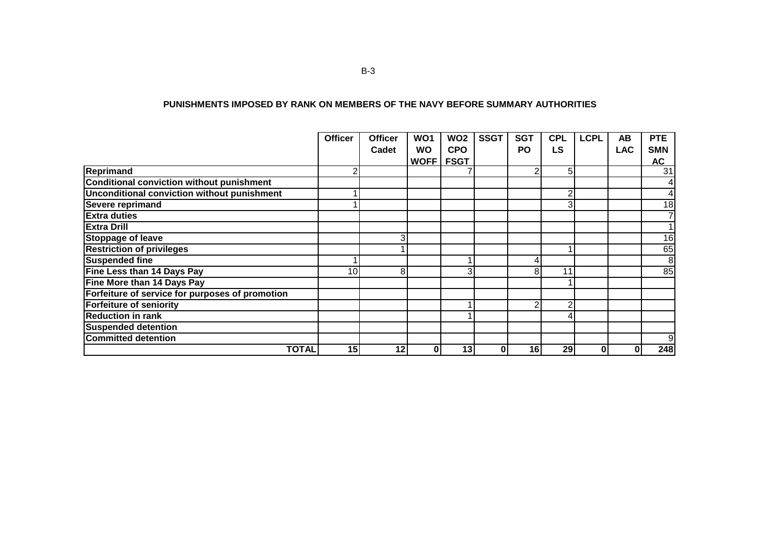**PUNISHMENTS IMPOSED BY RANK ON MEMBERS OF THE NAVY BEFORE SUMMARY AUTHORITIES**

| | Officer | Officer Cadet | WO1 WO WOFF | WO2 CPO FSGT | SSGT | SGT PO | CPL LS | LCPL | AB LAC | PTE SMN AC |
|---|---|---|---|---|---|---|---|---|---|---|
| **Reprimand** | 2 | | | 7 | | 2 | 5 | | | 31 |
| **Conditional conviction without punishment** | | | | | | | | | | 4 |
| **Unconditional conviction without punishment** | 1 | | | | | | 2 | | | 4 |
| **Severe reprimand** | 1 | | | | | | 3 | | | 18 |
| **Extra duties** | | | | | | | | | | 7 |
| **Extra Drill** | | | | | | | | | | 1 |
| **Stoppage of leave** | | 3 | | | | | | | | 16 |
| **Restriction of privileges** | | 1 | | | | | 1 | | | 65 |
| **Suspended fine** | 1 | | | 1 | | 4 | | | | 8 |
| **Fine Less than 14 Days Pay** | 10 | 8 | | 3 | | 8 | 11 | | | 85 |
| **Fine More than 14 Days Pay** | | | | | | | 1 | | | |
| **Forfeiture of service for purposes of promotion** | | | | | | | | | | |
| **Forfeiture of seniority** | | | | 1 | | 2 | 2 | | | |
| **Reduction in rank** | | | | 1 | | | 4 | | | |
| **Suspended detention** | | | | | | | | | | |
| **Committed detention** | | | | | | | | | | 9 |
| **TOTAL** | **15** | **12** | **0** | **13** | **0** | **16** | **29** | **0** | **0** | **248** |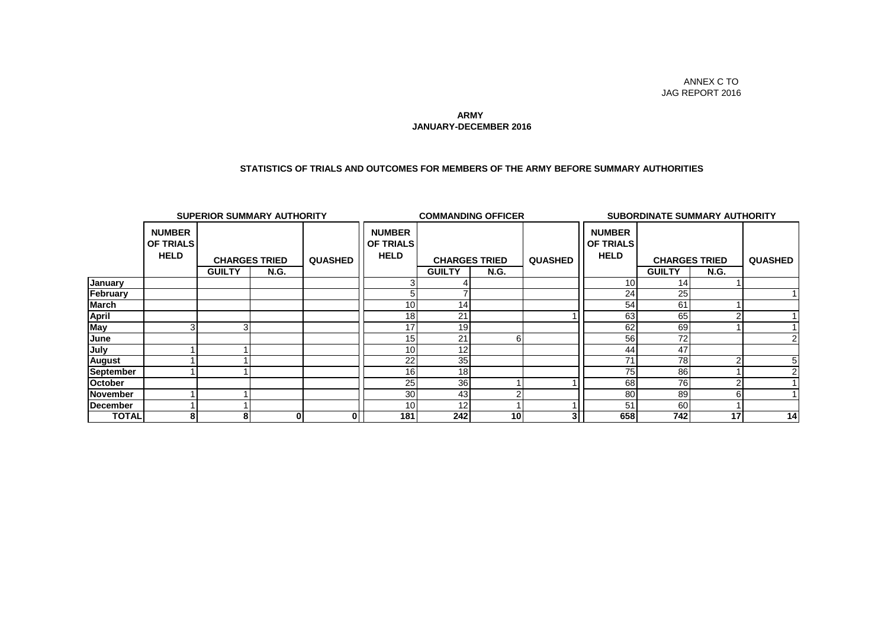ANNEX C TO
JAG REPORT 2016

**ARMY**
**JANUARY-DECEMBER 2016**

**STATISTICS OF TRIALS AND OUTCOMES FOR MEMBERS OF THE ARMY BEFORE SUMMARY AUTHORITIES**

| | SUPERIOR SUMMARY AUTHORITY | | | | COMMANDING OFFICER | | | | SUBORDINATE SUMMARY AUTHORITY | | | |
|---|---|---|---|---|---|---|---|---|---|---|---|---|
| | NUMBER OF TRIALS HELD | CHARGES TRIED | | QUASHED | NUMBER OF TRIALS HELD | CHARGES TRIED | | QUASHED | NUMBER OF TRIALS HELD | CHARGES TRIED | | QUASHED |
| | | GUILTY | N.G. | | | GUILTY | N.G. | | | GUILTY | N.G. | |
| January | | | | | 3 | 4 | | | 10 | 14 | 1 | |
| February | | | | | 5 | 7 | | | 24 | 25 | | 1 |
| March | | | | | 10 | 14 | | | 54 | 61 | 1 | |
| April | | | | | 18 | 21 | | 1 | 63 | 65 | 2 | 1 |
| May | 3 | 3 | | | 17 | 19 | | | 62 | 69 | 1 | 1 |
| June | | | | | 15 | 21 | 6 | | 56 | 72 | | 2 |
| July | 1 | 1 | | | 10 | 12 | | | 44 | 47 | | |
| August | 1 | 1 | | | 22 | 35 | | | 71 | 78 | 2 | 5 |
| September | 1 | 1 | | | 16 | 18 | | | 75 | 86 | 1 | 2 |
| October | | | | | 25 | 36 | 1 | 1 | 68 | 76 | 2 | 1 |
| November | 1 | 1 | | | 30 | 43 | 2 | | 80 | 89 | 6 | 1 |
| December | 1 | 1 | | | 10 | 12 | 1 | 1 | 51 | 60 | 1 | |
| **TOTAL** | **8** | **8** | **0** | **0** | **181** | **242** | **10** | **3** | **658** | **742** | **17** | **14** |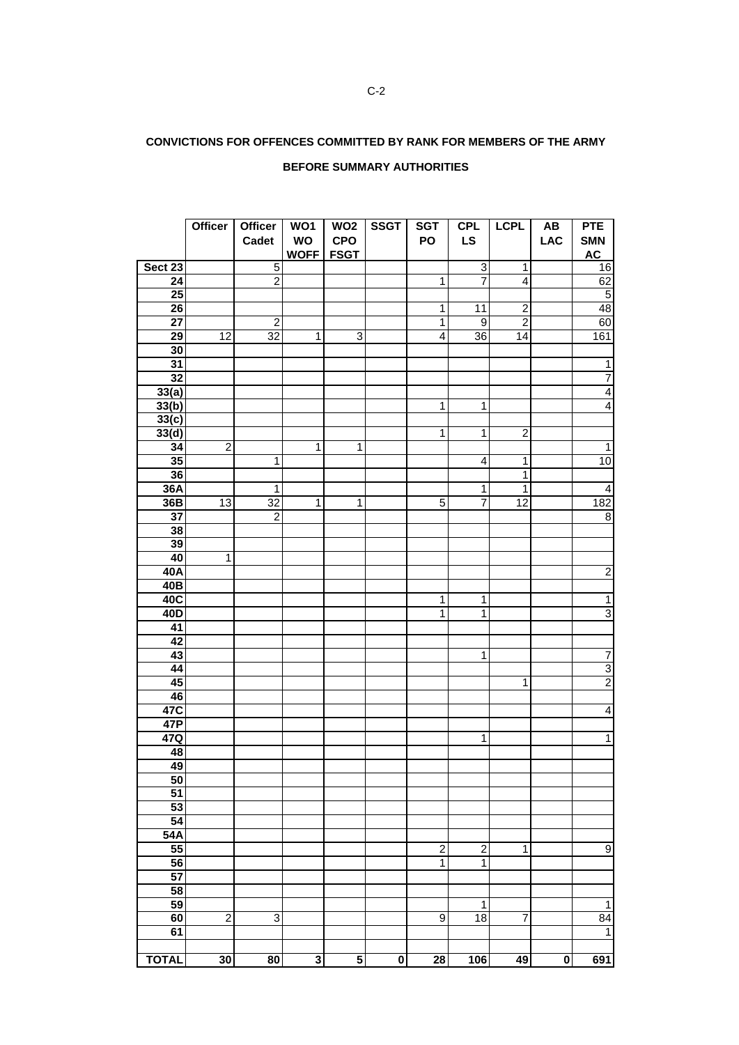**CONVICTIONS FOR OFFENCES COMMITTED BY RANK FOR MEMBERS OF THE ARMY**

**BEFORE SUMMARY AUTHORITIES**

| | Officer | Officer Cadet | WO1 WO WOFF | WO2 CPO FSGT | SSGT | SGT PO | CPL LS | LCPL | AB LAC | PTE SMN AC |
|---|---|---|---|---|---|---|---|---|---|---|
| **Sect 23** | | 5 | | | | | 3 | 1 | | 16 |
| **24** | | 2 | | | | 1 | 7 | 4 | | 62 |
| **25** | | | | | | | | | | 5 |
| **26** | | | | | | 1 | 11 | 2 | | 48 |
| **27** | | 2 | | | | 1 | 9 | 2 | | 60 |
| **29** | 12 | 32 | 1 | 3 | | 4 | 36 | 14 | | 161 |
| **30** | | | | | | | | | | |
| **31** | | | | | | | | | | 1 |
| **32** | | | | | | | | | | 7 |
| **33(a)** | | | | | | | | | | 4 |
| **33(b)** | | | | | | 1 | 1 | | | 4 |
| **33(c)** | | | | | | | | | | |
| **33(d)** | | | | | | 1 | 1 | 2 | | |
| **34** | 2 | | 1 | 1 | | | | | | 1 |
| **35** | | 1 | | | | | 4 | 1 | | 10 |
| **36** | | | | | | | | 1 | | |
| **36A** | | 1 | | | | | 1 | 1 | | 4 |
| **36B** | 13 | 32 | 1 | 1 | | 5 | 7 | 12 | | 182 |
| **37** | | 2 | | | | | | | | 8 |
| **38** | | | | | | | | | | |
| **39** | | | | | | | | | | |
| **40** | 1 | | | | | | | | | |
| **40A** | | | | | | | | | | 2 |
| **40B** | | | | | | | | | | |
| **40C** | | | | | | 1 | 1 | | | 1 |
| **40D** | | | | | | 1 | 1 | | | 3 |
| **41** | | | | | | | | | | |
| **42** | | | | | | | | | | |
| **43** | | | | | | | 1 | | | 7 |
| **44** | | | | | | | | | | 3 |
| **45** | | | | | | | | 1 | | 2 |
| **46** | | | | | | | | | | |
| **47C** | | | | | | | | | | 4 |
| **47P** | | | | | | | | | | |
| **47Q** | | | | | | | 1 | | | 1 |
| **48** | | | | | | | | | | |
| **49** | | | | | | | | | | |
| **50** | | | | | | | | | | |
| **51** | | | | | | | | | | |
| **53** | | | | | | | | | | |
| **54** | | | | | | | | | | |
| **54A** | | | | | | | | | | |
| **55** | | | | | | 2 | 2 | 1 | | 9 |
| **56** | | | | | | 1 | 1 | | | |
| **57** | | | | | | | | | | |
| **58** | | | | | | | | | | |
| **59** | | | | | | | 1 | | | 1 |
| **60** | 2 | 3 | | | | 9 | 18 | 7 | | 84 |
| **61** | | | | | | | | | | 1 |
| **TOTAL** | **30** | **80** | **3** | **5** | **0** | **28** | **106** | **49** | **0** | **691** |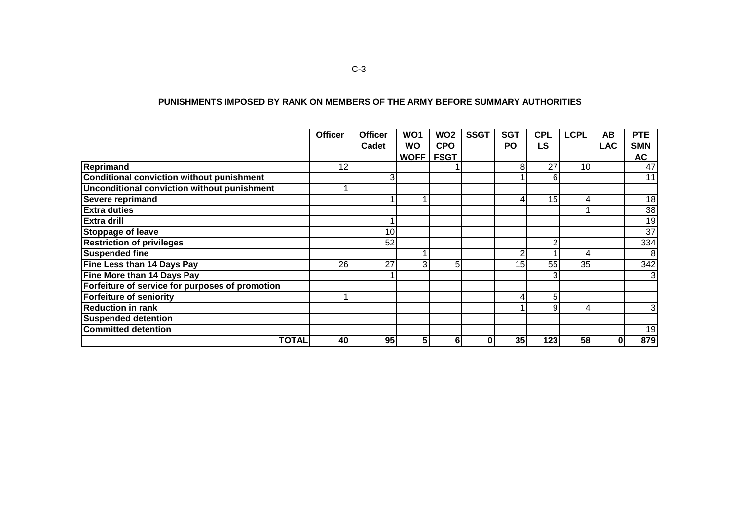## PUNISHMENTS IMPOSED BY RANK ON MEMBERS OF THE ARMY BEFORE SUMMARY AUTHORITIES

| | Officer | Officer Cadet | WO1 WO WOFF | WO2 CPO FSGT | SSGT | SGT PO | CPL LS | LCPL | AB LAC | PTE SMN AC |
|---|---|---|---|---|---|---|---|---|---|---|
| **Reprimand** | 12 | | | 1 | | 8 | 27 | 10 | | 47 |
| **Conditional conviction without punishment** | | 3 | | | | 1 | 6 | | | 11 |
| **Unconditional conviction without punishment** | 1 | | | | | | | | | |
| **Severe reprimand** | | 1 | 1 | | | 4 | 15 | 4 | | 18 |
| **Extra duties** | | | | | | | | 1 | | 38 |
| **Extra drill** | | 1 | | | | | | | | 19 |
| **Stoppage of leave** | | 10 | | | | | | | | 37 |
| **Restriction of privileges** | | 52 | | | | | 2 | | | 334 |
| **Suspended fine** | | | 1 | | | 2 | 1 | 4 | | 8 |
| **Fine Less than 14 Days Pay** | 26 | 27 | 3 | 5 | | 15 | 55 | 35 | | 342 |
| **Fine More than 14 Days Pay** | | 1 | | | | | 3 | | | 3 |
| **Forfeiture of service for purposes of promotion** | | | | | | | | | | |
| **Forfeiture of seniority** | 1 | | | | | 4 | 5 | | | |
| **Reduction in rank** | | | | | | 1 | 9 | 4 | | 3 |
| **Suspended detention** | | | | | | | | | | |
| **Committed detention** | | | | | | | | | | 19 |
| **TOTAL** | **40** | **95** | **5** | **6** | **0** | **35** | **123** | **58** | **0** | **879** |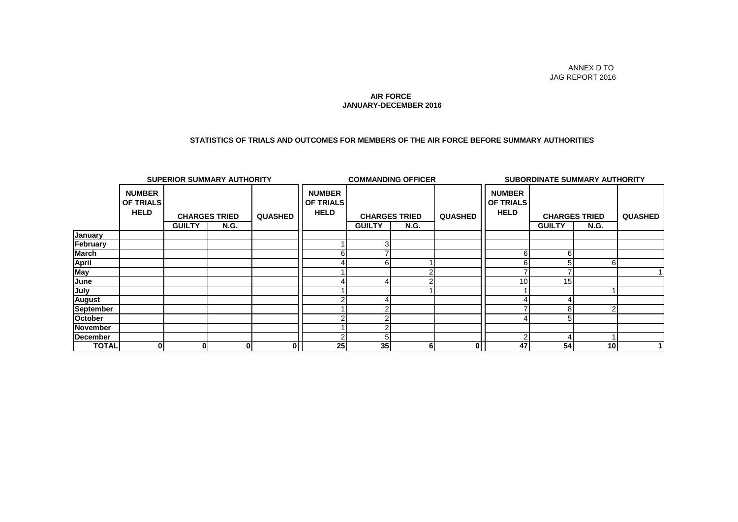ANNEX D TO
JAG REPORT 2016

**AIR FORCE**
**JANUARY-DECEMBER 2016**

**STATISTICS OF TRIALS AND OUTCOMES FOR MEMBERS OF THE AIR FORCE BEFORE SUMMARY AUTHORITIES**

| | SUPERIOR SUMMARY AUTHORITY | | | | COMMANDING OFFICER | | | | SUBORDINATE SUMMARY AUTHORITY | | | |
|---|---|---|---|---|---|---|---|---|---|---|---|---|
| | NUMBER OF TRIALS HELD | CHARGES TRIED | | QUASHED | NUMBER OF TRIALS HELD | CHARGES TRIED | | QUASHED | NUMBER OF TRIALS HELD | CHARGES TRIED | | QUASHED |
| | | GUILTY | N.G. | | | GUILTY | N.G. | | | GUILTY | N.G. | |
| **January** | | | | | | | | | | | | |
| **February** | | | | | 1 | 3 | | | | | | |
| **March** | | | | | 6 | 7 | | | 6 | 6 | | |
| **April** | | | | | 4 | 6 | 1 | | 6 | 5 | 6 | |
| **May** | | | | | 1 | | 2 | | 7 | 7 | | 1 |
| **June** | | | | | 4 | 4 | 2 | | 10 | 15 | | |
| **July** | | | | | 1 | | 1 | | 1 | | 1 | |
| **August** | | | | | 2 | 4 | | | 4 | 4 | | |
| **September** | | | | | 1 | 2 | | | 7 | 8 | 2 | |
| **October** | | | | | 2 | 2 | | | 4 | 5 | | |
| **November** | | | | | 1 | 2 | | | | | | |
| **December** | | | | | 2 | 5 | | | 2 | 4 | 1 | |
| **TOTAL** | **0** | **0** | **0** | **0** | **25** | **35** | **6** | **0** | **47** | **54** | **10** | **1** |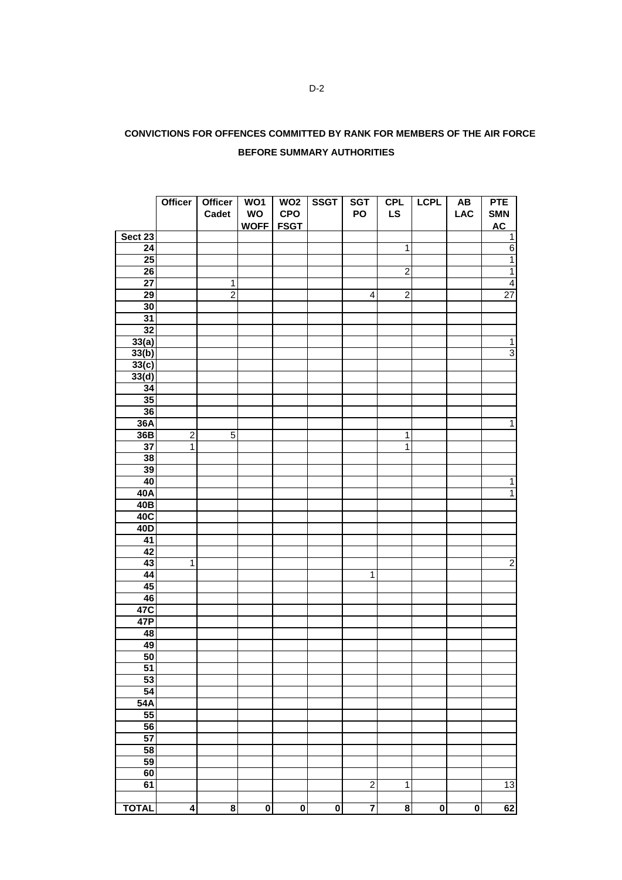**CONVICTIONS FOR OFFENCES COMMITTED BY RANK FOR MEMBERS OF THE AIR FORCE BEFORE SUMMARY AUTHORITIES**

| | Officer | Officer Cadet | WO1 WO WOFF | WO2 CPO FSGT | SSGT | SGT PO | CPL LS | LCPL | AB LAC | PTE SMN AC |
|---|---|---|---|---|---|---|---|---|---|---|
| Sect 23 | | | | | | | | | | 1 |
| 24 | | | | | | | 1 | | | 6 |
| 25 | | | | | | | | | | 1 |
| 26 | | | | | | | 2 | | | 1 |
| 27 | | 1 | | | | | | | | 4 |
| 29 | | 2 | | | | 4 | 2 | | | 27 |
| 30 | | | | | | | | | | |
| 31 | | | | | | | | | | |
| 32 | | | | | | | | | | |
| 33(a) | | | | | | | | | | 1 |
| 33(b) | | | | | | | | | | 3 |
| 33(c) | | | | | | | | | | |
| 33(d) | | | | | | | | | | |
| 34 | | | | | | | | | | |
| 35 | | | | | | | | | | |
| 36 | | | | | | | | | | |
| 36A | | | | | | | | | | 1 |
| 36B | 2 | 5 | | | | | 1 | | | |
| 37 | 1 | | | | | | 1 | | | |
| 38 | | | | | | | | | | |
| 39 | | | | | | | | | | |
| 40 | | | | | | | | | | 1 |
| 40A | | | | | | | | | | 1 |
| 40B | | | | | | | | | | |
| 40C | | | | | | | | | | |
| 40D | | | | | | | | | | |
| 41 | | | | | | | | | | |
| 42 | | | | | | | | | | |
| 43 | 1 | | | | | | | | | 2 |
| 44 | | | | | | 1 | | | | |
| 45 | | | | | | | | | | |
| 46 | | | | | | | | | | |
| 47C | | | | | | | | | | |
| 47P | | | | | | | | | | |
| 48 | | | | | | | | | | |
| 49 | | | | | | | | | | |
| 50 | | | | | | | | | | |
| 51 | | | | | | | | | | |
| 53 | | | | | | | | | | |
| 54 | | | | | | | | | | |
| 54A | | | | | | | | | | |
| 55 | | | | | | | | | | |
| 56 | | | | | | | | | | |
| 57 | | | | | | | | | | |
| 58 | | | | | | | | | | |
| 59 | | | | | | | | | | |
| 60 | | | | | | | | | | |
| 61 | | | | | | 2 | 1 | | | 13 |
| | | | | | | | | | | |
| **TOTAL** | **4** | **8** | **0** | **0** | **0** | **7** | **8** | **0** | **0** | **62** |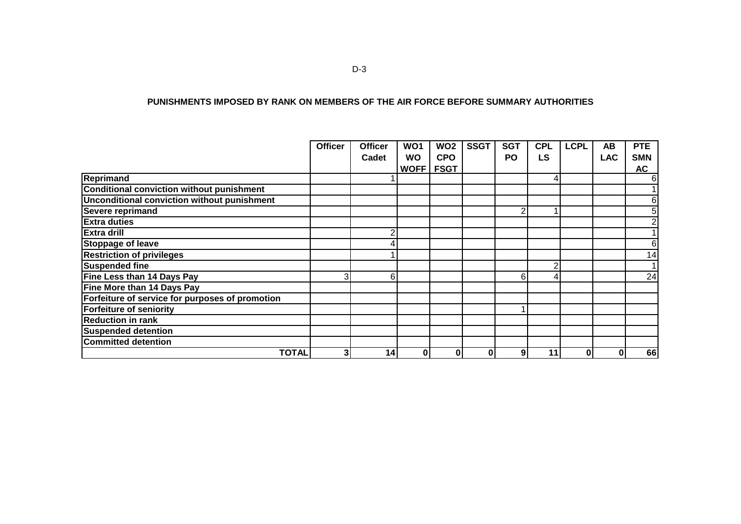D-3

**PUNISHMENTS IMPOSED BY RANK ON MEMBERS OF THE AIR FORCE BEFORE SUMMARY AUTHORITIES**

| | Officer | Officer Cadet | WO1 WO WOFF | WO2 CPO FSGT | SSGT | SGT PO | CPL LS | LCPL | AB LAC | PTE SMN AC |
|---|---|---|---|---|---|---|---|---|---|---|
| **Reprimand** | | 1 | | | | | 4 | | | 6 |
| **Conditional conviction without punishment** | | | | | | | | | | 1 |
| **Unconditional conviction without punishment** | | | | | | | | | | 6 |
| **Severe reprimand** | | | | | | 2 | 1 | | | 5 |
| **Extra duties** | | | | | | | | | | 2 |
| **Extra drill** | | 2 | | | | | | | | 1 |
| **Stoppage of leave** | | 4 | | | | | | | | 6 |
| **Restriction of privileges** | | 1 | | | | | | | | 14 |
| **Suspended fine** | | | | | | | 2 | | | 1 |
| **Fine Less than 14 Days Pay** | 3 | 6 | | | | 6 | 4 | | | 24 |
| **Fine More than 14 Days Pay** | | | | | | | | | | |
| **Forfeiture of service for purposes of promotion** | | | | | | | | | | |
| **Forfeiture of seniority** | | | | | | 1 | | | | |
| **Reduction in rank** | | | | | | | | | | |
| **Suspended detention** | | | | | | | | | | |
| **Committed detention** | | | | | | | | | | |
| **TOTAL** | **3** | **14** | **0** | **0** | **0** | **9** | **11** | **0** | **0** | **66** |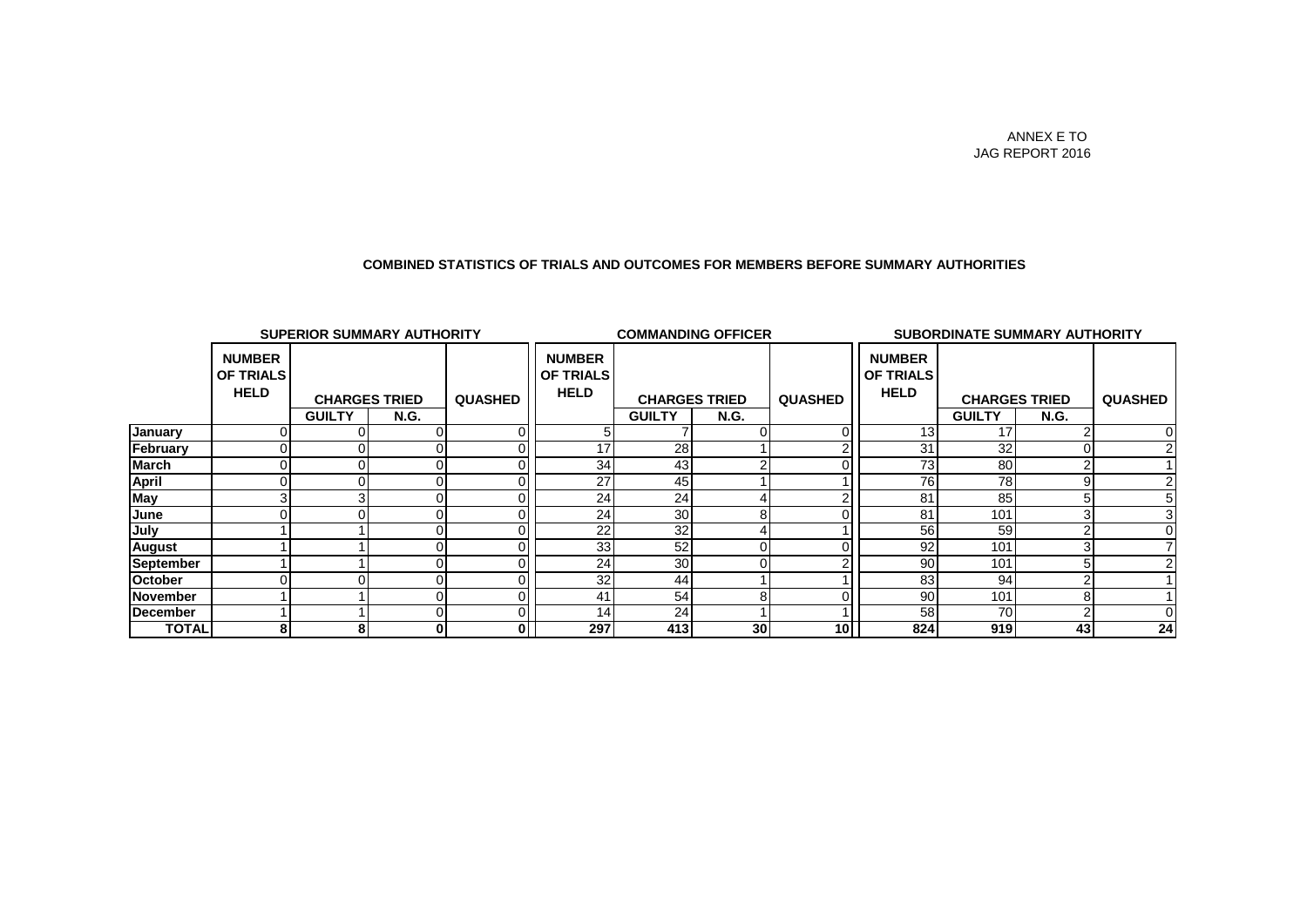ANNEX E TO
JAG REPORT 2016

**COMBINED STATISTICS OF TRIALS AND OUTCOMES FOR MEMBERS BEFORE SUMMARY AUTHORITIES**

| | SUPERIOR SUMMARY AUTHORITY | | | | COMMANDING OFFICER | | | | SUBORDINATE SUMMARY AUTHORITY | | | |
|---|---|---|---|---|---|---|---|---|---|---|---|---|
| | NUMBER OF TRIALS HELD | CHARGES TRIED | | QUASHED | NUMBER OF TRIALS HELD | CHARGES TRIED | | QUASHED | NUMBER OF TRIALS HELD | CHARGES TRIED | | QUASHED |
| | | GUILTY | N.G. | | | GUILTY | N.G. | | | GUILTY | N.G. | |
| **January** | 0 | 0 | 0 | 0 | 5 | 7 | 0 | 0 | 13 | 17 | 2 | 0 |
| **February** | 0 | 0 | 0 | 0 | 17 | 28 | 1 | 2 | 31 | 32 | 0 | 2 |
| **March** | 0 | 0 | 0 | 0 | 34 | 43 | 2 | 0 | 73 | 80 | 2 | 1 |
| **April** | 0 | 0 | 0 | 0 | 27 | 45 | 1 | 1 | 76 | 78 | 9 | 2 |
| **May** | 3 | 3 | 0 | 0 | 24 | 24 | 4 | 2 | 81 | 85 | 5 | 5 |
| **June** | 0 | 0 | 0 | 0 | 24 | 30 | 8 | 0 | 81 | 101 | 3 | 3 |
| **July** | 1 | 1 | 0 | 0 | 22 | 32 | 4 | 1 | 56 | 59 | 2 | 0 |
| **August** | 1 | 1 | 0 | 0 | 33 | 52 | 0 | 0 | 92 | 101 | 3 | 7 |
| **September** | 1 | 1 | 0 | 0 | 24 | 30 | 0 | 2 | 90 | 101 | 5 | 2 |
| **October** | 0 | 0 | 0 | 0 | 32 | 44 | 1 | 1 | 83 | 94 | 2 | 1 |
| **November** | 1 | 1 | 0 | 0 | 41 | 54 | 8 | 0 | 90 | 101 | 8 | 1 |
| **December** | 1 | 1 | 0 | 0 | 14 | 24 | 1 | 1 | 58 | 70 | 2 | 0 |
| **TOTAL** | **8** | **8** | **0** | **0** | **297** | **413** | **30** | **10** | **824** | **919** | **43** | **24** |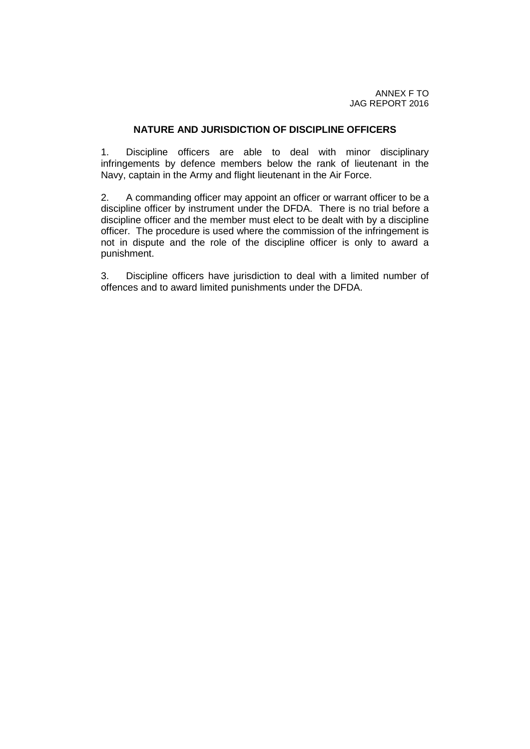ANNEX F TO
JAG REPORT 2016

## NATURE AND JURISDICTION OF DISCIPLINE OFFICERS

1. Discipline officers are able to deal with minor disciplinary infringements by defence members below the rank of lieutenant in the Navy, captain in the Army and flight lieutenant in the Air Force.

2. A commanding officer may appoint an officer or warrant officer to be a discipline officer by instrument under the DFDA. There is no trial before a discipline officer and the member must elect to be dealt with by a discipline officer. The procedure is used where the commission of the infringement is not in dispute and the role of the discipline officer is only to award a punishment.

3. Discipline officers have jurisdiction to deal with a limited number of offences and to award limited punishments under the DFDA.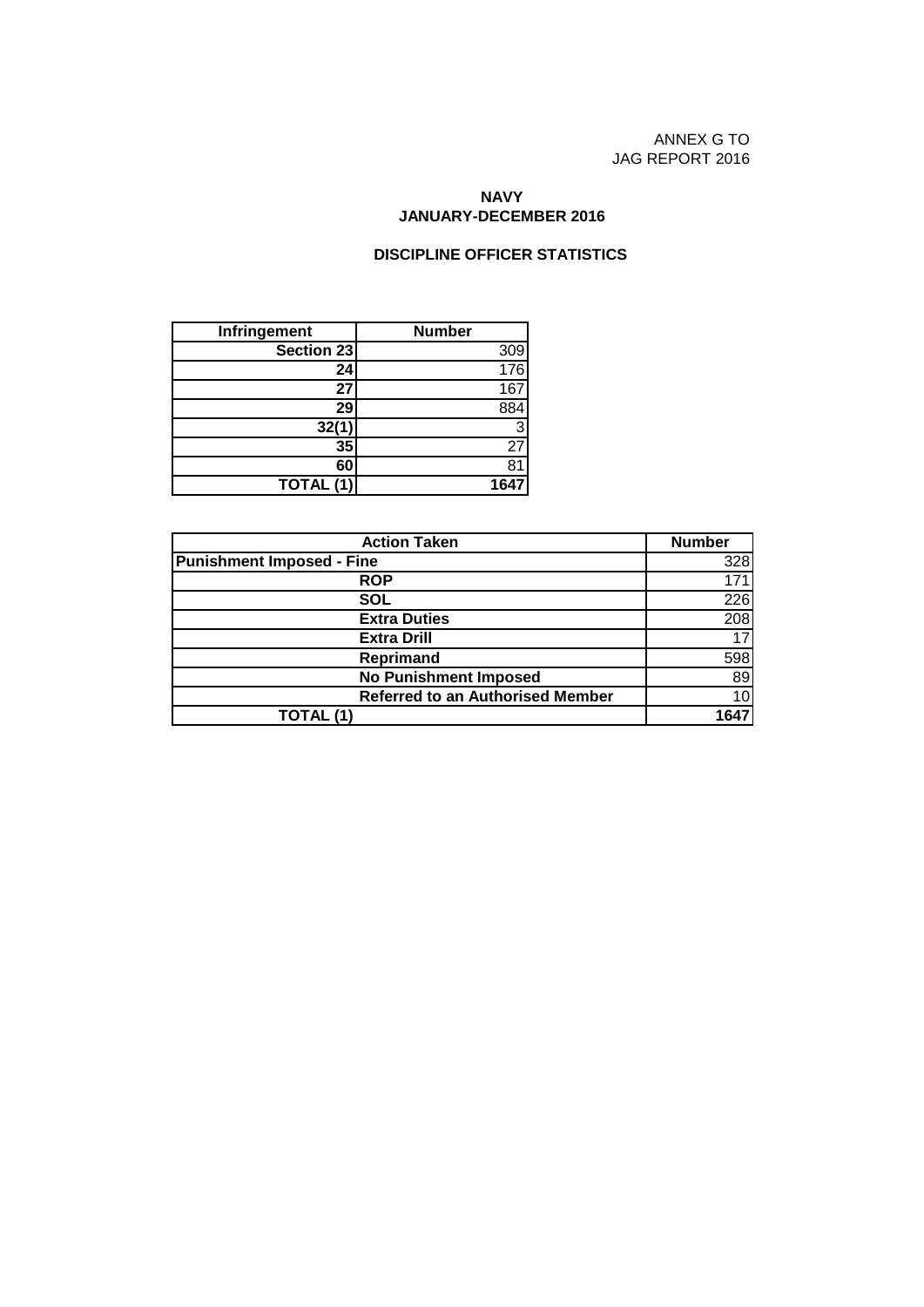ANNEX G TO
JAG REPORT 2016

**NAVY**
**JANUARY-DECEMBER 2016**

**DISCIPLINE OFFICER STATISTICS**

| Infringement | Number |
|---|---|
| **Section 23** | 309 |
| **24** | 176 |
| **27** | 167 |
| **29** | 884 |
| **32(1)** | 3 |
| **35** | 27 |
| **60** | 81 |
| **TOTAL (1)** | **1647** |

| Action Taken | Number |
|---|---|
| **Punishment Imposed - Fine** | 328 |
| **ROP** | 171 |
| **SOL** | 226 |
| **Extra Duties** | 208 |
| **Extra Drill** | 17 |
| **Reprimand** | 598 |
| **No Punishment Imposed** | 89 |
| **Referred to an Authorised Member** | 10 |
| **TOTAL (1)** | **1647** |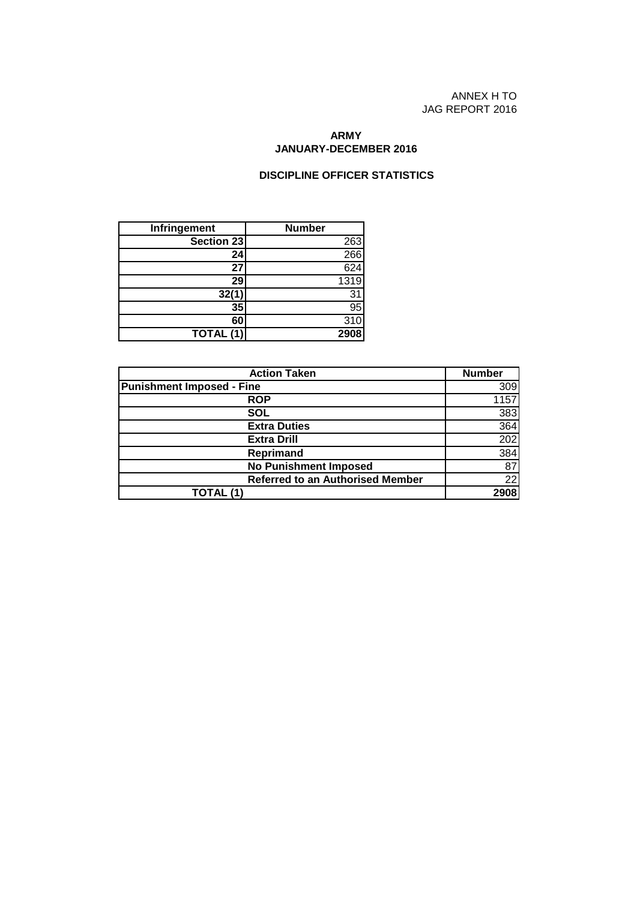ANNEX H TO
JAG REPORT 2016

**ARMY**
**JANUARY-DECEMBER 2016**

**DISCIPLINE OFFICER STATISTICS**

| Infringement | Number |
|---|---|
| Section 23 | 263 |
| 24 | 266 |
| 27 | 624 |
| 29 | 1319 |
| 32(1) | 31 |
| 35 | 95 |
| 60 | 310 |
| **TOTAL (1)** | **2908** |

| Action Taken | Number |
|---|---|
| Punishment Imposed - Fine | 309 |
| ROP | 1157 |
| SOL | 383 |
| Extra Duties | 364 |
| Extra Drill | 202 |
| Reprimand | 384 |
| No Punishment Imposed | 87 |
| Referred to an Authorised Member | 22 |
| **TOTAL (1)** | **2908** |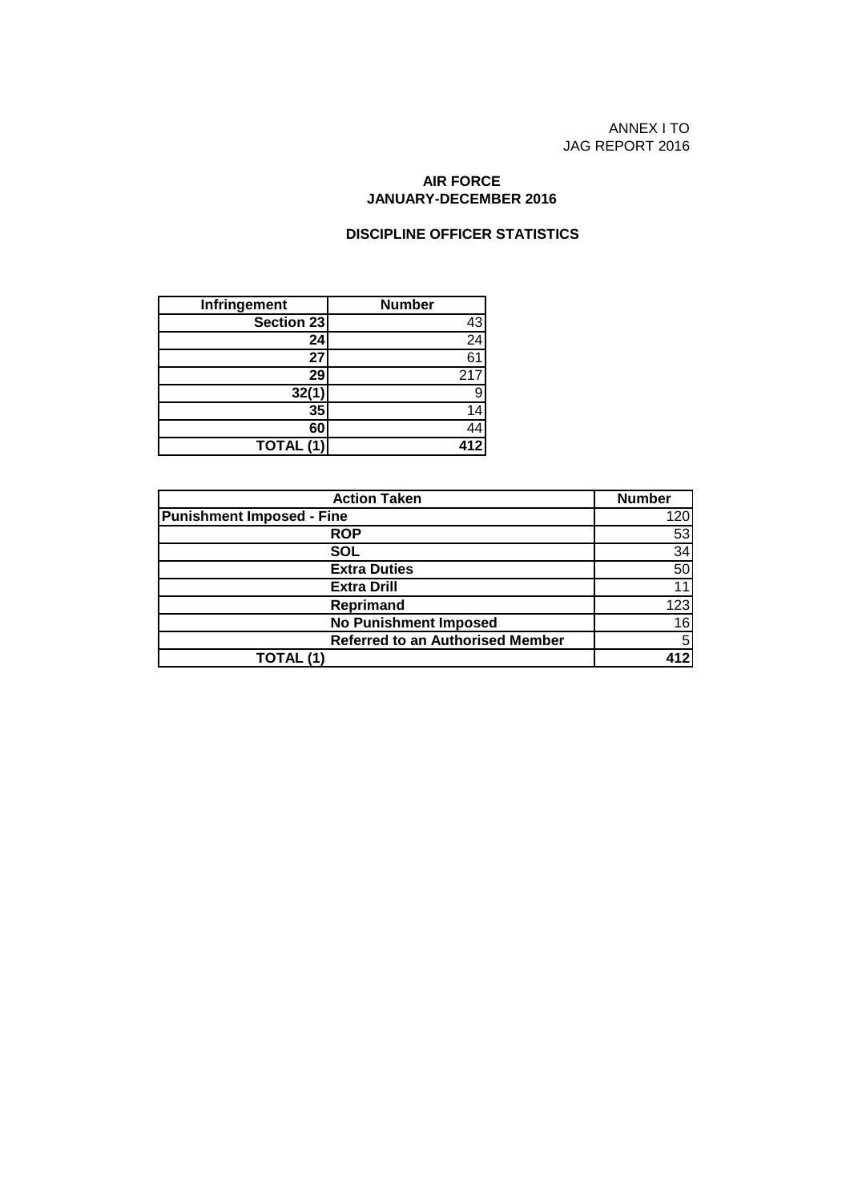ANNEX I TO
JAG REPORT 2016

**AIR FORCE**
**JANUARY-DECEMBER 2016**

**DISCIPLINE OFFICER STATISTICS**

| Infringement | Number |
|---|---|
| **Section 23** | 43 |
| **24** | 24 |
| **27** | 61 |
| **29** | 217 |
| **32(1)** | 9 |
| **35** | 14 |
| **60** | 44 |
| **TOTAL (1)** | **412** |

| Action Taken | Number |
|---|---|
| **Punishment Imposed - Fine** | 120 |
| **ROP** | 53 |
| **SOL** | 34 |
| **Extra Duties** | 50 |
| **Extra Drill** | 11 |
| **Reprimand** | 123 |
| **No Punishment Imposed** | 16 |
| **Referred to an Authorised Member** | 5 |
| **TOTAL (1)** | **412** |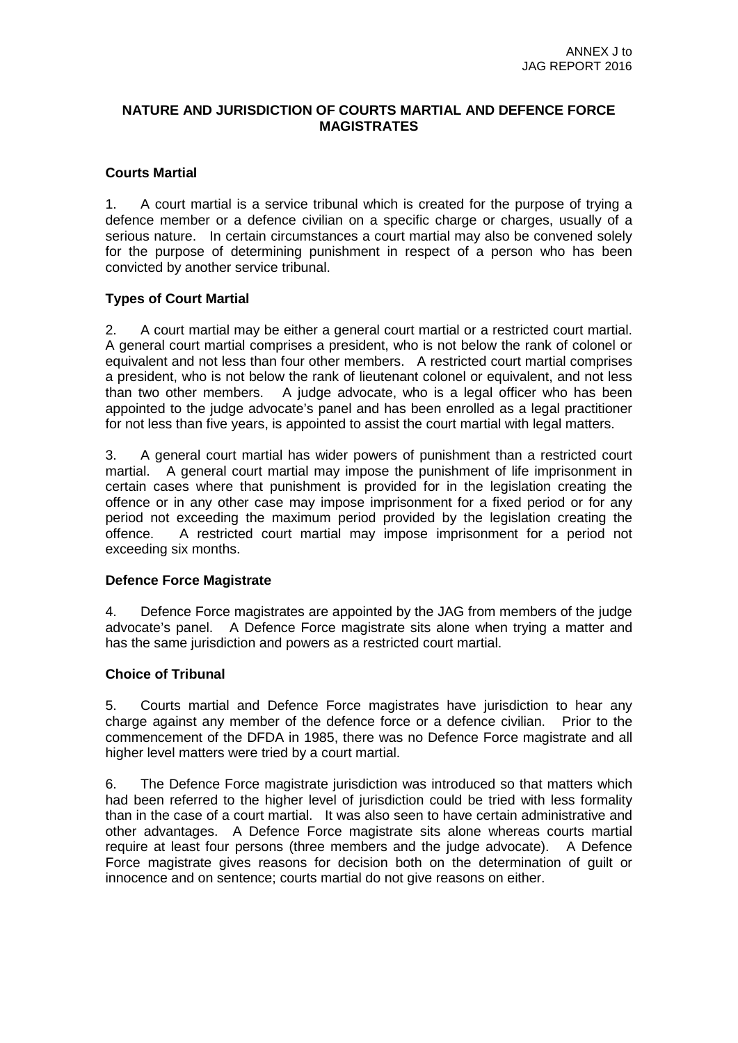ANNEX J to
JAG REPORT 2016

## NATURE AND JURISDICTION OF COURTS MARTIAL AND DEFENCE FORCE MAGISTRATES

### Courts Martial

1. A court martial is a service tribunal which is created for the purpose of trying a defence member or a defence civilian on a specific charge or charges, usually of a serious nature. In certain circumstances a court martial may also be convened solely for the purpose of determining punishment in respect of a person who has been convicted by another service tribunal.

### Types of Court Martial

2. A court martial may be either a general court martial or a restricted court martial. A general court martial comprises a president, who is not below the rank of colonel or equivalent and not less than four other members. A restricted court martial comprises a president, who is not below the rank of lieutenant colonel or equivalent, and not less than two other members. A judge advocate, who is a legal officer who has been appointed to the judge advocate's panel and has been enrolled as a legal practitioner for not less than five years, is appointed to assist the court martial with legal matters.

3. A general court martial has wider powers of punishment than a restricted court martial. A general court martial may impose the punishment of life imprisonment in certain cases where that punishment is provided for in the legislation creating the offence or in any other case may impose imprisonment for a fixed period or for any period not exceeding the maximum period provided by the legislation creating the offence. A restricted court martial may impose imprisonment for a period not exceeding six months.

### Defence Force Magistrate

4. Defence Force magistrates are appointed by the JAG from members of the judge advocate's panel. A Defence Force magistrate sits alone when trying a matter and has the same jurisdiction and powers as a restricted court martial.

### Choice of Tribunal

5. Courts martial and Defence Force magistrates have jurisdiction to hear any charge against any member of the defence force or a defence civilian. Prior to the commencement of the DFDA in 1985, there was no Defence Force magistrate and all higher level matters were tried by a court martial.

6. The Defence Force magistrate jurisdiction was introduced so that matters which had been referred to the higher level of jurisdiction could be tried with less formality than in the case of a court martial. It was also seen to have certain administrative and other advantages. A Defence Force magistrate sits alone whereas courts martial require at least four persons (three members and the judge advocate). A Defence Force magistrate gives reasons for decision both on the determination of guilt or innocence and on sentence; courts martial do not give reasons on either.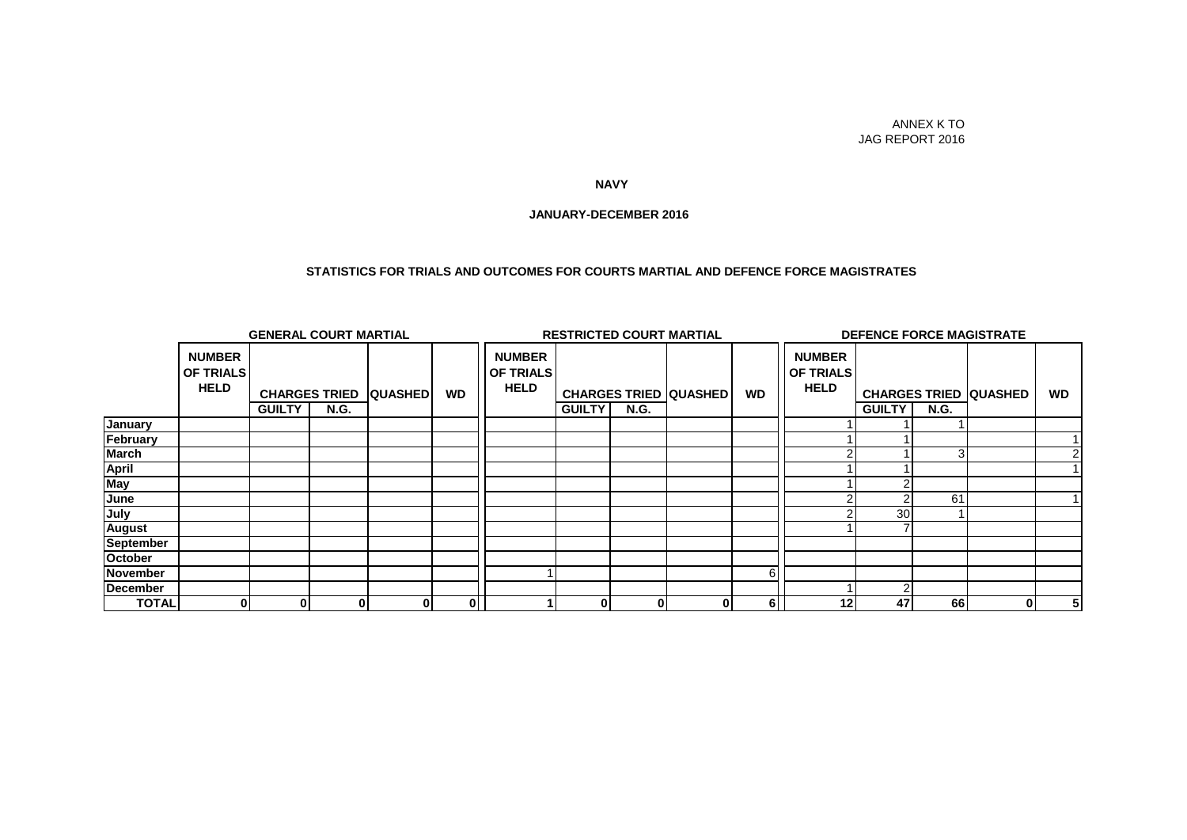ANNEX K TO
JAG REPORT 2016

**NAVY**

**JANUARY-DECEMBER 2016**

**STATISTICS FOR TRIALS AND OUTCOMES FOR COURTS MARTIAL AND DEFENCE FORCE MAGISTRATES**

| | GENERAL COURT MARTIAL | | | | | RESTRICTED COURT MARTIAL | | | | | DEFENCE FORCE MAGISTRATE | | | | |
|---|---|---|---|---|---|---|---|---|---|---|---|---|---|---|---|
| | NUMBER OF TRIALS HELD | CHARGES TRIED | | QUASHED | WD | NUMBER OF TRIALS HELD | CHARGES TRIED | | QUASHED | WD | NUMBER OF TRIALS HELD | CHARGES TRIED | | QUASHED | WD |
| | | GUILTY | N.G. | | | | GUILTY | N.G. | | | | GUILTY | N.G. | | |
| **January** | | | | | | | | | | | 1 | 1 | 1 | | |
| **February** | | | | | | | | | | | 1 | 1 | | | 1 |
| **March** | | | | | | | | | | | 2 | 1 | 3 | | 2 |
| **April** | | | | | | | | | | | 1 | 1 | | | 1 |
| **May** | | | | | | | | | | | 1 | 2 | | | |
| **June** | | | | | | | | | | | 2 | 2 | 61 | | 1 |
| **July** | | | | | | | | | | | 2 | 30 | 1 | | |
| **August** | | | | | | | | | | | 1 | 7 | | | |
| **September** | | | | | | | | | | | | | | | |
| **October** | | | | | | | | | | | | | | | |
| **November** | | | | | | 1 | | | | 6 | | | | | |
| **December** | | | | | | | | | | | 1 | 2 | | | |
| **TOTAL** | **0** | **0** | **0** | **0** | **0** | **1** | **0** | **0** | **0** | **6** | **12** | **47** | **66** | **0** | **5** |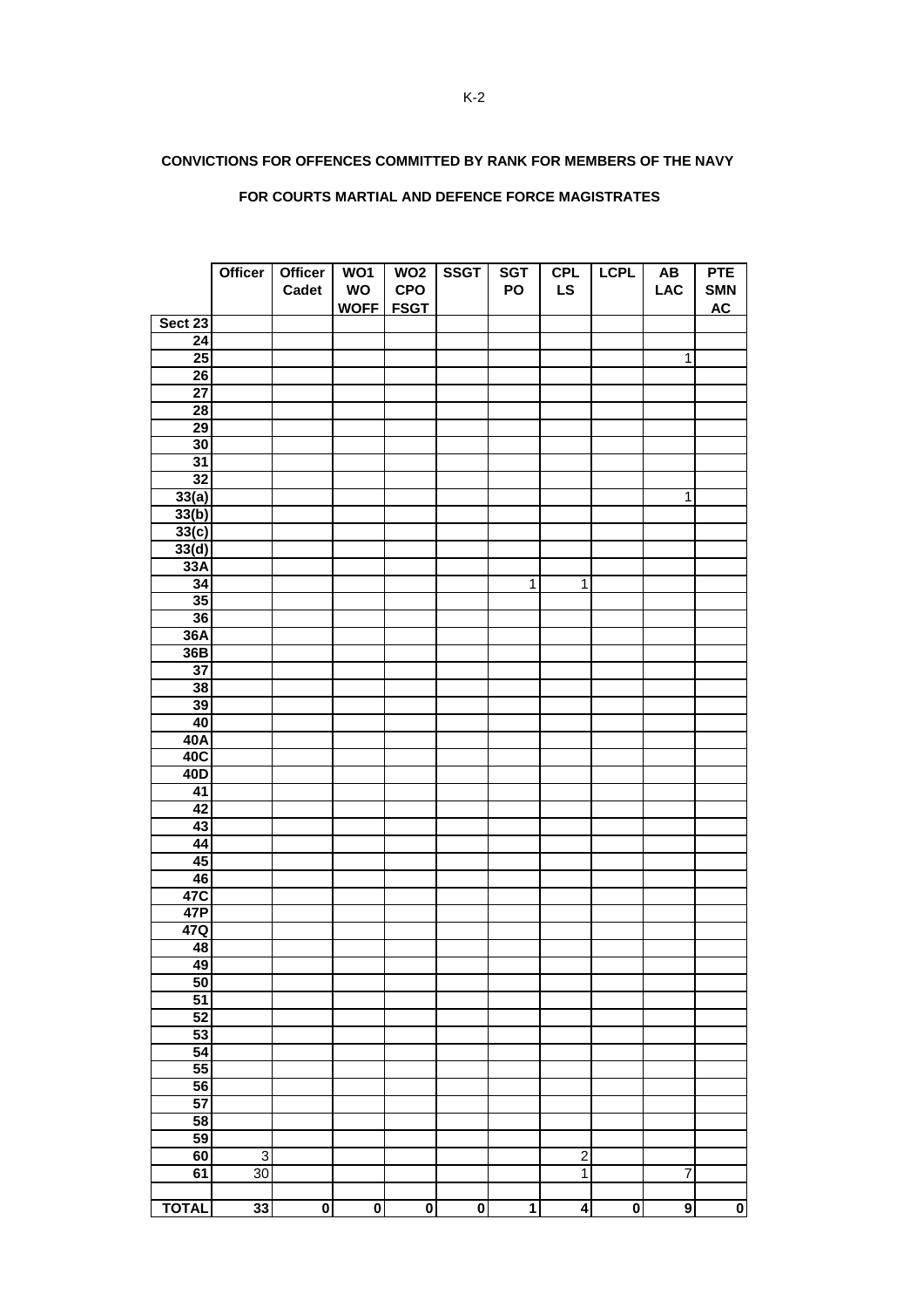## CONVICTIONS FOR OFFENCES COMMITTED BY RANK FOR MEMBERS OF THE NAVY

## FOR COURTS MARTIAL AND DEFENCE FORCE MAGISTRATES

| | Officer | Officer Cadet | WO1 WO WOFF | WO2 CPO FSGT | SSGT | SGT PO | CPL LS | LCPL | AB LAC | PTE SMN AC |
|---|---|---|---|---|---|---|---|---|---|---|
| Sect 23 | | | | | | | | | | |
| 24 | | | | | | | | | | |
| 25 | | | | | | | | | 1 | |
| 26 | | | | | | | | | | |
| 27 | | | | | | | | | | |
| 28 | | | | | | | | | | |
| 29 | | | | | | | | | | |
| 30 | | | | | | | | | | |
| 31 | | | | | | | | | | |
| 32 | | | | | | | | | | |
| 33(a) | | | | | | | | | 1 | |
| 33(b) | | | | | | | | | | |
| 33(c) | | | | | | | | | | |
| 33(d) | | | | | | | | | | |
| 33A | | | | | | | | | | |
| 34 | | | | | | 1 | 1 | | | |
| 35 | | | | | | | | | | |
| 36 | | | | | | | | | | |
| 36A | | | | | | | | | | |
| 36B | | | | | | | | | | |
| 37 | | | | | | | | | | |
| 38 | | | | | | | | | | |
| 39 | | | | | | | | | | |
| 40 | | | | | | | | | | |
| 40A | | | | | | | | | | |
| 40C | | | | | | | | | | |
| 40D | | | | | | | | | | |
| 41 | | | | | | | | | | |
| 42 | | | | | | | | | | |
| 43 | | | | | | | | | | |
| 44 | | | | | | | | | | |
| 45 | | | | | | | | | | |
| 46 | | | | | | | | | | |
| 47C | | | | | | | | | | |
| 47P | | | | | | | | | | |
| 47Q | | | | | | | | | | |
| 48 | | | | | | | | | | |
| 49 | | | | | | | | | | |
| 50 | | | | | | | | | | |
| 51 | | | | | | | | | | |
| 52 | | | | | | | | | | |
| 53 | | | | | | | | | | |
| 54 | | | | | | | | | | |
| 55 | | | | | | | | | | |
| 56 | | | | | | | | | | |
| 57 | | | | | | | | | | |
| 58 | | | | | | | | | | |
| 59 | | | | | | | | | | |
| 60 | 3 | | | | | | 2 | | | |
| 61 | 30 | | | | | | 1 | | 7 | |
| | | | | | | | | | | |
| **TOTAL** | **33** | **0** | **0** | **0** | **0** | **1** | **4** | **0** | **9** | **0** |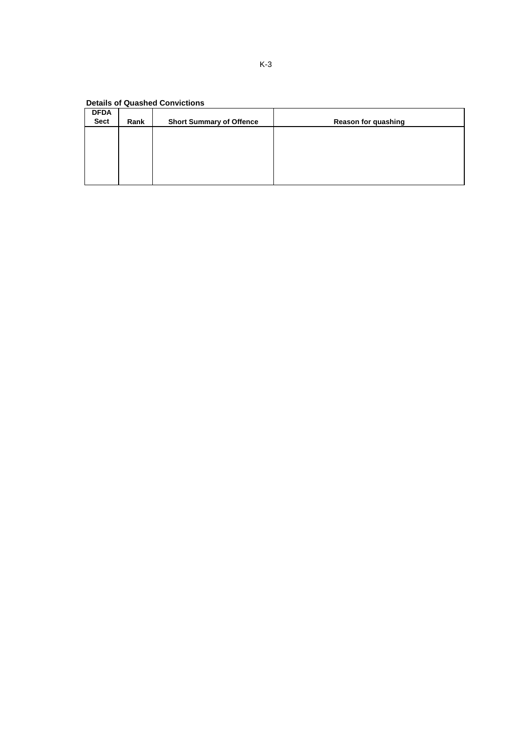K-3

**Details of Quashed Convictions**

| DFDA Sect | Rank | Short Summary of Offence | Reason for quashing |
|---|---|---|---|
| | | | |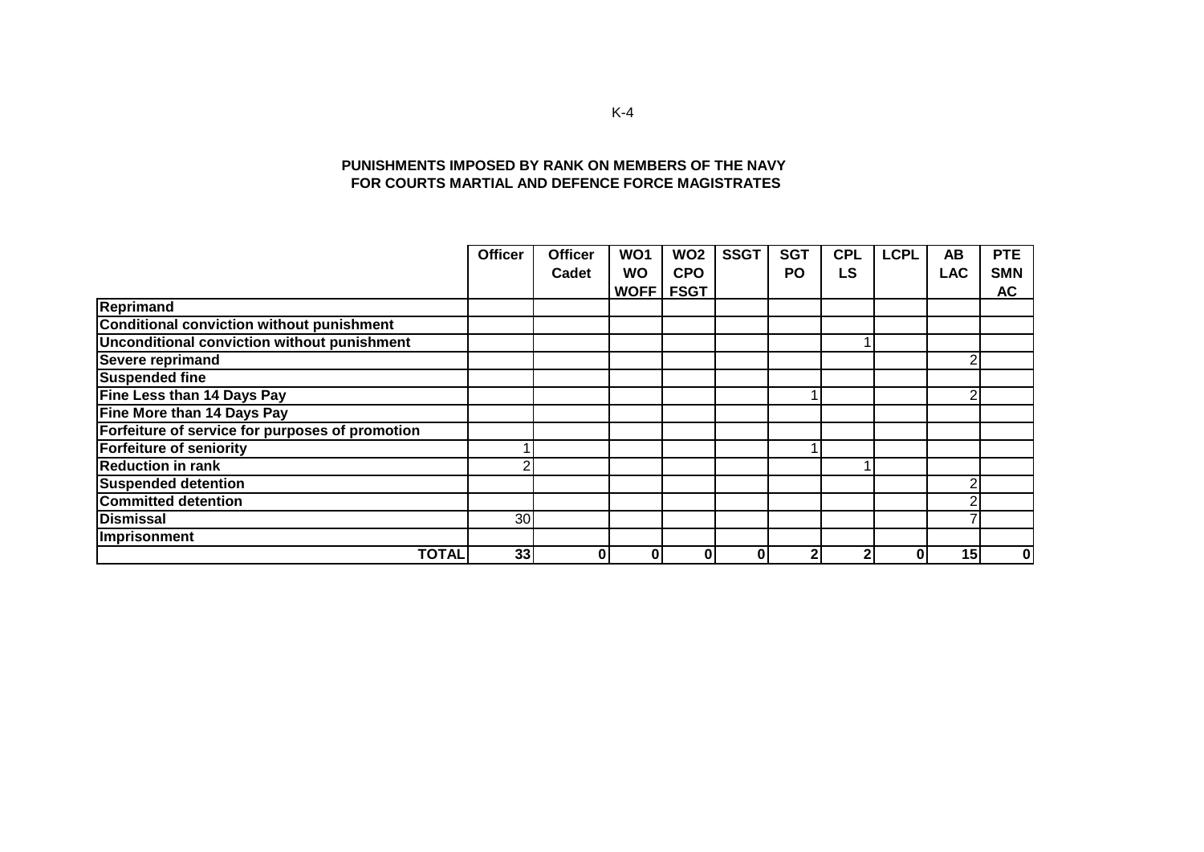K-4

**PUNISHMENTS IMPOSED BY RANK ON MEMBERS OF THE NAVY FOR COURTS MARTIAL AND DEFENCE FORCE MAGISTRATES**

| | Officer | Officer Cadet | WO1 WO WOFF | WO2 CPO FSGT | SSGT | SGT PO | CPL LS | LCPL | AB LAC | PTE SMN AC |
|---|---|---|---|---|---|---|---|---|---|---|
| **Reprimand** | | | | | | | | | | |
| **Conditional conviction without punishment** | | | | | | | | | | |
| **Unconditional conviction without punishment** | | | | | | | 1 | | | |
| **Severe reprimand** | | | | | | | | | 2 | |
| **Suspended fine** | | | | | | | | | | |
| **Fine Less than 14 Days Pay** | | | | | | 1 | | | 2 | |
| **Fine More than 14 Days Pay** | | | | | | | | | | |
| **Forfeiture of service for purposes of promotion** | | | | | | | | | | |
| **Forfeiture of seniority** | 1 | | | | | 1 | | | | |
| **Reduction in rank** | 2 | | | | | | 1 | | | |
| **Suspended detention** | | | | | | | | | 2 | |
| **Committed detention** | | | | | | | | | 2 | |
| **Dismissal** | 30 | | | | | | | | 7 | |
| **Imprisonment** | | | | | | | | | | |
| **TOTAL** | **33** | **0** | **0** | **0** | **0** | **2** | **2** | **0** | **15** | **0** |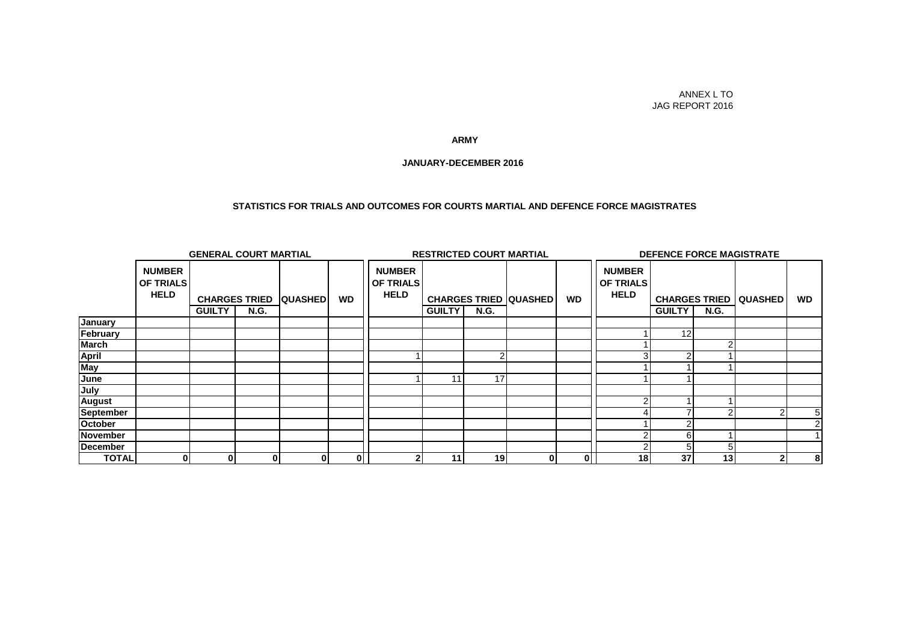ANNEX L TO
JAG REPORT 2016

**ARMY**

**JANUARY-DECEMBER 2016**

**STATISTICS FOR TRIALS AND OUTCOMES FOR COURTS MARTIAL AND DEFENCE FORCE MAGISTRATES**

| | GENERAL COURT MARTIAL | | | | | RESTRICTED COURT MARTIAL | | | | | DEFENCE FORCE MAGISTRATE | | | | |
|---|---|---|---|---|---|---|---|---|---|---|---|---|---|---|---|
| | NUMBER OF TRIALS HELD | CHARGES TRIED | | QUASHED | WD | NUMBER OF TRIALS HELD | CHARGES TRIED | | QUASHED | WD | NUMBER OF TRIALS HELD | CHARGES TRIED | | QUASHED | WD |
| | | GUILTY | N.G. | | | | GUILTY | N.G. | | | | GUILTY | N.G. | | |
| **January** | | | | | | | | | | | | | | | |
| **February** | | | | | | | | | | | 1 | 12 | | | |
| **March** | | | | | | | | | | | 1 | | 2 | | |
| **April** | | | | | | 1 | | 2 | | | 3 | 2 | 1 | | |
| **May** | | | | | | | | | | | 1 | 1 | 1 | | |
| **June** | | | | | | 1 | 11 | 17 | | | 1 | 1 | | | |
| **July** | | | | | | | | | | | | | | | |
| **August** | | | | | | | | | | | 2 | 1 | 1 | | |
| **September** | | | | | | | | | | | 4 | 7 | 2 | 2 | 5 |
| **October** | | | | | | | | | | | 1 | 2 | | | 2 |
| **November** | | | | | | | | | | | 2 | 6 | 1 | | 1 |
| **December** | | | | | | | | | | | 2 | 5 | 5 | | |
| **TOTAL** | **0** | **0** | **0** | **0** | **0** | **2** | **11** | **19** | **0** | **0** | **18** | **37** | **13** | **2** | **8** |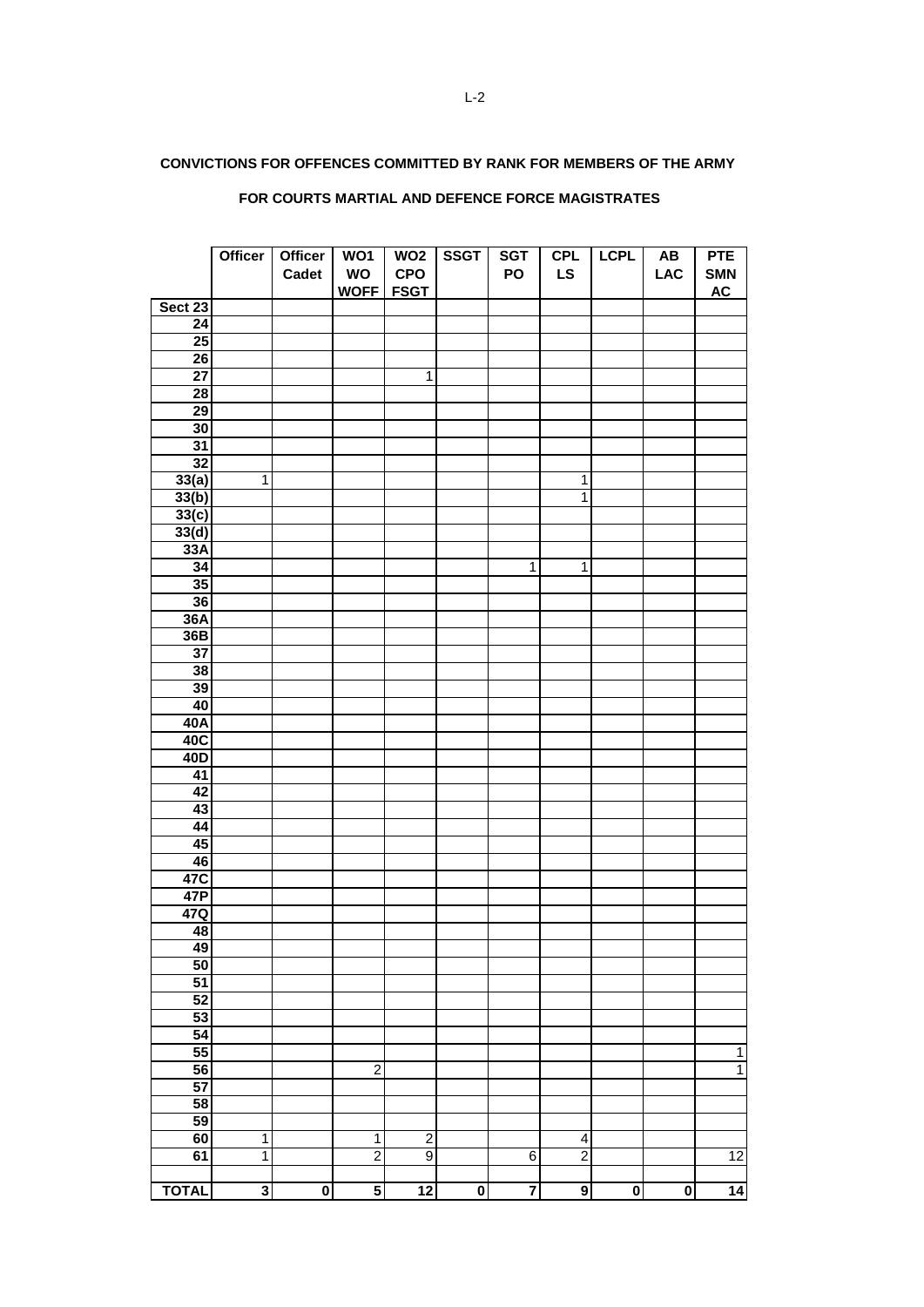**CONVICTIONS FOR OFFENCES COMMITTED BY RANK FOR MEMBERS OF THE ARMY**

**FOR COURTS MARTIAL AND DEFENCE FORCE MAGISTRATES**

| | Officer | Officer Cadet | WO1 WO WOFF | WO2 CPO FSGT | SSGT | SGT PO | CPL LS | LCPL | AB LAC | PTE SMN AC |
|---|---|---|---|---|---|---|---|---|---|---|
| Sect 23 | | | | | | | | | | |
| 24 | | | | | | | | | | |
| 25 | | | | | | | | | | |
| 26 | | | | | | | | | | |
| 27 | | | | 1 | | | | | | |
| 28 | | | | | | | | | | |
| 29 | | | | | | | | | | |
| 30 | | | | | | | | | | |
| 31 | | | | | | | | | | |
| 32 | | | | | | | | | | |
| 33(a) | 1 | | | | | | 1 | | | |
| 33(b) | | | | | | | 1 | | | |
| 33(c) | | | | | | | | | | |
| 33(d) | | | | | | | | | | |
| 33A | | | | | | | | | | |
| 34 | | | | | | 1 | 1 | | | |
| 35 | | | | | | | | | | |
| 36 | | | | | | | | | | |
| 36A | | | | | | | | | | |
| 36B | | | | | | | | | | |
| 37 | | | | | | | | | | |
| 38 | | | | | | | | | | |
| 39 | | | | | | | | | | |
| 40 | | | | | | | | | | |
| 40A | | | | | | | | | | |
| 40C | | | | | | | | | | |
| 40D | | | | | | | | | | |
| 41 | | | | | | | | | | |
| 42 | | | | | | | | | | |
| 43 | | | | | | | | | | |
| 44 | | | | | | | | | | |
| 45 | | | | | | | | | | |
| 46 | | | | | | | | | | |
| 47C | | | | | | | | | | |
| 47P | | | | | | | | | | |
| 47Q | | | | | | | | | | |
| 48 | | | | | | | | | | |
| 49 | | | | | | | | | | |
| 50 | | | | | | | | | | |
| 51 | | | | | | | | | | |
| 52 | | | | | | | | | | |
| 53 | | | | | | | | | | |
| 54 | | | | | | | | | | |
| 55 | | | | | | | | | | 1 |
| 56 | | | 2 | | | | | | | 1 |
| 57 | | | | | | | | | | |
| 58 | | | | | | | | | | |
| 59 | | | | | | | | | | |
| 60 | 1 | | 1 | 2 | | | 4 | | | |
| 61 | 1 | | 2 | 9 | | 6 | 2 | | | 12 |
| **TOTAL** | **3** | **0** | **5** | **12** | **0** | **7** | **9** | **0** | **0** | **14** |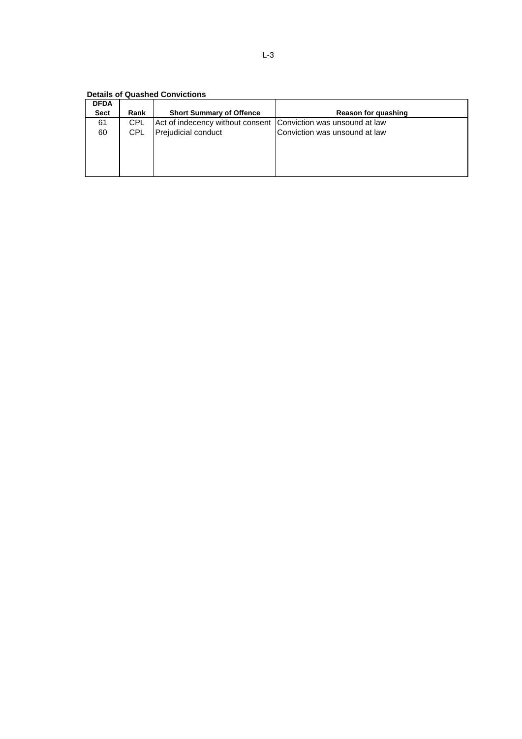**Details of Quashed Convictions**

| DFDA Sect | Rank | Short Summary of Offence | Reason for quashing |
|---|---|---|---|
| 61 | CPL | Act of indecency without consent | Conviction was unsound at law |
| 60 | CPL | Prejudicial conduct | Conviction was unsound at law |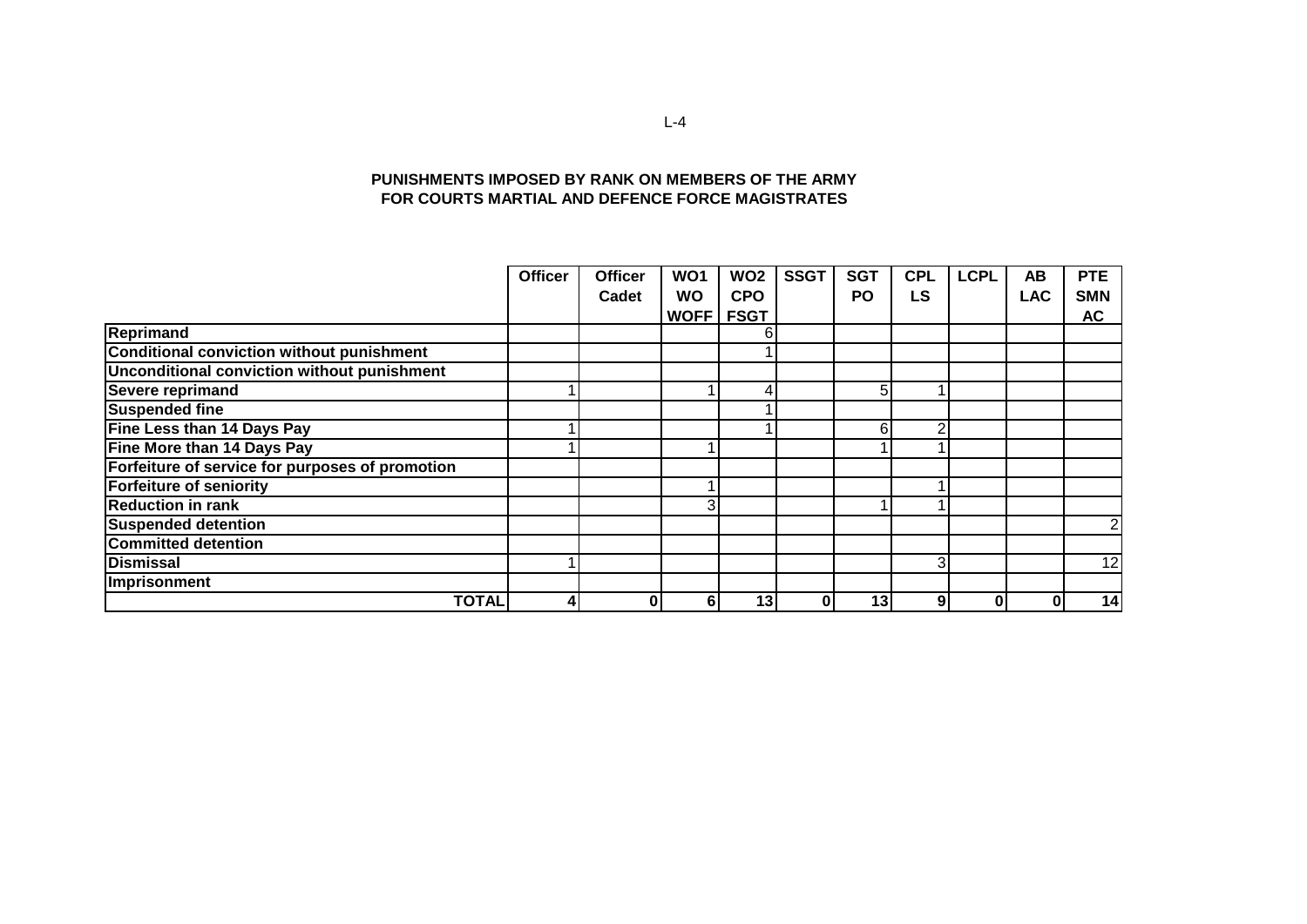L-4

**PUNISHMENTS IMPOSED BY RANK ON MEMBERS OF THE ARMY**
**FOR COURTS MARTIAL AND DEFENCE FORCE MAGISTRATES**

| | Officer | Officer Cadet | WO1 WO WOFF | WO2 CPO FSGT | SSGT | SGT PO | CPL LS | LCPL | AB LAC | PTE SMN AC |
|---|---|---|---|---|---|---|---|---|---|---|
| **Reprimand** | | | | 6 | | | | | | |
| **Conditional conviction without punishment** | | | | 1 | | | | | | |
| **Unconditional conviction without punishment** | | | | | | | | | | |
| **Severe reprimand** | 1 | | 1 | 4 | | 5 | 1 | | | |
| **Suspended fine** | | | | 1 | | | | | | |
| **Fine Less than 14 Days Pay** | 1 | | | 1 | | 6 | 2 | | | |
| **Fine More than 14 Days Pay** | 1 | | 1 | | | 1 | 1 | | | |
| **Forfeiture of service for purposes of promotion** | | | | | | | | | | |
| **Forfeiture of seniority** | | | 1 | | | | 1 | | | |
| **Reduction in rank** | | | 3 | | | 1 | 1 | | | |
| **Suspended detention** | | | | | | | | | | 2 |
| **Committed detention** | | | | | | | | | | |
| **Dismissal** | 1 | | | | | | 3 | | | 12 |
| **Imprisonment** | | | | | | | | | | |
| **TOTAL** | **4** | **0** | **6** | **13** | **0** | **13** | **9** | **0** | **0** | **14** |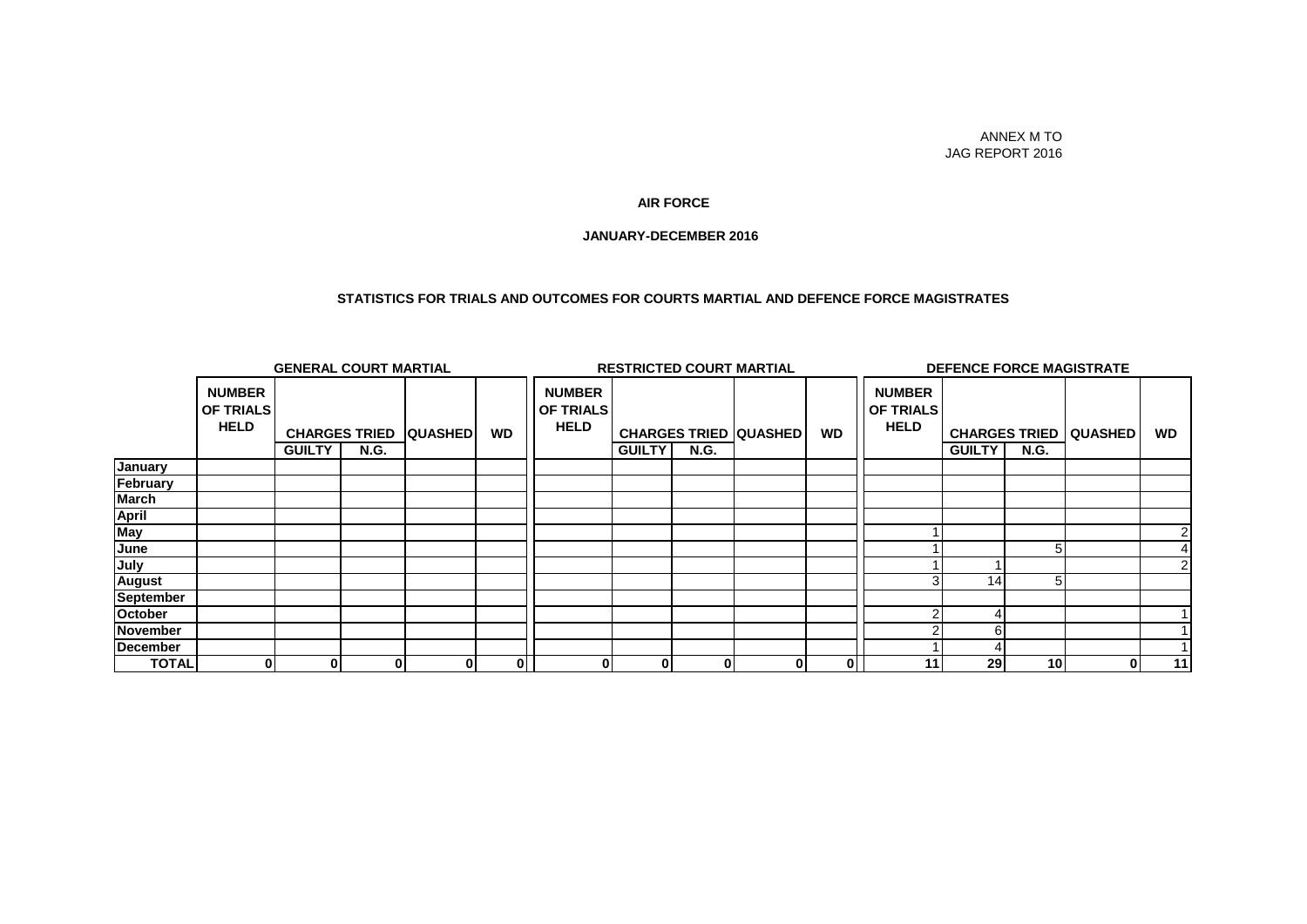ANNEX M TO
JAG REPORT 2016

**AIR FORCE**

**JANUARY-DECEMBER 2016**

**STATISTICS FOR TRIALS AND OUTCOMES FOR COURTS MARTIAL AND DEFENCE FORCE MAGISTRATES**

| | GENERAL COURT MARTIAL | | | | | RESTRICTED COURT MARTIAL | | | | | DEFENCE FORCE MAGISTRATE | | | | |
|---|---|---|---|---|---|---|---|---|---|---|---|---|---|---|---|
| | NUMBER OF TRIALS HELD | CHARGES TRIED | | QUASHED | WD | NUMBER OF TRIALS HELD | CHARGES TRIED | | QUASHED | WD | NUMBER OF TRIALS HELD | CHARGES TRIED | | QUASHED | WD |
| | | GUILTY | N.G. | | | | GUILTY | N.G. | | | | GUILTY | N.G. | | |
| **January** | | | | | | | | | | | | | | | |
| **February** | | | | | | | | | | | | | | | |
| **March** | | | | | | | | | | | | | | | |
| **April** | | | | | | | | | | | | | | | |
| **May** | | | | | | | | | | | 1 | | | | 2 |
| **June** | | | | | | | | | | | 1 | | 5 | | 4 |
| **July** | | | | | | | | | | | 1 | 1 | | | 2 |
| **August** | | | | | | | | | | | 3 | 14 | 5 | | |
| **September** | | | | | | | | | | | | | | | |
| **October** | | | | | | | | | | | 2 | 4 | | | 1 |
| **November** | | | | | | | | | | | 2 | 6 | | | 1 |
| **December** | | | | | | | | | | | 1 | 4 | | | 1 |
| **TOTAL** | 0 | 0 | 0 | 0 | 0 | 0 | 0 | 0 | 0 | 0 | 11 | 29 | 10 | 0 | 11 |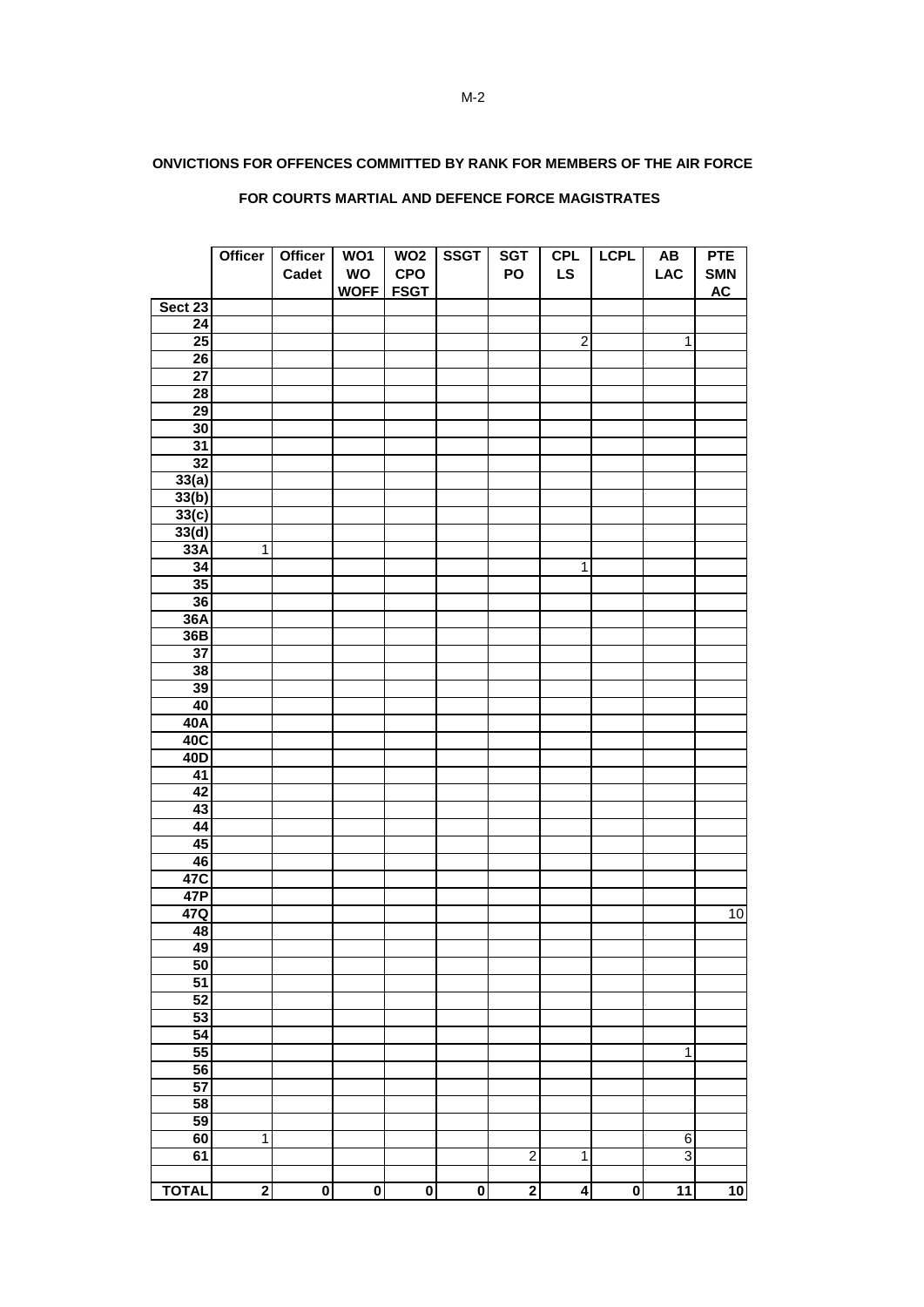**ONVICTIONS FOR OFFENCES COMMITTED BY RANK FOR MEMBERS OF THE AIR FORCE**

**FOR COURTS MARTIAL AND DEFENCE FORCE MAGISTRATES**

| | Officer | Officer Cadet | WO1 WO WOFF | WO2 CPO FSGT | SSGT | SGT PO | CPL LS | LCPL | AB LAC | PTE SMN AC |
|---|---|---|---|---|---|---|---|---|---|---|
| Sect 23 | | | | | | | | | | |
| 24 | | | | | | | | | | |
| 25 | | | | | | | 2 | | 1 | |
| 26 | | | | | | | | | | |
| 27 | | | | | | | | | | |
| 28 | | | | | | | | | | |
| 29 | | | | | | | | | | |
| 30 | | | | | | | | | | |
| 31 | | | | | | | | | | |
| 32 | | | | | | | | | | |
| 33(a) | | | | | | | | | | |
| 33(b) | | | | | | | | | | |
| 33(c) | | | | | | | | | | |
| 33(d) | | | | | | | | | | |
| 33A | 1 | | | | | | | | | |
| 34 | | | | | | | 1 | | | |
| 35 | | | | | | | | | | |
| 36 | | | | | | | | | | |
| 36A | | | | | | | | | | |
| 36B | | | | | | | | | | |
| 37 | | | | | | | | | | |
| 38 | | | | | | | | | | |
| 39 | | | | | | | | | | |
| 40 | | | | | | | | | | |
| 40A | | | | | | | | | | |
| 40C | | | | | | | | | | |
| 40D | | | | | | | | | | |
| 41 | | | | | | | | | | |
| 42 | | | | | | | | | | |
| 43 | | | | | | | | | | |
| 44 | | | | | | | | | | |
| 45 | | | | | | | | | | |
| 46 | | | | | | | | | | |
| 47C | | | | | | | | | | |
| 47P | | | | | | | | | | |
| 47Q | | | | | | | | | | 10 |
| 48 | | | | | | | | | | |
| 49 | | | | | | | | | | |
| 50 | | | | | | | | | | |
| 51 | | | | | | | | | | |
| 52 | | | | | | | | | | |
| 53 | | | | | | | | | | |
| 54 | | | | | | | | | | |
| 55 | | | | | | | | | 1 | |
| 56 | | | | | | | | | | |
| 57 | | | | | | | | | | |
| 58 | | | | | | | | | | |
| 59 | | | | | | | | | | |
| 60 | 1 | | | | | | | | 6 | |
| 61 | | | | | | 2 | 1 | | 3 | |
| **TOTAL** | **2** | **0** | **0** | **0** | **0** | **2** | **4** | **0** | **11** | **10** |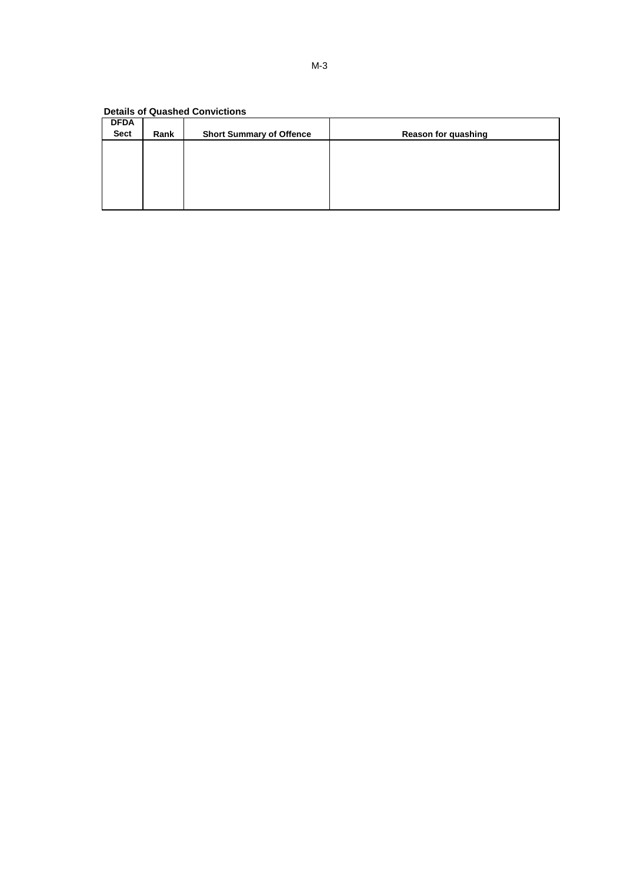M-3

**Details of Quashed Convictions**

| DFDA Sect | Rank | Short Summary of Offence | Reason for quashing |
|---|---|---|---|
| | | | |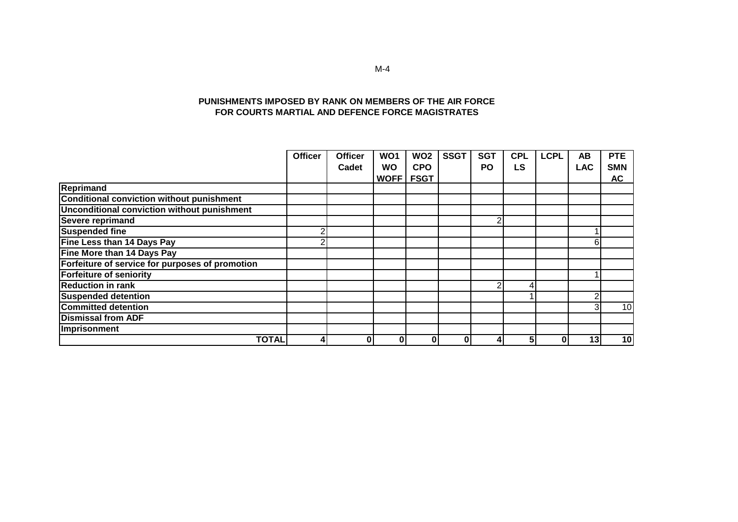**PUNISHMENTS IMPOSED BY RANK ON MEMBERS OF THE AIR FORCE FOR COURTS MARTIAL AND DEFENCE FORCE MAGISTRATES**

| | Officer | Officer Cadet | WO1 WO WOFF | WO2 CPO FSGT | SSGT | SGT PO | CPL LS | LCPL | AB LAC | PTE SMN AC |
|---|---|---|---|---|---|---|---|---|---|---|
| Reprimand | | | | | | | | | | |
| Conditional conviction without punishment | | | | | | | | | | |
| Unconditional conviction without punishment | | | | | | | | | | |
| Severe reprimand | | | | | | 2 | | | | |
| Suspended fine | 2 | | | | | | | | 1 | |
| Fine Less than 14 Days Pay | 2 | | | | | | | | 6 | |
| Fine More than 14 Days Pay | | | | | | | | | | |
| Forfeiture of service for purposes of promotion | | | | | | | | | | |
| Forfeiture of seniority | | | | | | | | | 1 | |
| Reduction in rank | | | | | | 2 | 4 | | | |
| Suspended detention | | | | | | | 1 | | 2 | |
| Committed detention | | | | | | | | | 3 | 10 |
| Dismissal from ADF | | | | | | | | | | |
| Imprisonment | | | | | | | | | | |
| **TOTAL** | **4** | **0** | **0** | **0** | **0** | **4** | **5** | **0** | **13** | **10** |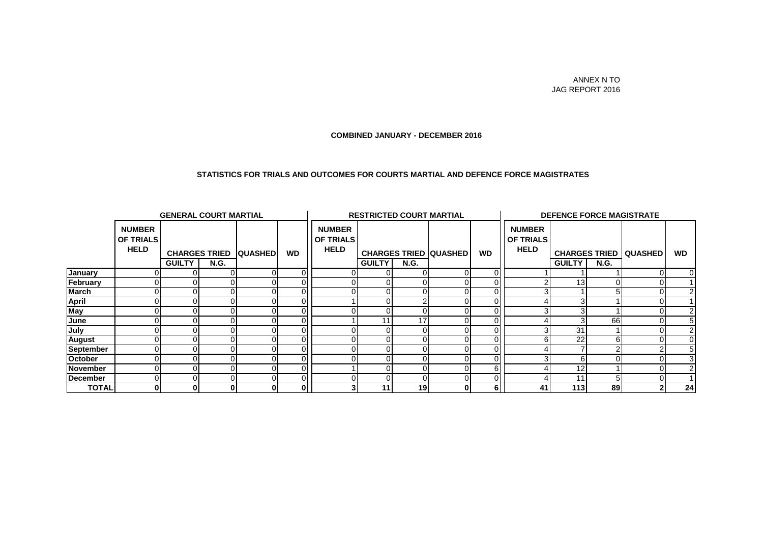ANNEX N TO
JAG REPORT 2016

**COMBINED JANUARY - DECEMBER 2016**

**STATISTICS FOR TRIALS AND OUTCOMES FOR COURTS MARTIAL AND DEFENCE FORCE MAGISTRATES**

| | GENERAL COURT MARTIAL | | | | | RESTRICTED COURT MARTIAL | | | | | DEFENCE FORCE MAGISTRATE | | | | |
|---|---|---|---|---|---|---|---|---|---|---|---|---|---|---|---|
| | NUMBER OF TRIALS HELD | CHARGES TRIED | | QUASHED | WD | NUMBER OF TRIALS HELD | CHARGES TRIED | | QUASHED | WD | NUMBER OF TRIALS HELD | CHARGES TRIED | | QUASHED | WD |
| | | GUILTY | N.G. | | | | GUILTY | N.G. | | | | GUILTY | N.G. | | |
| **January** | 0 | 0 | 0 | 0 | 0 | 0 | 0 | 0 | 0 | 0 | 1 | 1 | 1 | 0 | 0 |
| **February** | 0 | 0 | 0 | 0 | 0 | 0 | 0 | 0 | 0 | 0 | 2 | 13 | 0 | 0 | 1 |
| **March** | 0 | 0 | 0 | 0 | 0 | 0 | 0 | 0 | 0 | 0 | 3 | 1 | 5 | 0 | 2 |
| **April** | 0 | 0 | 0 | 0 | 0 | 1 | 0 | 2 | 0 | 0 | 4 | 3 | 1 | 0 | 1 |
| **May** | 0 | 0 | 0 | 0 | 0 | 0 | 0 | 0 | 0 | 0 | 3 | 3 | 1 | 0 | 2 |
| **June** | 0 | 0 | 0 | 0 | 0 | 1 | 11 | 17 | 0 | 0 | 4 | 3 | 66 | 0 | 5 |
| **July** | 0 | 0 | 0 | 0 | 0 | 0 | 0 | 0 | 0 | 0 | 3 | 31 | 1 | 0 | 2 |
| **August** | 0 | 0 | 0 | 0 | 0 | 0 | 0 | 0 | 0 | 0 | 6 | 22 | 6 | 0 | 0 |
| **September** | 0 | 0 | 0 | 0 | 0 | 0 | 0 | 0 | 0 | 0 | 4 | 7 | 2 | 2 | 5 |
| **October** | 0 | 0 | 0 | 0 | 0 | 0 | 0 | 0 | 0 | 0 | 3 | 6 | 0 | 0 | 3 |
| **November** | 0 | 0 | 0 | 0 | 0 | 1 | 0 | 0 | 0 | 6 | 4 | 12 | 1 | 0 | 2 |
| **December** | 0 | 0 | 0 | 0 | 0 | 0 | 0 | 0 | 0 | 0 | 4 | 11 | 5 | 0 | 1 |
| **TOTAL** | **0** | **0** | **0** | **0** | **0** | **3** | **11** | **19** | **0** | **6** | **41** | **113** | **89** | **2** | **24** |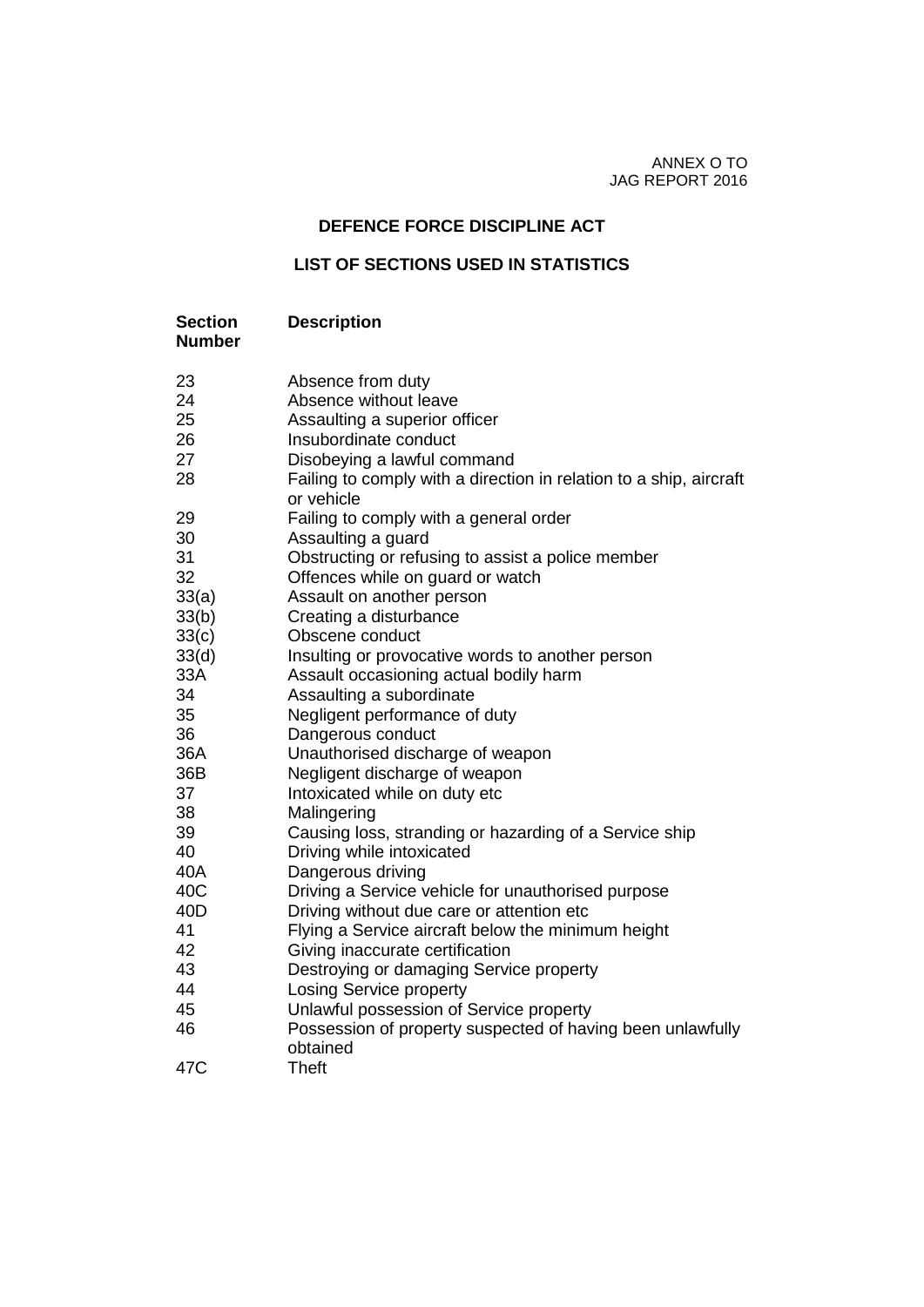ANNEX O TO
JAG REPORT 2016

## DEFENCE FORCE DISCIPLINE ACT

## LIST OF SECTIONS USED IN STATISTICS

| Section Number | Description |
|---|---|
| 23 | Absence from duty |
| 24 | Absence without leave |
| 25 | Assaulting a superior officer |
| 26 | Insubordinate conduct |
| 27 | Disobeying a lawful command |
| 28 | Failing to comply with a direction in relation to a ship, aircraft or vehicle |
| 29 | Failing to comply with a general order |
| 30 | Assaulting a guard |
| 31 | Obstructing or refusing to assist a police member |
| 32 | Offences while on guard or watch |
| 33(a) | Assault on another person |
| 33(b) | Creating a disturbance |
| 33(c) | Obscene conduct |
| 33(d) | Insulting or provocative words to another person |
| 33A | Assault occasioning actual bodily harm |
| 34 | Assaulting a subordinate |
| 35 | Negligent performance of duty |
| 36 | Dangerous conduct |
| 36A | Unauthorised discharge of weapon |
| 36B | Negligent discharge of weapon |
| 37 | Intoxicated while on duty etc |
| 38 | Malingering |
| 39 | Causing loss, stranding or hazarding of a Service ship |
| 40 | Driving while intoxicated |
| 40A | Dangerous driving |
| 40C | Driving a Service vehicle for unauthorised purpose |
| 40D | Driving without due care or attention etc |
| 41 | Flying a Service aircraft below the minimum height |
| 42 | Giving inaccurate certification |
| 43 | Destroying or damaging Service property |
| 44 | Losing Service property |
| 45 | Unlawful possession of Service property |
| 46 | Possession of property suspected of having been unlawfully obtained |
| 47C | Theft |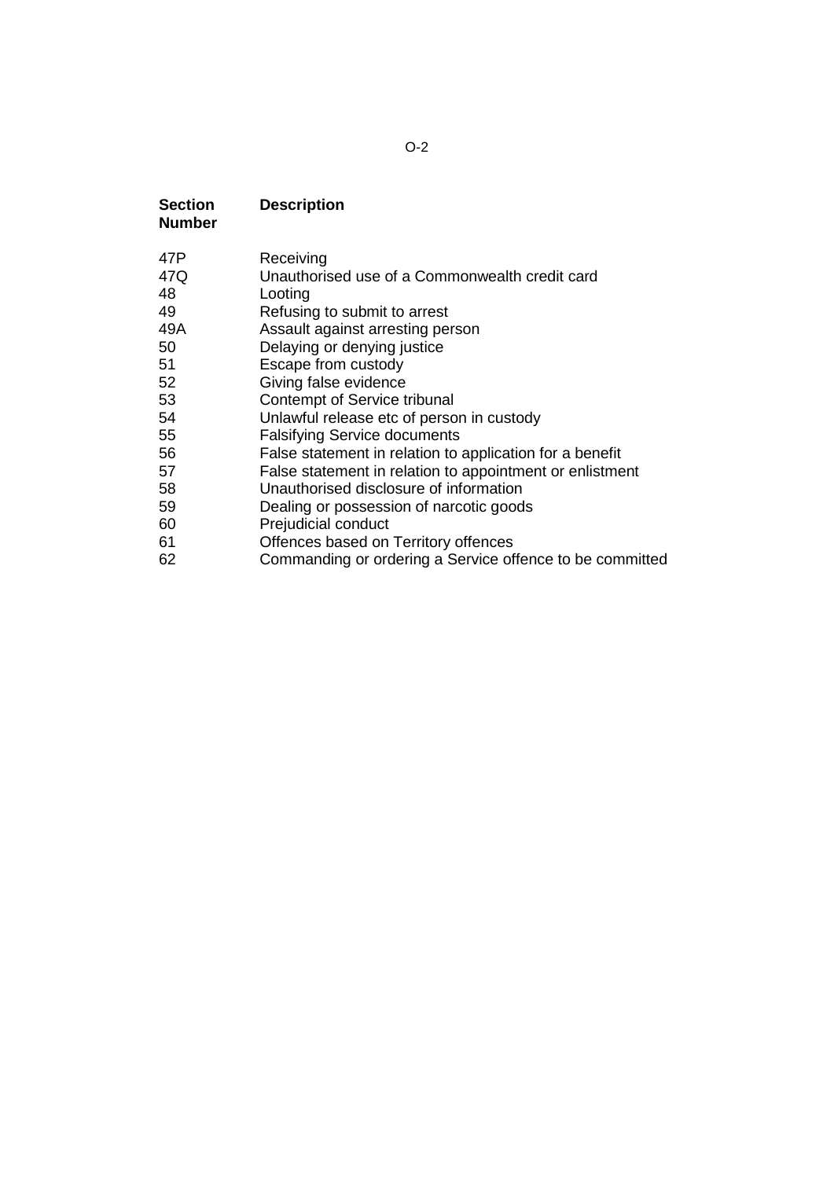| Section Number | Description |
|---|---|
| 47P | Receiving |
| 47Q | Unauthorised use of a Commonwealth credit card |
| 48 | Looting |
| 49 | Refusing to submit to arrest |
| 49A | Assault against arresting person |
| 50 | Delaying or denying justice |
| 51 | Escape from custody |
| 52 | Giving false evidence |
| 53 | Contempt of Service tribunal |
| 54 | Unlawful release etc of person in custody |
| 55 | Falsifying Service documents |
| 56 | False statement in relation to application for a benefit |
| 57 | False statement in relation to appointment or enlistment |
| 58 | Unauthorised disclosure of information |
| 59 | Dealing or possession of narcotic goods |
| 60 | Prejudicial conduct |
| 61 | Offences based on Territory offences |
| 62 | Commanding or ordering a Service offence to be committed |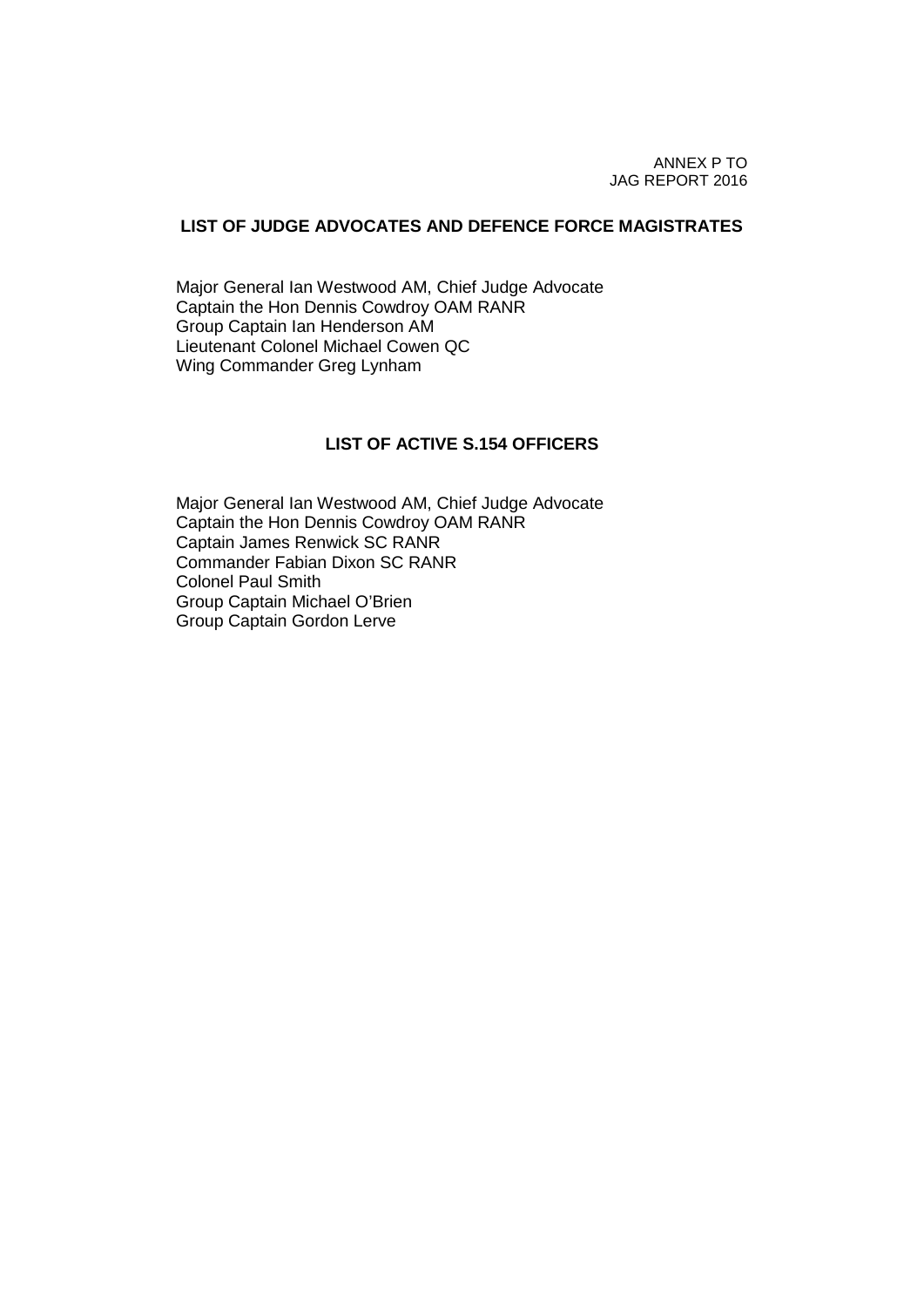ANNEX P TO
JAG REPORT 2016

## LIST OF JUDGE ADVOCATES AND DEFENCE FORCE MAGISTRATES

Major General Ian Westwood AM, Chief Judge Advocate
Captain the Hon Dennis Cowdroy OAM RANR
Group Captain Ian Henderson AM
Lieutenant Colonel Michael Cowen QC
Wing Commander Greg Lynham

## LIST OF ACTIVE S.154 OFFICERS

Major General Ian Westwood AM, Chief Judge Advocate
Captain the Hon Dennis Cowdroy OAM RANR
Captain James Renwick SC RANR
Commander Fabian Dixon SC RANR
Colonel Paul Smith
Group Captain Michael O'Brien
Group Captain Gordon Lerve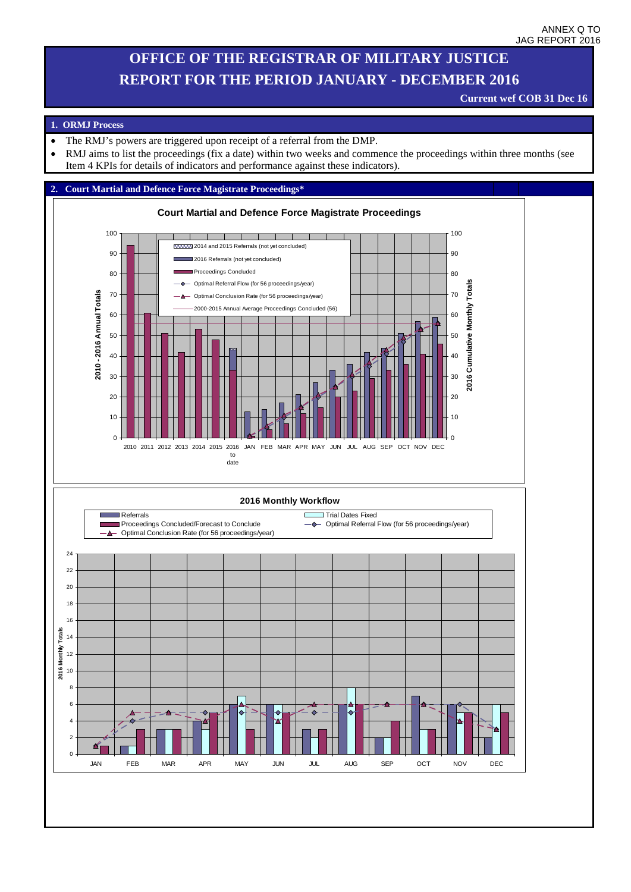ANNEX Q TO JAG REPORT 2016

# OFFICE OF THE REGISTRAR OF MILITARY JUSTICE REPORT FOR THE PERIOD JANUARY - DECEMBER 2016

**Current wef COB 31 Dec 16**

## 1. ORMJ Process

- The RMJ's powers are triggered upon receipt of a referral from the DMP.
- RMJ aims to list the proceedings (fix a date) within two weeks and commence the proceedings within three months (see Item 4 KPIs for details of indicators and performance against these indicators).

## 2. Court Martial and Defence Force Magistrate Proceedings*

**Court Martial and Defence Force Magistrate Proceedings**

Legend:
- 2014 and 2015 Referrals (not yet concluded)
- 2016 Referrals (not yet concluded)
- Proceedings Concluded
- Optimal Referral Flow (for 56 proceedings/year)
- Optimal Conclusion Rate (for 56 proceedings/year)
- 2000-2015 Annual Average Proceedings Concluded (56)

Left axis: 2010 - 2016 Annual Totals (0–100). Right axis: 2016 Cumulative Monthly Totals (0–100).

X-axis: 2010, 2011, 2012, 2013, 2014, 2015, 2016 to date, JAN, FEB, MAR, APR, MAY, JUN, JUL, AUG, SEP, OCT, NOV, DEC

**2016 Monthly Workflow**

Legend:
- Referrals
- Proceedings Concluded/Forecast to Conclude
- Optimal Conclusion Rate (for 56 proceedings/year)
- Trial Dates Fixed
- Optimal Referral Flow (for 56 proceedings/year)

Y-axis: 2016 Monthly Totals (0–24)

X-axis: JAN, FEB, MAR, APR, MAY, JUN, JUL, AUG, SEP, OCT, NOV, DEC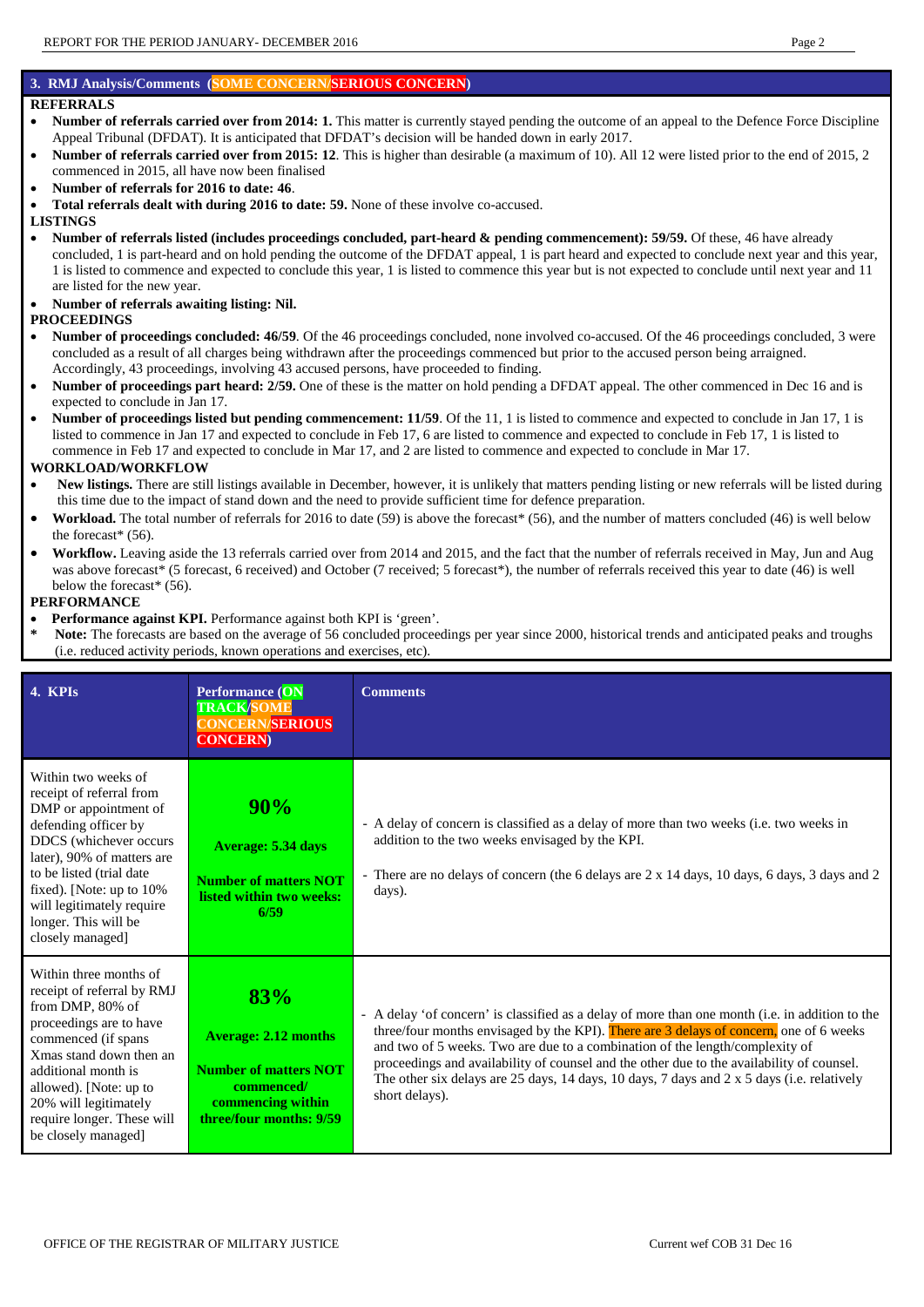## 3. RMJ Analysis/Comments (SOME CONCERN/SERIOUS CONCERN)

**REFERRALS**

- **Number of referrals carried over from 2014: 1.** This matter is currently stayed pending the outcome of an appeal to the Defence Force Discipline Appeal Tribunal (DFDAT). It is anticipated that DFDAT's decision will be handed down in early 2017.
- **Number of referrals carried over from 2015: 12**. This is higher than desirable (a maximum of 10). All 12 were listed prior to the end of 2015, 2 commenced in 2015, all have now been finalised
- **Number of referrals for 2016 to date: 46**.
- **Total referrals dealt with during 2016 to date: 59.** None of these involve co-accused.

**LISTINGS**

- **Number of referrals listed (includes proceedings concluded, part-heard & pending commencement): 59/59.** Of these, 46 have already concluded, 1 is part-heard and on hold pending the outcome of the DFDAT appeal, 1 is part heard and expected to conclude next year and this year, 1 is listed to commence and expected to conclude this year, 1 is listed to commence this year but is not expected to conclude until next year and 11 are listed for the new year.
- **Number of referrals awaiting listing: Nil.**

**PROCEEDINGS**

- **Number of proceedings concluded: 46/59**. Of the 46 proceedings concluded, none involved co-accused. Of the 46 proceedings concluded, 3 were concluded as a result of all charges being withdrawn after the proceedings commenced but prior to the accused person being arraigned. Accordingly, 43 proceedings, involving 43 accused persons, have proceeded to finding.
- **Number of proceedings part heard: 2/59.** One of these is the matter on hold pending a DFDAT appeal. The other commenced in Dec 16 and is expected to conclude in Jan 17.
- **Number of proceedings listed but pending commencement: 11/59**. Of the 11, 1 is listed to commence and expected to conclude in Jan 17, 1 is listed to commence in Jan 17 and expected to conclude in Feb 17, 6 are listed to commence and expected to conclude in Feb 17, 1 is listed to commence in Feb 17 and expected to conclude in Mar 17, and 2 are listed to commence and expected to conclude in Mar 17.

**WORKLOAD/WORKFLOW**

- **New listings.** There are still listings available in December, however, it is unlikely that matters pending listing or new referrals will be listed during this time due to the impact of stand down and the need to provide sufficient time for defence preparation.
- **Workload.** The total number of referrals for 2016 to date (59) is above the forecast* (56), and the number of matters concluded (46) is well below the forecast* (56).
- **Workflow.** Leaving aside the 13 referrals carried over from 2014 and 2015, and the fact that the number of referrals received in May, Jun and Aug was above forecast* (5 forecast, 6 received) and October (7 received; 5 forecast*), the number of referrals received this year to date (46) is well below the forecast* (56).

**PERFORMANCE**

- **Performance against KPI.** Performance against both KPI is 'green'.

\* **Note:** The forecasts are based on the average of 56 concluded proceedings per year since 2000, historical trends and anticipated peaks and troughs (i.e. reduced activity periods, known operations and exercises, etc).

| 4. KPIs | Performance (ON TRACK/SOME CONCERN/SERIOUS CONCERN) | Comments |
|---|---|---|
| Within two weeks of receipt of referral from DMP or appointment of defending officer by DDCS (whichever occurs later), 90% of matters are to be listed (trial date fixed). [Note: up to 10% will legitimately require longer. This will be closely managed] | **90%** **Average: 5.34 days** **Number of matters NOT listed within two weeks: 6/59** | - A delay of concern is classified as a delay of more than two weeks (i.e. two weeks in addition to the two weeks envisaged by the KPI. - There are no delays of concern (the 6 delays are 2 x 14 days, 10 days, 6 days, 3 days and 2 days). |
| Within three months of receipt of referral by RMJ from DMP, 80% of proceedings are to have commenced (if spans Xmas stand down then an additional month is allowed). [Note: up to 20% will legitimately require longer. These will be closely managed] | **83%** **Average: 2.12 months** **Number of matters NOT commenced/ commencing within three/four months: 9/59** | - A delay 'of concern' is classified as a delay of more than one month (i.e. in addition to the three/four months envisaged by the KPI). There are 3 delays of concern, one of 6 weeks and two of 5 weeks. Two are due to a combination of the length/complexity of proceedings and availability of counsel and the other due to the availability of counsel. The other six delays are 25 days, 14 days, 10 days, 7 days and 2 x 5 days (i.e. relatively short delays). |